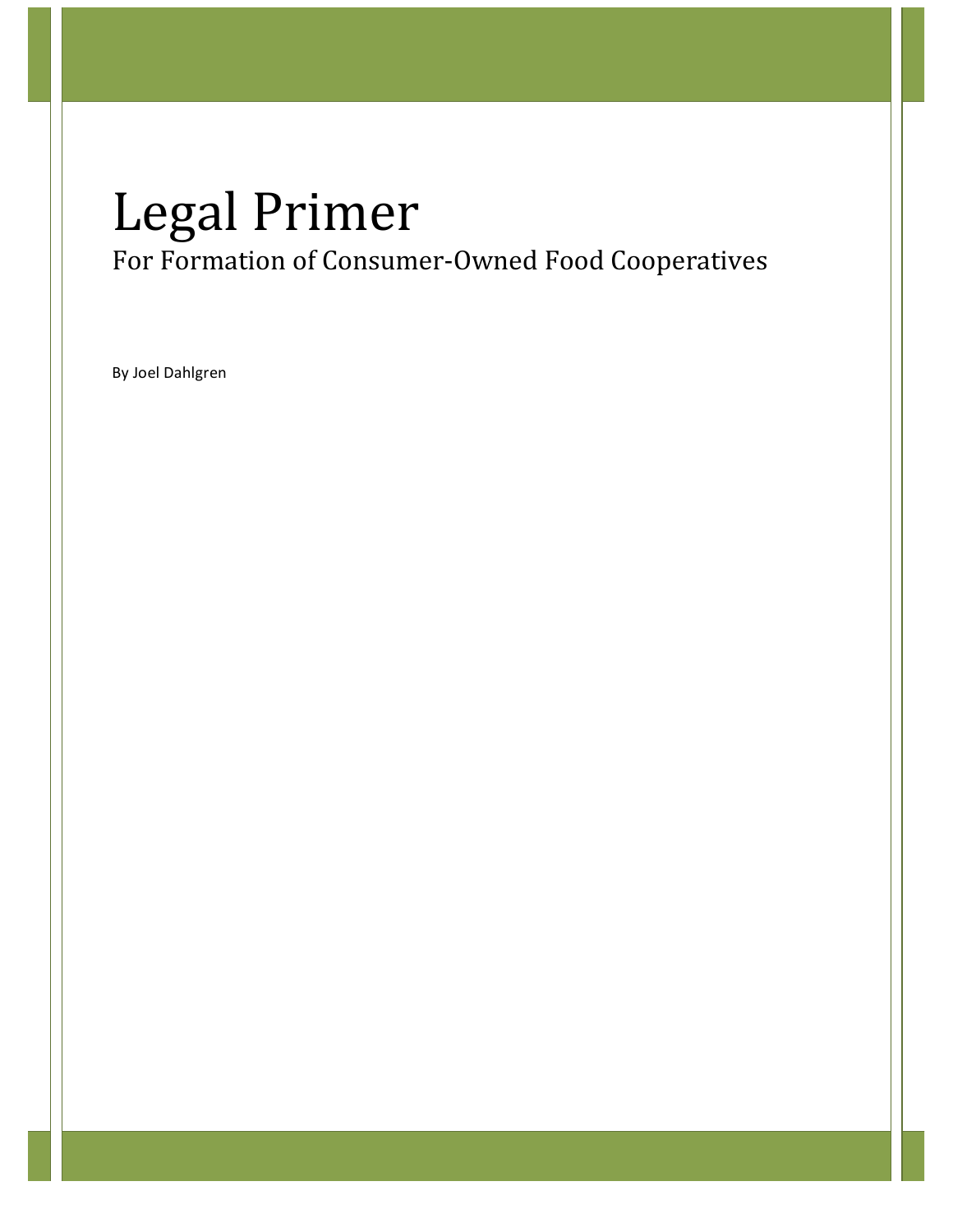# Legal Primer

## For Formation of Consumer-Owned Food Cooperatives

By Joel Dahlgren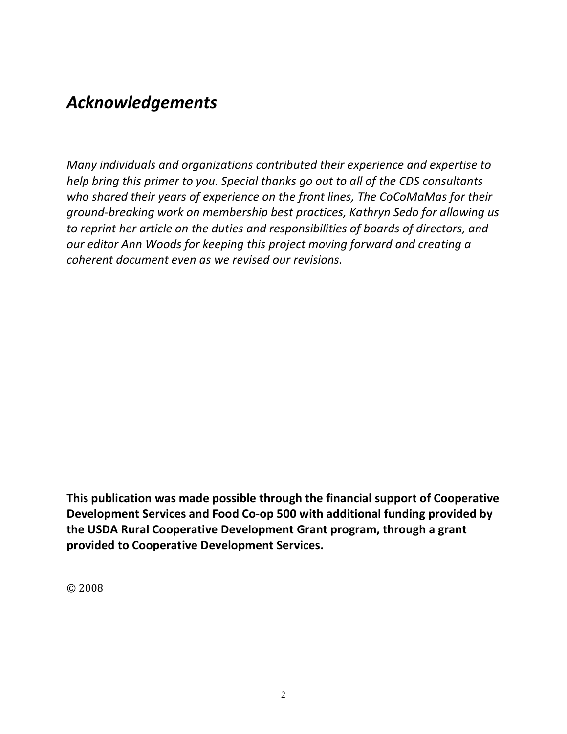# *Acknowledgements*

*Many individuals and organizations contributed their experience and expertise to help bring this primer to you. Special thanks go out to all of the CDS consultants who shared their years of experience on the front lines, The CoCoMaMas for their ground-breaking work on membership best practices, Kathryn Sedo for allowing us to reprint her article on the duties and responsibilities of boards of directors, and our editor Ann Woods for keeping this project moving forward and creating a coherent document even as we revised our revisions.*

**This publication was made possible through the financial support of Cooperative Development Services and Food Co-op 500 with additional funding provided by the USDA Rural Cooperative Development Grant program, through a grant provided to Cooperative Development Services.**

© 2008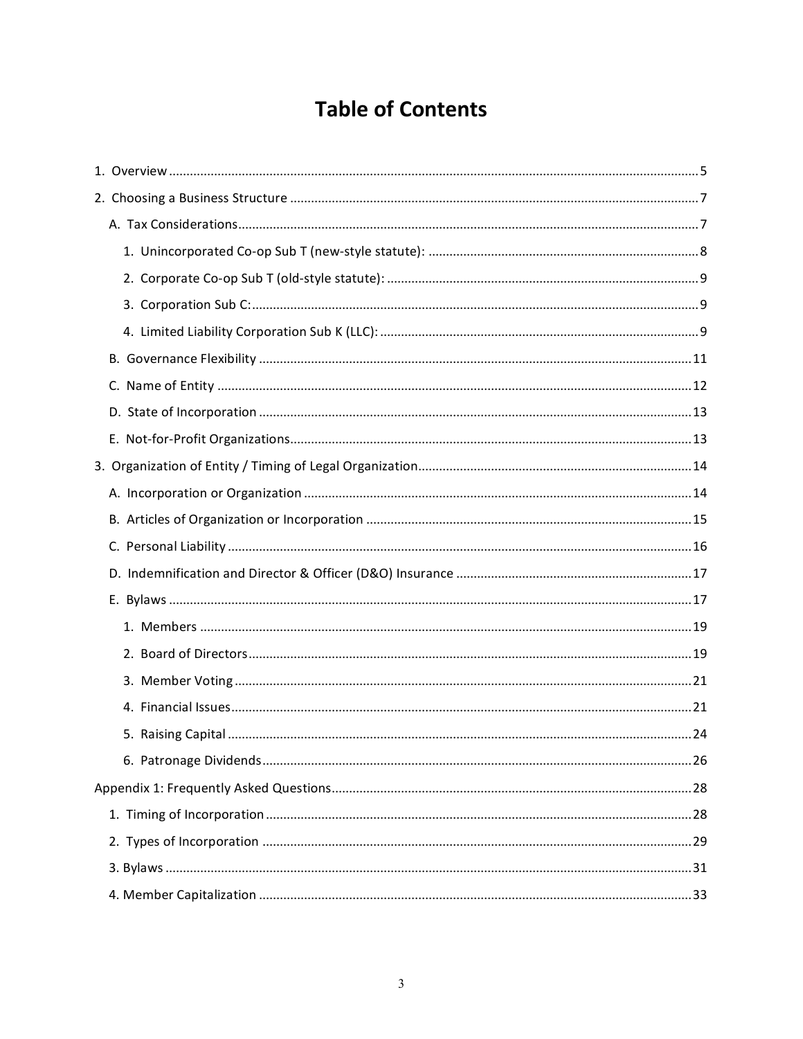# Table of Contents

1. Overview ..... 5
2. Choosing a Business Structure ..... 7
   - A. Tax Considerations ..... 7
     1. Unincorporated Co-op Sub T (new-style statute): ..... 8
     2. Corporate Co-op Sub T (old-style statute): ..... 9
     3. Corporation Sub C: ..... 9
     4. Limited Liability Corporation Sub K (LLC): ..... 9
   - B. Governance Flexibility ..... 11
   - C. Name of Entity ..... 12
   - D. State of Incorporation ..... 13
   - E. Not-for-Profit Organizations ..... 13
3. Organization of Entity / Timing of Legal Organization ..... 14
   - A. Incorporation or Organization ..... 14
   - B. Articles of Organization or Incorporation ..... 15
   - C. Personal Liability ..... 16
   - D. Indemnification and Director & Officer (D&O) Insurance ..... 17
   - E. Bylaws ..... 17
     1. Members ..... 19
     2. Board of Directors ..... 19
     3. Member Voting ..... 21
     4. Financial Issues ..... 21
     5. Raising Capital ..... 24
     6. Patronage Dividends ..... 26

Appendix 1: Frequently Asked Questions ..... 28

1. Timing of Incorporation ..... 28
2. Types of Incorporation ..... 29
3. Bylaws ..... 31
4. Member Capitalization ..... 33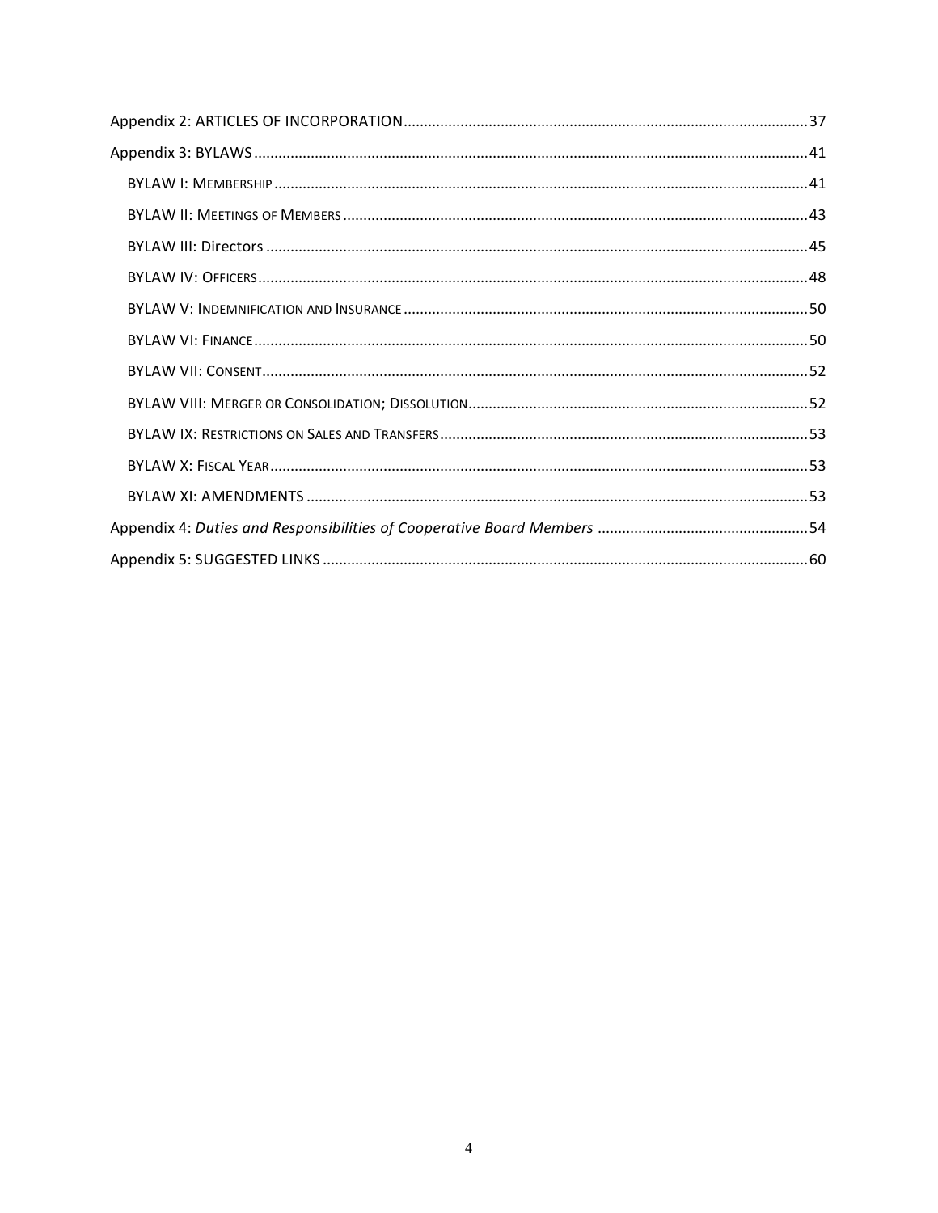Appendix 2: ARTICLES OF INCORPORATION .......... 37

Appendix 3: BYLAWS .......... 41

- BYLAW I: MEMBERSHIP .......... 41
- BYLAW II: MEETINGS OF MEMBERS .......... 43
- BYLAW III: Directors .......... 45
- BYLAW IV: OFFICERS .......... 48
- BYLAW V: INDEMNIFICATION AND INSURANCE .......... 50
- BYLAW VI: FINANCE .......... 50
- BYLAW VII: CONSENT .......... 52
- BYLAW VIII: MERGER OR CONSOLIDATION; DISSOLUTION .......... 52
- BYLAW IX: RESTRICTIONS ON SALES AND TRANSFERS .......... 53
- BYLAW X: FISCAL YEAR .......... 53
- BYLAW XI: AMENDMENTS .......... 53

Appendix 4: *Duties and Responsibilities of Cooperative Board Members* .......... 54

Appendix 5: SUGGESTED LINKS .......... 60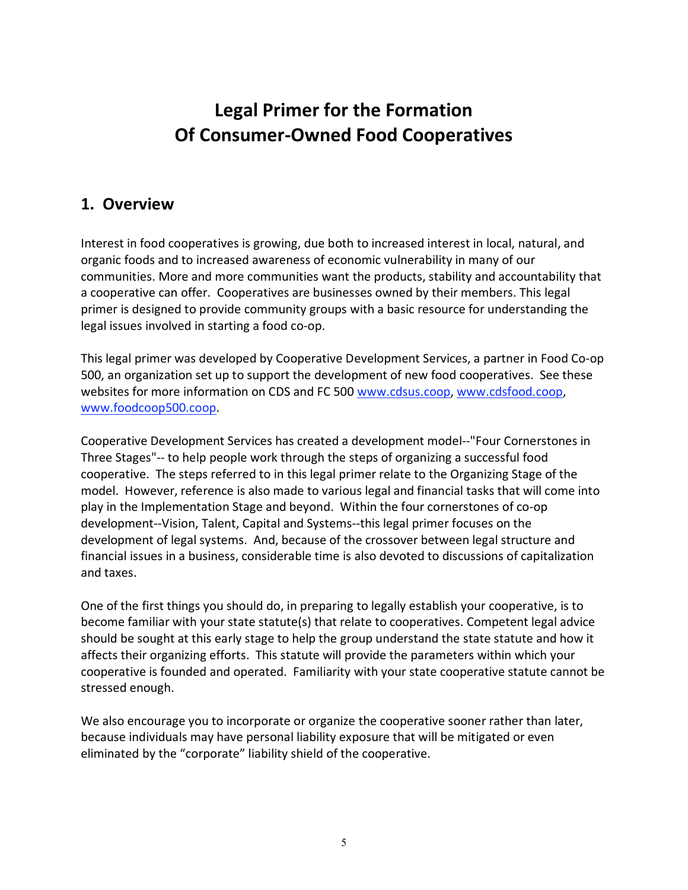# Legal Primer for the Formation Of Consumer-Owned Food Cooperatives

## 1. Overview

Interest in food cooperatives is growing, due both to increased interest in local, natural, and organic foods and to increased awareness of economic vulnerability in many of our communities. More and more communities want the products, stability and accountability that a cooperative can offer. Cooperatives are businesses owned by their members. This legal primer is designed to provide community groups with a basic resource for understanding the legal issues involved in starting a food co-op.

This legal primer was developed by Cooperative Development Services, a partner in Food Co-op 500, an organization set up to support the development of new food cooperatives. See these websites for more information on CDS and FC 500 [www.cdsus.coop](www.cdsus.coop), [www.cdsfood.coop](www.cdsfood.coop), [www.foodcoop500.coop](www.foodcoop500.coop).

Cooperative Development Services has created a development model--"Four Cornerstones in Three Stages"-- to help people work through the steps of organizing a successful food cooperative. The steps referred to in this legal primer relate to the Organizing Stage of the model. However, reference is also made to various legal and financial tasks that will come into play in the Implementation Stage and beyond. Within the four cornerstones of co-op development--Vision, Talent, Capital and Systems--this legal primer focuses on the development of legal systems. And, because of the crossover between legal structure and financial issues in a business, considerable time is also devoted to discussions of capitalization and taxes.

One of the first things you should do, in preparing to legally establish your cooperative, is to become familiar with your state statute(s) that relate to cooperatives. Competent legal advice should be sought at this early stage to help the group understand the state statute and how it affects their organizing efforts. This statute will provide the parameters within which your cooperative is founded and operated. Familiarity with your state cooperative statute cannot be stressed enough.

We also encourage you to incorporate or organize the cooperative sooner rather than later, because individuals may have personal liability exposure that will be mitigated or even eliminated by the "corporate" liability shield of the cooperative.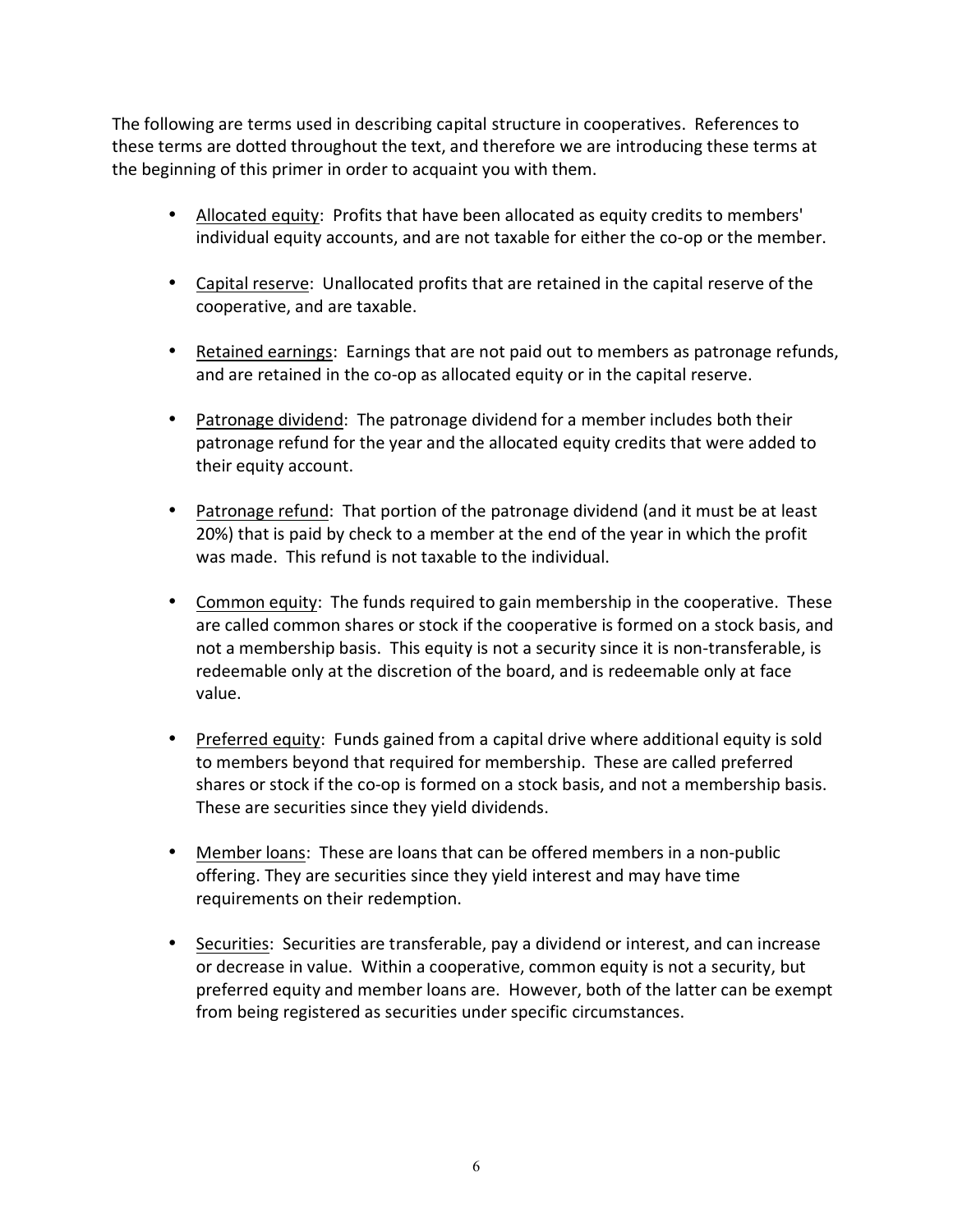The following are terms used in describing capital structure in cooperatives. References to these terms are dotted throughout the text, and therefore we are introducing these terms at the beginning of this primer in order to acquaint you with them.

- <u>Allocated equity</u>: Profits that have been allocated as equity credits to members' individual equity accounts, and are not taxable for either the co-op or the member.
- <u>Capital reserve</u>: Unallocated profits that are retained in the capital reserve of the cooperative, and are taxable.
- <u>Retained earnings</u>: Earnings that are not paid out to members as patronage refunds, and are retained in the co-op as allocated equity or in the capital reserve.
- <u>Patronage dividend</u>: The patronage dividend for a member includes both their patronage refund for the year and the allocated equity credits that were added to their equity account.
- <u>Patronage refund</u>: That portion of the patronage dividend (and it must be at least 20%) that is paid by check to a member at the end of the year in which the profit was made. This refund is not taxable to the individual.
- <u>Common equity</u>: The funds required to gain membership in the cooperative. These are called common shares or stock if the cooperative is formed on a stock basis, and not a membership basis. This equity is not a security since it is non-transferable, is redeemable only at the discretion of the board, and is redeemable only at face value.
- <u>Preferred equity</u>: Funds gained from a capital drive where additional equity is sold to members beyond that required for membership. These are called preferred shares or stock if the co-op is formed on a stock basis, and not a membership basis. These are securities since they yield dividends.
- <u>Member loans</u>: These are loans that can be offered members in a non-public offering. They are securities since they yield interest and may have time requirements on their redemption.
- <u>Securities</u>: Securities are transferable, pay a dividend or interest, and can increase or decrease in value. Within a cooperative, common equity is not a security, but preferred equity and member loans are. However, both of the latter can be exempt from being registered as securities under specific circumstances.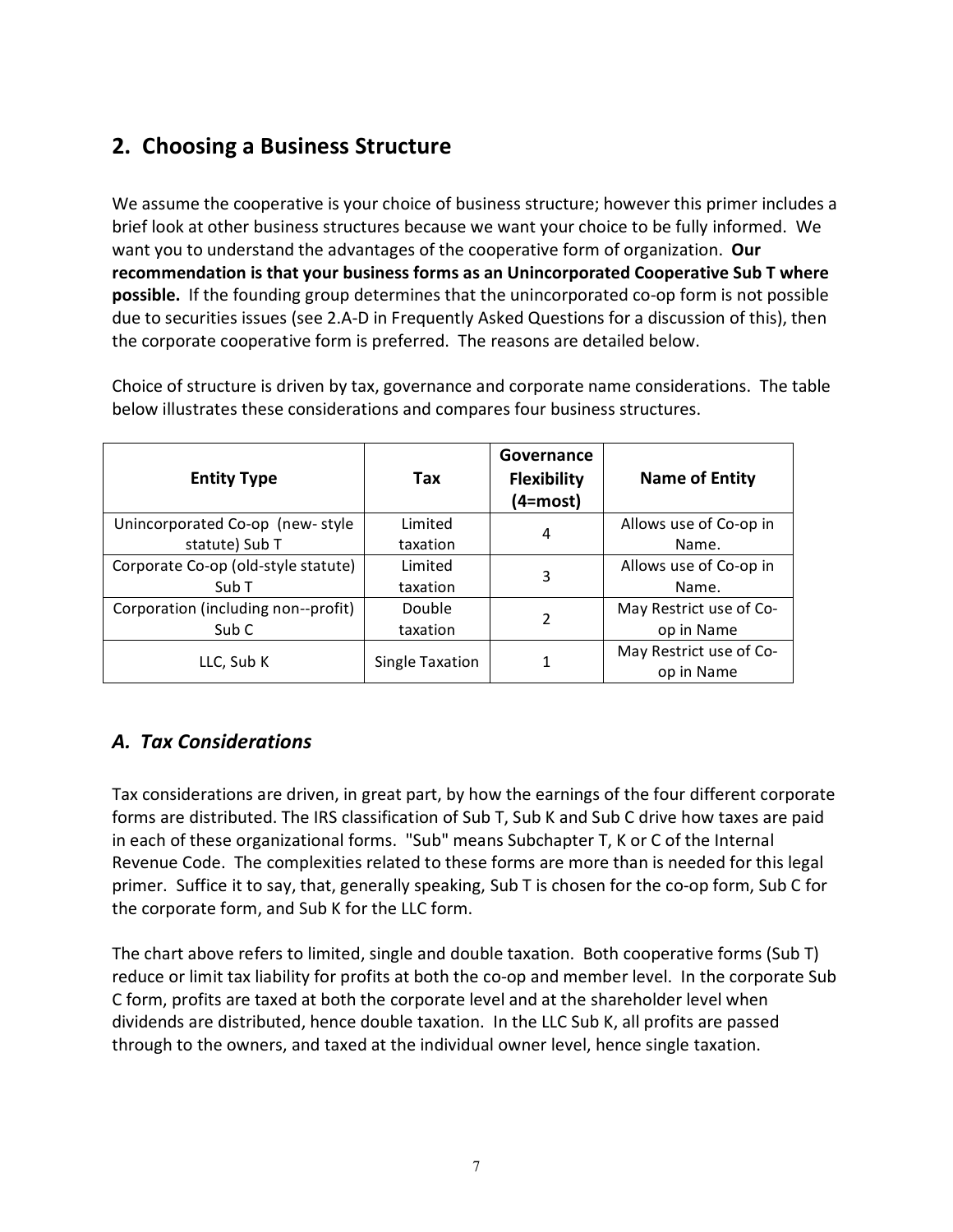## 2. Choosing a Business Structure

We assume the cooperative is your choice of business structure; however this primer includes a brief look at other business structures because we want your choice to be fully informed. We want you to understand the advantages of the cooperative form of organization. **Our recommendation is that your business forms as an Unincorporated Cooperative Sub T where possible.** If the founding group determines that the unincorporated co-op form is not possible due to securities issues (see 2.A-D in Frequently Asked Questions for a discussion of this), then the corporate cooperative form is preferred. The reasons are detailed below.

Choice of structure is driven by tax, governance and corporate name considerations. The table below illustrates these considerations and compares four business structures.

| Entity Type | Tax | Governance Flexibility (4=most) | Name of Entity |
|---|---|---|---|
| Unincorporated Co-op (new- style statute) Sub T | Limited taxation | 4 | Allows use of Co-op in Name. |
| Corporate Co-op (old-style statute) Sub T | Limited taxation | 3 | Allows use of Co-op in Name. |
| Corporation (including non--profit) Sub C | Double taxation | 2 | May Restrict use of Co-op in Name |
| LLC, Sub K | Single Taxation | 1 | May Restrict use of Co-op in Name |

### *A. Tax Considerations*

Tax considerations are driven, in great part, by how the earnings of the four different corporate forms are distributed. The IRS classification of Sub T, Sub K and Sub C drive how taxes are paid in each of these organizational forms. "Sub" means Subchapter T, K or C of the Internal Revenue Code. The complexities related to these forms are more than is needed for this legal primer. Suffice it to say, that, generally speaking, Sub T is chosen for the co-op form, Sub C for the corporate form, and Sub K for the LLC form.

The chart above refers to limited, single and double taxation. Both cooperative forms (Sub T) reduce or limit tax liability for profits at both the co-op and member level. In the corporate Sub C form, profits are taxed at both the corporate level and at the shareholder level when dividends are distributed, hence double taxation. In the LLC Sub K, all profits are passed through to the owners, and taxed at the individual owner level, hence single taxation.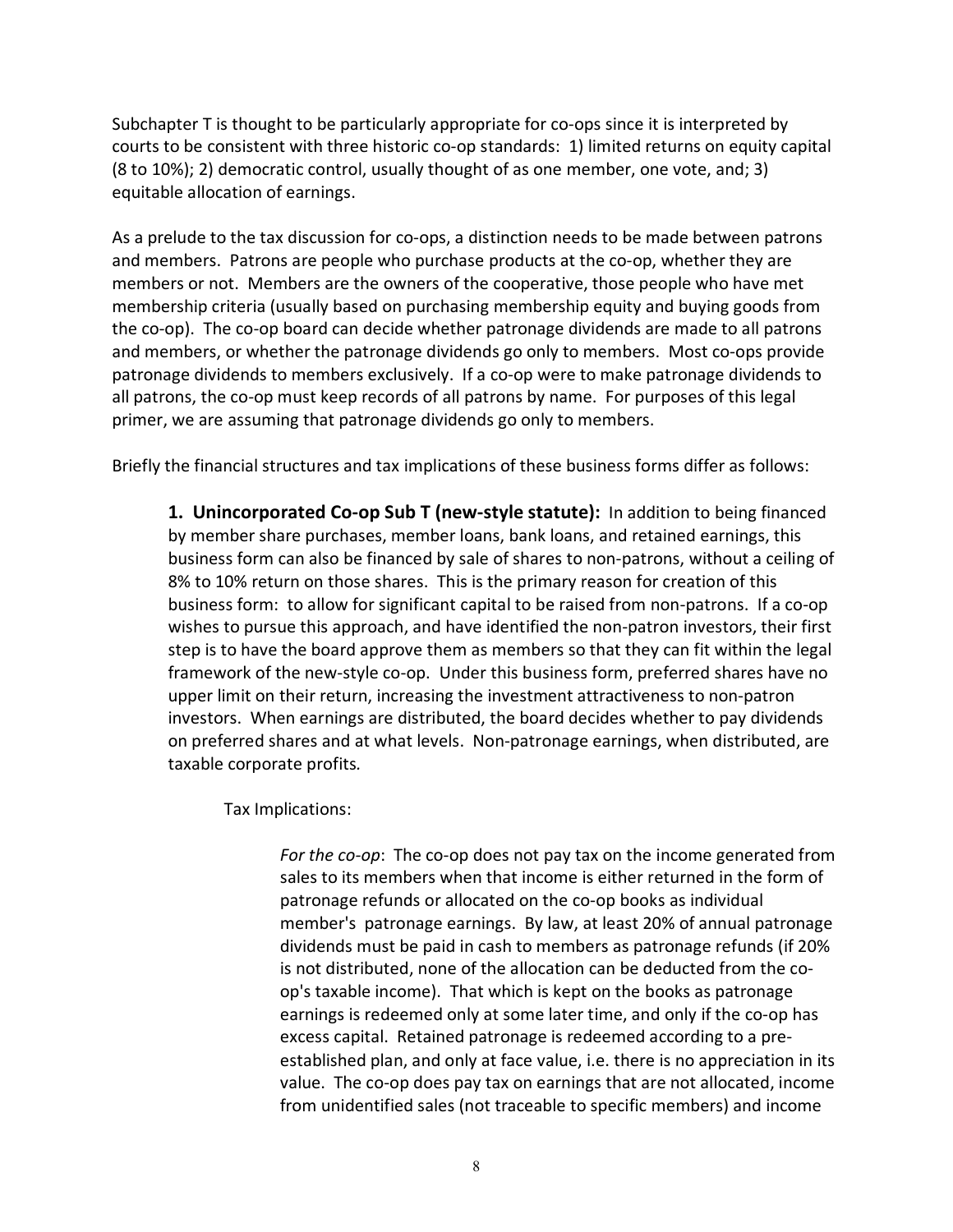Subchapter T is thought to be particularly appropriate for co-ops since it is interpreted by courts to be consistent with three historic co-op standards: 1) limited returns on equity capital (8 to 10%); 2) democratic control, usually thought of as one member, one vote, and; 3) equitable allocation of earnings.

As a prelude to the tax discussion for co-ops, a distinction needs to be made between patrons and members. Patrons are people who purchase products at the co-op, whether they are members or not. Members are the owners of the cooperative, those people who have met membership criteria (usually based on purchasing membership equity and buying goods from the co-op). The co-op board can decide whether patronage dividends are made to all patrons and members, or whether the patronage dividends go only to members. Most co-ops provide patronage dividends to members exclusively. If a co-op were to make patronage dividends to all patrons, the co-op must keep records of all patrons by name. For purposes of this legal primer, we are assuming that patronage dividends go only to members.

Briefly the financial structures and tax implications of these business forms differ as follows:

> **1. Unincorporated Co-op Sub T (new-style statute):** In addition to being financed by member share purchases, member loans, bank loans, and retained earnings, this business form can also be financed by sale of shares to non-patrons, without a ceiling of 8% to 10% return on those shares. This is the primary reason for creation of this business form: to allow for significant capital to be raised from non-patrons. If a co-op wishes to pursue this approach, and have identified the non-patron investors, their first step is to have the board approve them as members so that they can fit within the legal framework of the new-style co-op. Under this business form, preferred shares have no upper limit on their return, increasing the investment attractiveness to non-patron investors. When earnings are distributed, the board decides whether to pay dividends on preferred shares and at what levels. Non-patronage earnings, when distributed, are taxable corporate profits.
>
> Tax Implications:
>
> > *For the co-op*: The co-op does not pay tax on the income generated from sales to its members when that income is either returned in the form of patronage refunds or allocated on the co-op books as individual member's patronage earnings. By law, at least 20% of annual patronage dividends must be paid in cash to members as patronage refunds (if 20% is not distributed, none of the allocation can be deducted from the co-op's taxable income). That which is kept on the books as patronage earnings is redeemed only at some later time, and only if the co-op has excess capital. Retained patronage is redeemed according to a pre-established plan, and only at face value, i.e. there is no appreciation in its value. The co-op does pay tax on earnings that are not allocated, income from unidentified sales (not traceable to specific members) and income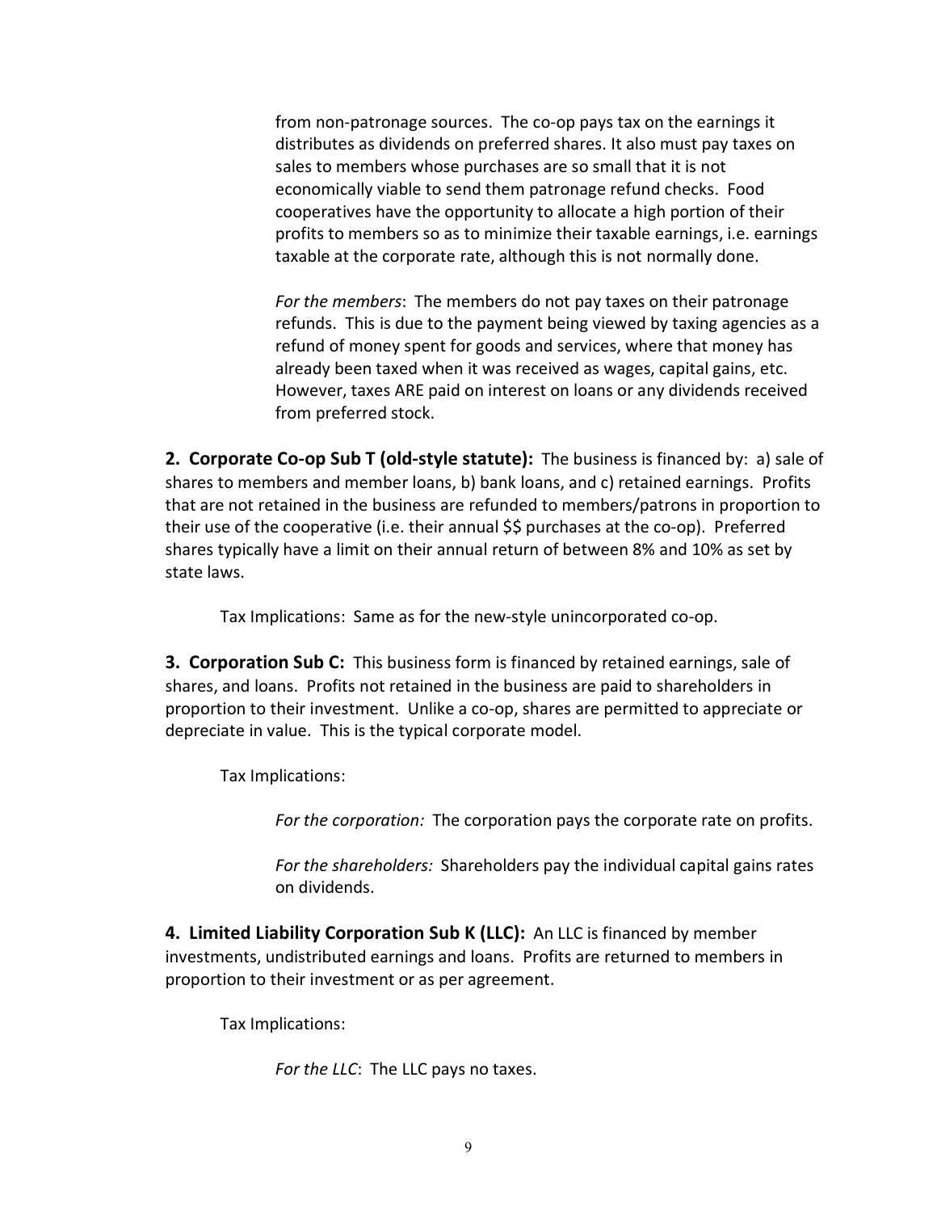from non-patronage sources. The co-op pays tax on the earnings it distributes as dividends on preferred shares. It also must pay taxes on sales to members whose purchases are so small that it is not economically viable to send them patronage refund checks. Food cooperatives have the opportunity to allocate a high portion of their profits to members so as to minimize their taxable earnings, i.e. earnings taxable at the corporate rate, although this is not normally done.

*For the members*: The members do not pay taxes on their patronage refunds. This is due to the payment being viewed by taxing agencies as a refund of money spent for goods and services, where that money has already been taxed when it was received as wages, capital gains, etc. However, taxes ARE paid on interest on loans or any dividends received from preferred stock.

**2. Corporate Co-op Sub T (old-style statute):** The business is financed by: a) sale of shares to members and member loans, b) bank loans, and c) retained earnings. Profits that are not retained in the business are refunded to members/patrons in proportion to their use of the cooperative (i.e. their annual $$ purchases at the co-op). Preferred shares typically have a limit on their annual return of between 8% and 10% as set by state laws.

Tax Implications: Same as for the new-style unincorporated co-op.

**3. Corporation Sub C:** This business form is financed by retained earnings, sale of shares, and loans. Profits not retained in the business are paid to shareholders in proportion to their investment. Unlike a co-op, shares are permitted to appreciate or depreciate in value. This is the typical corporate model.

Tax Implications:

*For the corporation:* The corporation pays the corporate rate on profits.

*For the shareholders:* Shareholders pay the individual capital gains rates on dividends.

**4. Limited Liability Corporation Sub K (LLC):** An LLC is financed by member investments, undistributed earnings and loans. Profits are returned to members in proportion to their investment or as per agreement.

Tax Implications:

*For the LLC*: The LLC pays no taxes.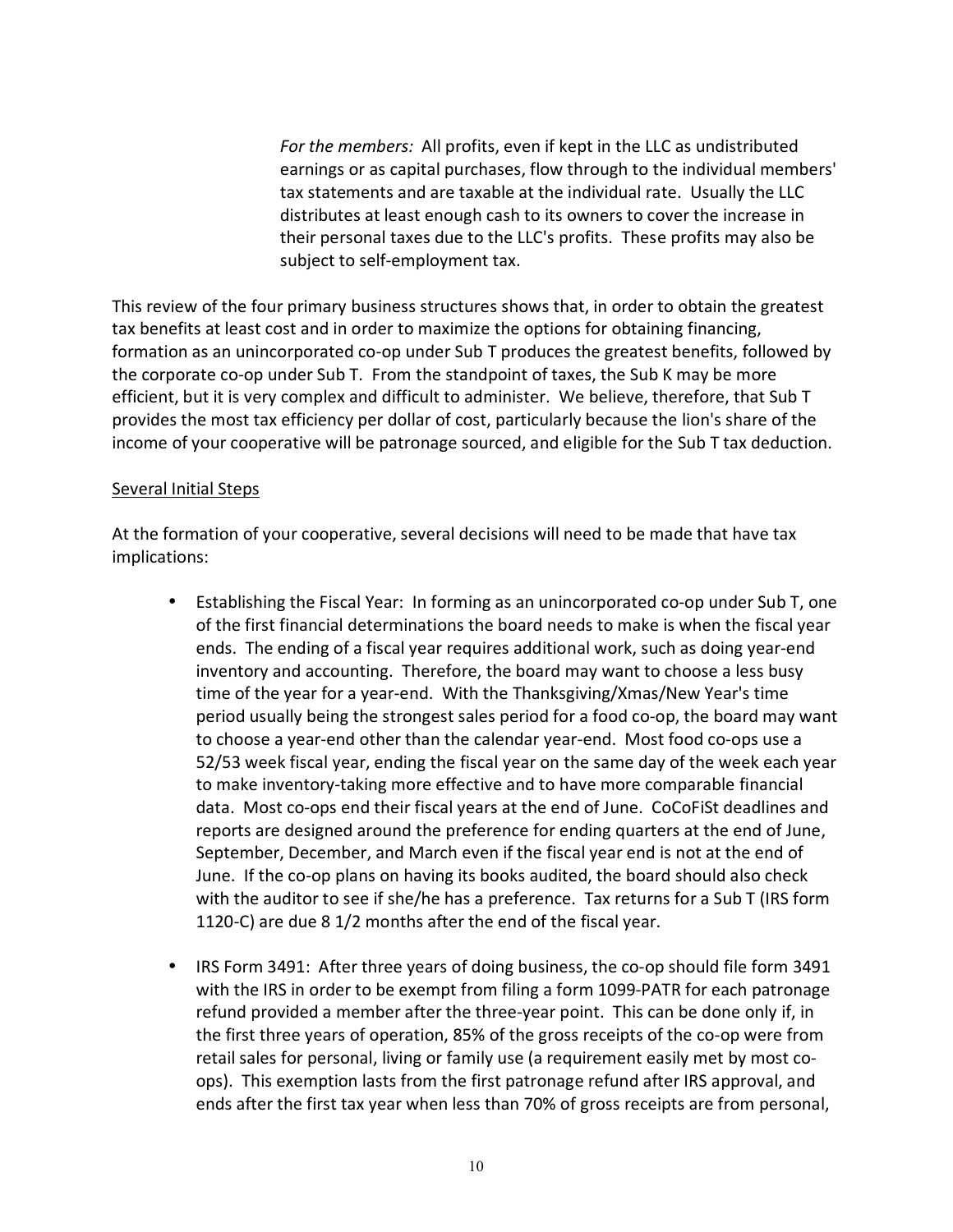*For the members:* All profits, even if kept in the LLC as undistributed earnings or as capital purchases, flow through to the individual members' tax statements and are taxable at the individual rate. Usually the LLC distributes at least enough cash to its owners to cover the increase in their personal taxes due to the LLC's profits. These profits may also be subject to self-employment tax.

This review of the four primary business structures shows that, in order to obtain the greatest tax benefits at least cost and in order to maximize the options for obtaining financing, formation as an unincorporated co-op under Sub T produces the greatest benefits, followed by the corporate co-op under Sub T. From the standpoint of taxes, the Sub K may be more efficient, but it is very complex and difficult to administer. We believe, therefore, that Sub T provides the most tax efficiency per dollar of cost, particularly because the lion's share of the income of your cooperative will be patronage sourced, and eligible for the Sub T tax deduction.

<u>Several Initial Steps</u>

At the formation of your cooperative, several decisions will need to be made that have tax implications:

- Establishing the Fiscal Year: In forming as an unincorporated co-op under Sub T, one of the first financial determinations the board needs to make is when the fiscal year ends. The ending of a fiscal year requires additional work, such as doing year-end inventory and accounting. Therefore, the board may want to choose a less busy time of the year for a year-end. With the Thanksgiving/Xmas/New Year's time period usually being the strongest sales period for a food co-op, the board may want to choose a year-end other than the calendar year-end. Most food co-ops use a 52/53 week fiscal year, ending the fiscal year on the same day of the week each year to make inventory-taking more effective and to have more comparable financial data. Most co-ops end their fiscal years at the end of June. CoCoFiSt deadlines and reports are designed around the preference for ending quarters at the end of June, September, December, and March even if the fiscal year end is not at the end of June. If the co-op plans on having its books audited, the board should also check with the auditor to see if she/he has a preference. Tax returns for a Sub T (IRS form 1120-C) are due 8 1/2 months after the end of the fiscal year.

- IRS Form 3491: After three years of doing business, the co-op should file form 3491 with the IRS in order to be exempt from filing a form 1099-PATR for each patronage refund provided a member after the three-year point. This can be done only if, in the first three years of operation, 85% of the gross receipts of the co-op were from retail sales for personal, living or family use (a requirement easily met by most co-ops). This exemption lasts from the first patronage refund after IRS approval, and ends after the first tax year when less than 70% of gross receipts are from personal,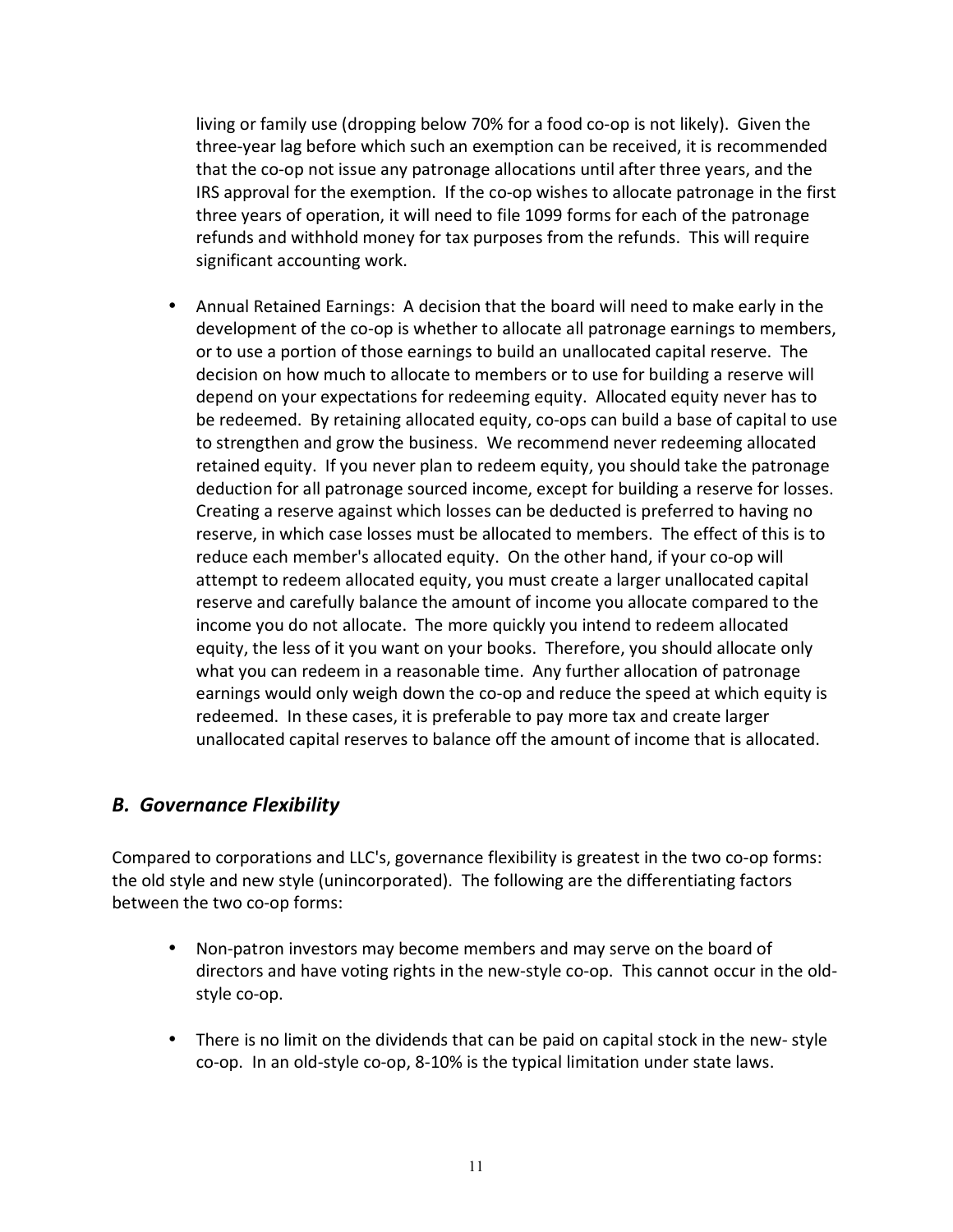living or family use (dropping below 70% for a food co-op is not likely). Given the three-year lag before which such an exemption can be received, it is recommended that the co-op not issue any patronage allocations until after three years, and the IRS approval for the exemption. If the co-op wishes to allocate patronage in the first three years of operation, it will need to file 1099 forms for each of the patronage refunds and withhold money for tax purposes from the refunds. This will require significant accounting work.

- Annual Retained Earnings: A decision that the board will need to make early in the development of the co-op is whether to allocate all patronage earnings to members, or to use a portion of those earnings to build an unallocated capital reserve. The decision on how much to allocate to members or to use for building a reserve will depend on your expectations for redeeming equity. Allocated equity never has to be redeemed. By retaining allocated equity, co-ops can build a base of capital to use to strengthen and grow the business. We recommend never redeeming allocated retained equity. If you never plan to redeem equity, you should take the patronage deduction for all patronage sourced income, except for building a reserve for losses. Creating a reserve against which losses can be deducted is preferred to having no reserve, in which case losses must be allocated to members. The effect of this is to reduce each member's allocated equity. On the other hand, if your co-op will attempt to redeem allocated equity, you must create a larger unallocated capital reserve and carefully balance the amount of income you allocate compared to the income you do not allocate. The more quickly you intend to redeem allocated equity, the less of it you want on your books. Therefore, you should allocate only what you can redeem in a reasonable time. Any further allocation of patronage earnings would only weigh down the co-op and reduce the speed at which equity is redeemed. In these cases, it is preferable to pay more tax and create larger unallocated capital reserves to balance off the amount of income that is allocated.

## *B. Governance Flexibility*

Compared to corporations and LLC's, governance flexibility is greatest in the two co-op forms: the old style and new style (unincorporated). The following are the differentiating factors between the two co-op forms:

- Non-patron investors may become members and may serve on the board of directors and have voting rights in the new-style co-op. This cannot occur in the old-style co-op.
- There is no limit on the dividends that can be paid on capital stock in the new- style co-op. In an old-style co-op, 8-10% is the typical limitation under state laws.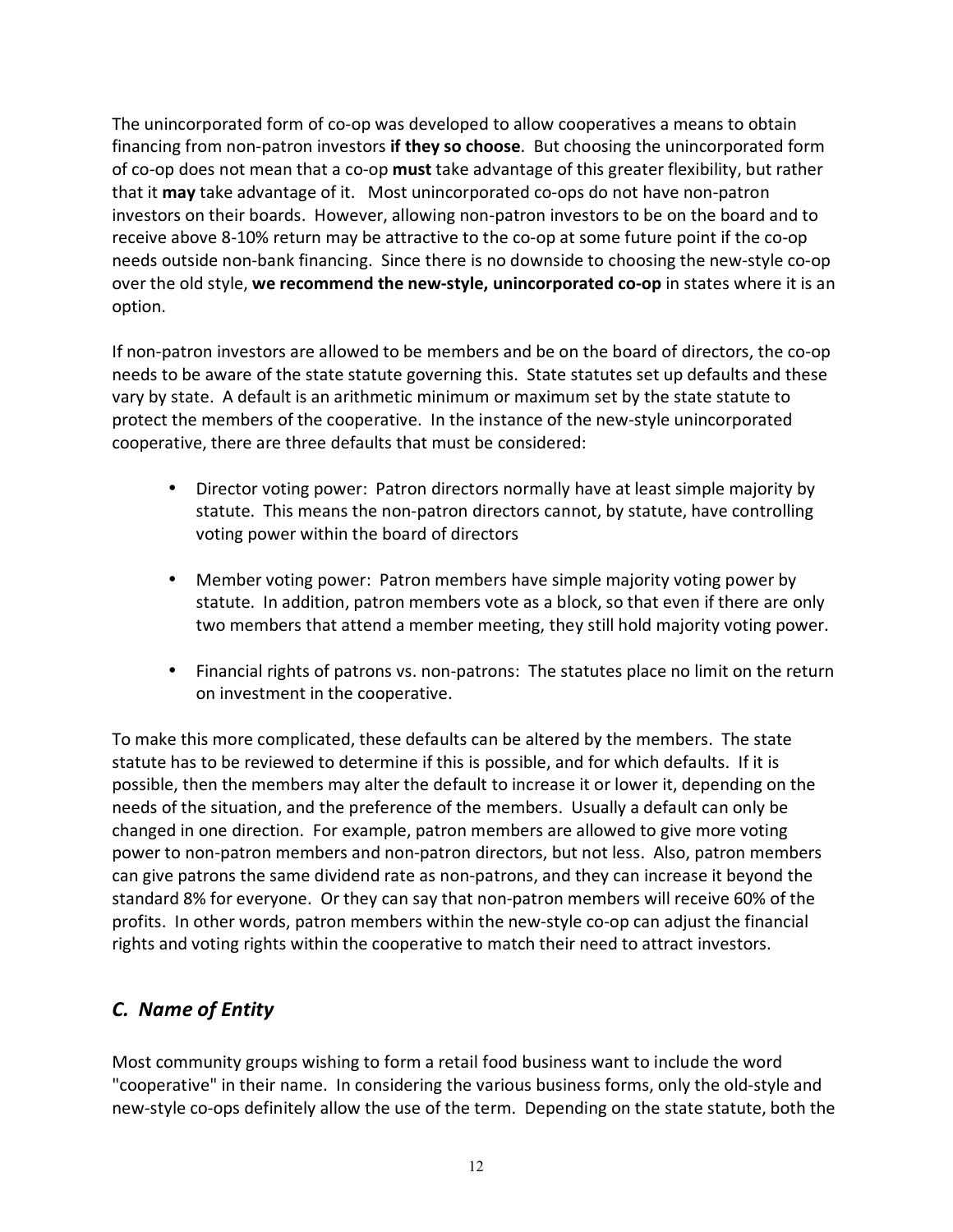The unincorporated form of co-op was developed to allow cooperatives a means to obtain financing from non-patron investors **if they so choose**. But choosing the unincorporated form of co-op does not mean that a co-op **must** take advantage of this greater flexibility, but rather that it **may** take advantage of it. Most unincorporated co-ops do not have non-patron investors on their boards. However, allowing non-patron investors to be on the board and to receive above 8-10% return may be attractive to the co-op at some future point if the co-op needs outside non-bank financing. Since there is no downside to choosing the new-style co-op over the old style, **we recommend the new-style, unincorporated co-op** in states where it is an option.

If non-patron investors are allowed to be members and be on the board of directors, the co-op needs to be aware of the state statute governing this. State statutes set up defaults and these vary by state. A default is an arithmetic minimum or maximum set by the state statute to protect the members of the cooperative. In the instance of the new-style unincorporated cooperative, there are three defaults that must be considered:

- Director voting power: Patron directors normally have at least simple majority by statute. This means the non-patron directors cannot, by statute, have controlling voting power within the board of directors

- Member voting power: Patron members have simple majority voting power by statute. In addition, patron members vote as a block, so that even if there are only two members that attend a member meeting, they still hold majority voting power.

- Financial rights of patrons vs. non-patrons: The statutes place no limit on the return on investment in the cooperative.

To make this more complicated, these defaults can be altered by the members. The state statute has to be reviewed to determine if this is possible, and for which defaults. If it is possible, then the members may alter the default to increase it or lower it, depending on the needs of the situation, and the preference of the members. Usually a default can only be changed in one direction. For example, patron members are allowed to give more voting power to non-patron members and non-patron directors, but not less. Also, patron members can give patrons the same dividend rate as non-patrons, and they can increase it beyond the standard 8% for everyone. Or they can say that non-patron members will receive 60% of the profits. In other words, patron members within the new-style co-op can adjust the financial rights and voting rights within the cooperative to match their need to attract investors.

## *C. Name of Entity*

Most community groups wishing to form a retail food business want to include the word "cooperative" in their name. In considering the various business forms, only the old-style and new-style co-ops definitely allow the use of the term. Depending on the state statute, both the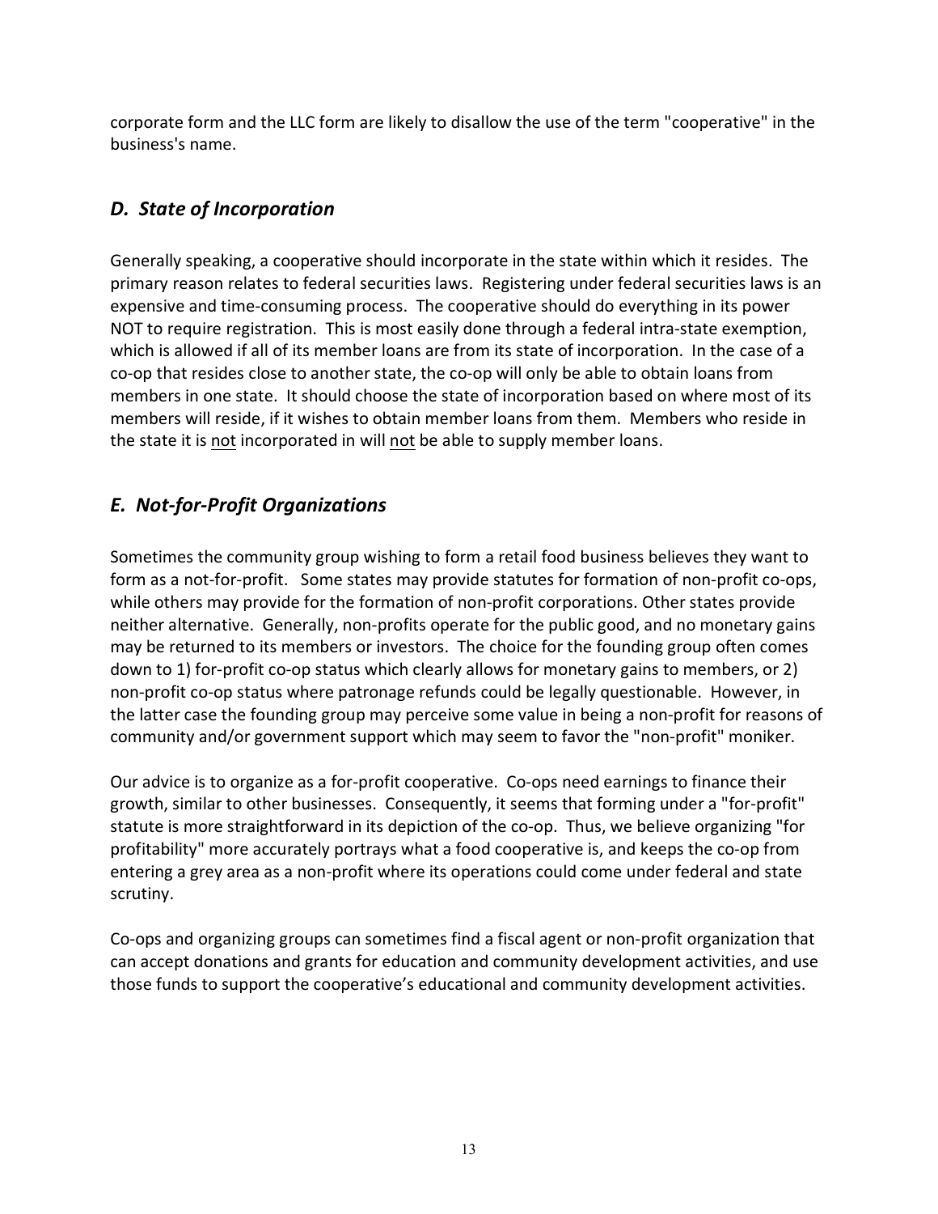corporate form and the LLC form are likely to disallow the use of the term "cooperative" in the business's name.

## *D. State of Incorporation*

Generally speaking, a cooperative should incorporate in the state within which it resides. The primary reason relates to federal securities laws. Registering under federal securities laws is an expensive and time-consuming process. The cooperative should do everything in its power NOT to require registration. This is most easily done through a federal intra-state exemption, which is allowed if all of its member loans are from its state of incorporation. In the case of a co-op that resides close to another state, the co-op will only be able to obtain loans from members in one state. It should choose the state of incorporation based on where most of its members will reside, if it wishes to obtain member loans from them. Members who reside in the state it is <u>not</u> incorporated in will <u>not</u> be able to supply member loans.

## *E. Not-for-Profit Organizations*

Sometimes the community group wishing to form a retail food business believes they want to form as a not-for-profit. Some states may provide statutes for formation of non-profit co-ops, while others may provide for the formation of non-profit corporations. Other states provide neither alternative. Generally, non-profits operate for the public good, and no monetary gains may be returned to its members or investors. The choice for the founding group often comes down to 1) for-profit co-op status which clearly allows for monetary gains to members, or 2) non-profit co-op status where patronage refunds could be legally questionable. However, in the latter case the founding group may perceive some value in being a non-profit for reasons of community and/or government support which may seem to favor the "non-profit" moniker.

Our advice is to organize as a for-profit cooperative. Co-ops need earnings to finance their growth, similar to other businesses. Consequently, it seems that forming under a "for-profit" statute is more straightforward in its depiction of the co-op. Thus, we believe organizing "for profitability" more accurately portrays what a food cooperative is, and keeps the co-op from entering a grey area as a non-profit where its operations could come under federal and state scrutiny.

Co-ops and organizing groups can sometimes find a fiscal agent or non-profit organization that can accept donations and grants for education and community development activities, and use those funds to support the cooperative's educational and community development activities.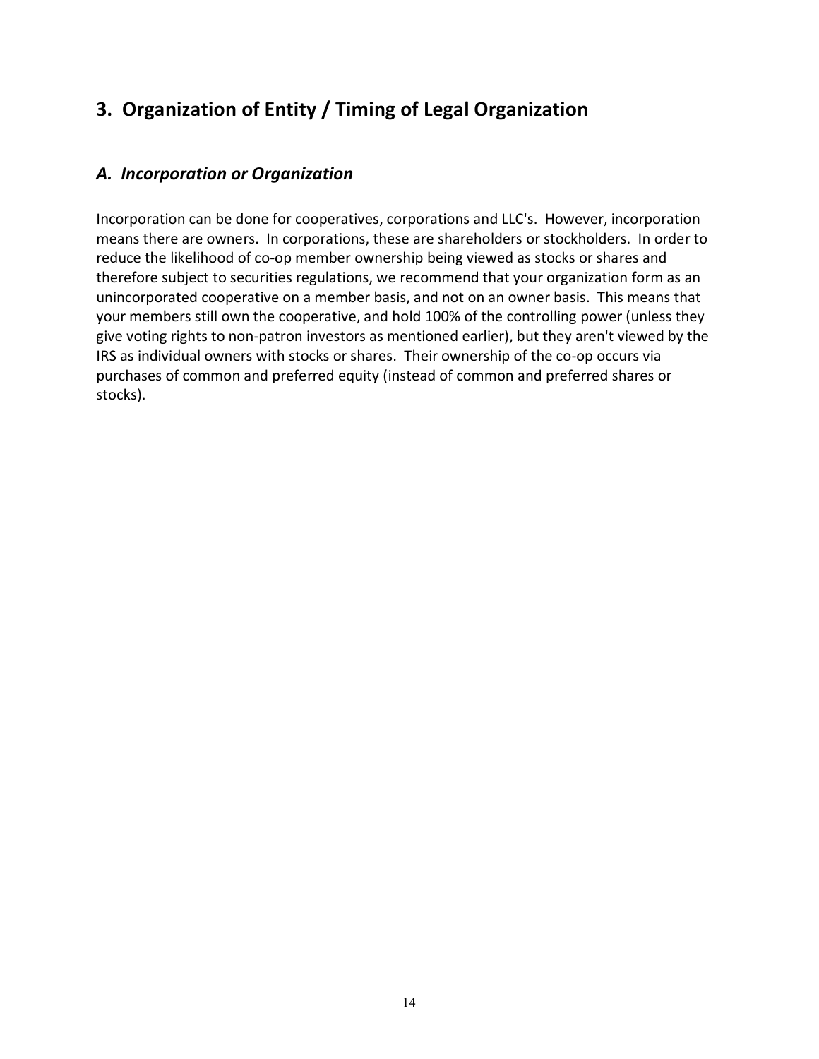## 3. Organization of Entity / Timing of Legal Organization

### *A. Incorporation or Organization*

Incorporation can be done for cooperatives, corporations and LLC's. However, incorporation means there are owners. In corporations, these are shareholders or stockholders. In order to reduce the likelihood of co-op member ownership being viewed as stocks or shares and therefore subject to securities regulations, we recommend that your organization form as an unincorporated cooperative on a member basis, and not on an owner basis. This means that your members still own the cooperative, and hold 100% of the controlling power (unless they give voting rights to non-patron investors as mentioned earlier), but they aren't viewed by the IRS as individual owners with stocks or shares. Their ownership of the co-op occurs via purchases of common and preferred equity (instead of common and preferred shares or stocks).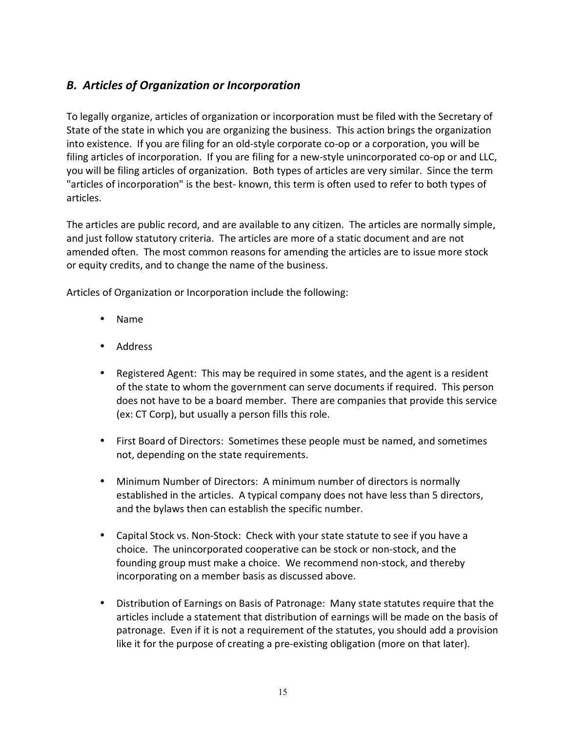## *B. Articles of Organization or Incorporation*

To legally organize, articles of organization or incorporation must be filed with the Secretary of State of the state in which you are organizing the business. This action brings the organization into existence. If you are filing for an old-style corporate co-op or a corporation, you will be filing articles of incorporation. If you are filing for a new-style unincorporated co-op or and LLC, you will be filing articles of organization. Both types of articles are very similar. Since the term "articles of incorporation" is the best- known, this term is often used to refer to both types of articles.

The articles are public record, and are available to any citizen. The articles are normally simple, and just follow statutory criteria. The articles are more of a static document and are not amended often. The most common reasons for amending the articles are to issue more stock or equity credits, and to change the name of the business.

Articles of Organization or Incorporation include the following:

- Name
- Address
- Registered Agent: This may be required in some states, and the agent is a resident of the state to whom the government can serve documents if required. This person does not have to be a board member. There are companies that provide this service (ex: CT Corp), but usually a person fills this role.
- First Board of Directors: Sometimes these people must be named, and sometimes not, depending on the state requirements.
- Minimum Number of Directors: A minimum number of directors is normally established in the articles. A typical company does not have less than 5 directors, and the bylaws then can establish the specific number.
- Capital Stock vs. Non-Stock: Check with your state statute to see if you have a choice. The unincorporated cooperative can be stock or non-stock, and the founding group must make a choice. We recommend non-stock, and thereby incorporating on a member basis as discussed above.
- Distribution of Earnings on Basis of Patronage: Many state statutes require that the articles include a statement that distribution of earnings will be made on the basis of patronage. Even if it is not a requirement of the statutes, you should add a provision like it for the purpose of creating a pre-existing obligation (more on that later).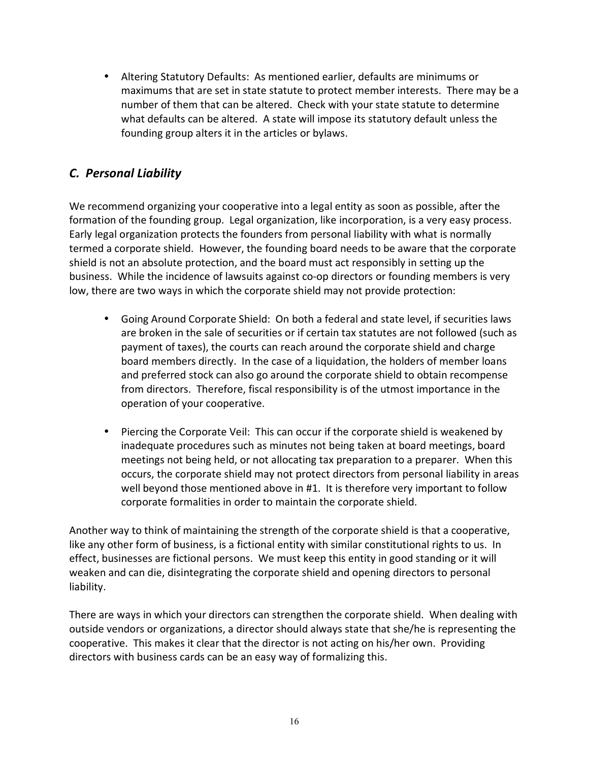- Altering Statutory Defaults: As mentioned earlier, defaults are minimums or maximums that are set in state statute to protect member interests. There may be a number of them that can be altered. Check with your state statute to determine what defaults can be altered. A state will impose its statutory default unless the founding group alters it in the articles or bylaws.

## *C. Personal Liability*

We recommend organizing your cooperative into a legal entity as soon as possible, after the formation of the founding group. Legal organization, like incorporation, is a very easy process. Early legal organization protects the founders from personal liability with what is normally termed a corporate shield. However, the founding board needs to be aware that the corporate shield is not an absolute protection, and the board must act responsibly in setting up the business. While the incidence of lawsuits against co-op directors or founding members is very low, there are two ways in which the corporate shield may not provide protection:

- Going Around Corporate Shield: On both a federal and state level, if securities laws are broken in the sale of securities or if certain tax statutes are not followed (such as payment of taxes), the courts can reach around the corporate shield and charge board members directly. In the case of a liquidation, the holders of member loans and preferred stock can also go around the corporate shield to obtain recompense from directors. Therefore, fiscal responsibility is of the utmost importance in the operation of your cooperative.

- Piercing the Corporate Veil: This can occur if the corporate shield is weakened by inadequate procedures such as minutes not being taken at board meetings, board meetings not being held, or not allocating tax preparation to a preparer. When this occurs, the corporate shield may not protect directors from personal liability in areas well beyond those mentioned above in #1. It is therefore very important to follow corporate formalities in order to maintain the corporate shield.

Another way to think of maintaining the strength of the corporate shield is that a cooperative, like any other form of business, is a fictional entity with similar constitutional rights to us. In effect, businesses are fictional persons. We must keep this entity in good standing or it will weaken and can die, disintegrating the corporate shield and opening directors to personal liability.

There are ways in which your directors can strengthen the corporate shield. When dealing with outside vendors or organizations, a director should always state that she/he is representing the cooperative. This makes it clear that the director is not acting on his/her own. Providing directors with business cards can be an easy way of formalizing this.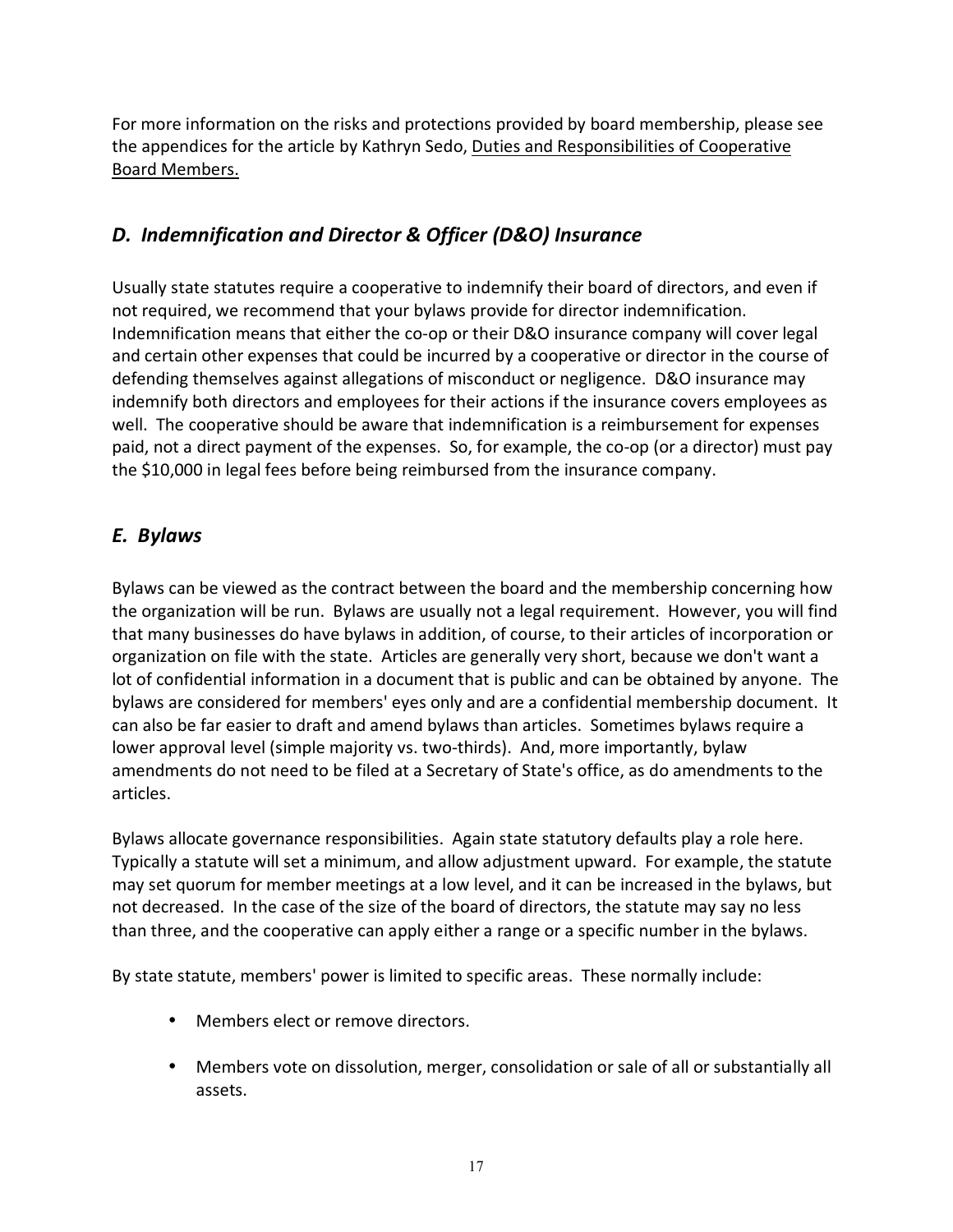For more information on the risks and protections provided by board membership, please see the appendices for the article by Kathryn Sedo, Duties and Responsibilities of Cooperative Board Members.

## *D. Indemnification and Director & Officer (D&O) Insurance*

Usually state statutes require a cooperative to indemnify their board of directors, and even if not required, we recommend that your bylaws provide for director indemnification. Indemnification means that either the co-op or their D&O insurance company will cover legal and certain other expenses that could be incurred by a cooperative or director in the course of defending themselves against allegations of misconduct or negligence. D&O insurance may indemnify both directors and employees for their actions if the insurance covers employees as well. The cooperative should be aware that indemnification is a reimbursement for expenses paid, not a direct payment of the expenses. So, for example, the co-op (or a director) must pay the $10,000 in legal fees before being reimbursed from the insurance company.

## *E. Bylaws*

Bylaws can be viewed as the contract between the board and the membership concerning how the organization will be run. Bylaws are usually not a legal requirement. However, you will find that many businesses do have bylaws in addition, of course, to their articles of incorporation or organization on file with the state. Articles are generally very short, because we don't want a lot of confidential information in a document that is public and can be obtained by anyone. The bylaws are considered for members' eyes only and are a confidential membership document. It can also be far easier to draft and amend bylaws than articles. Sometimes bylaws require a lower approval level (simple majority vs. two-thirds). And, more importantly, bylaw amendments do not need to be filed at a Secretary of State's office, as do amendments to the articles.

Bylaws allocate governance responsibilities. Again state statutory defaults play a role here. Typically a statute will set a minimum, and allow adjustment upward. For example, the statute may set quorum for member meetings at a low level, and it can be increased in the bylaws, but not decreased. In the case of the size of the board of directors, the statute may say no less than three, and the cooperative can apply either a range or a specific number in the bylaws.

By state statute, members' power is limited to specific areas. These normally include:

- Members elect or remove directors.
- Members vote on dissolution, merger, consolidation or sale of all or substantially all assets.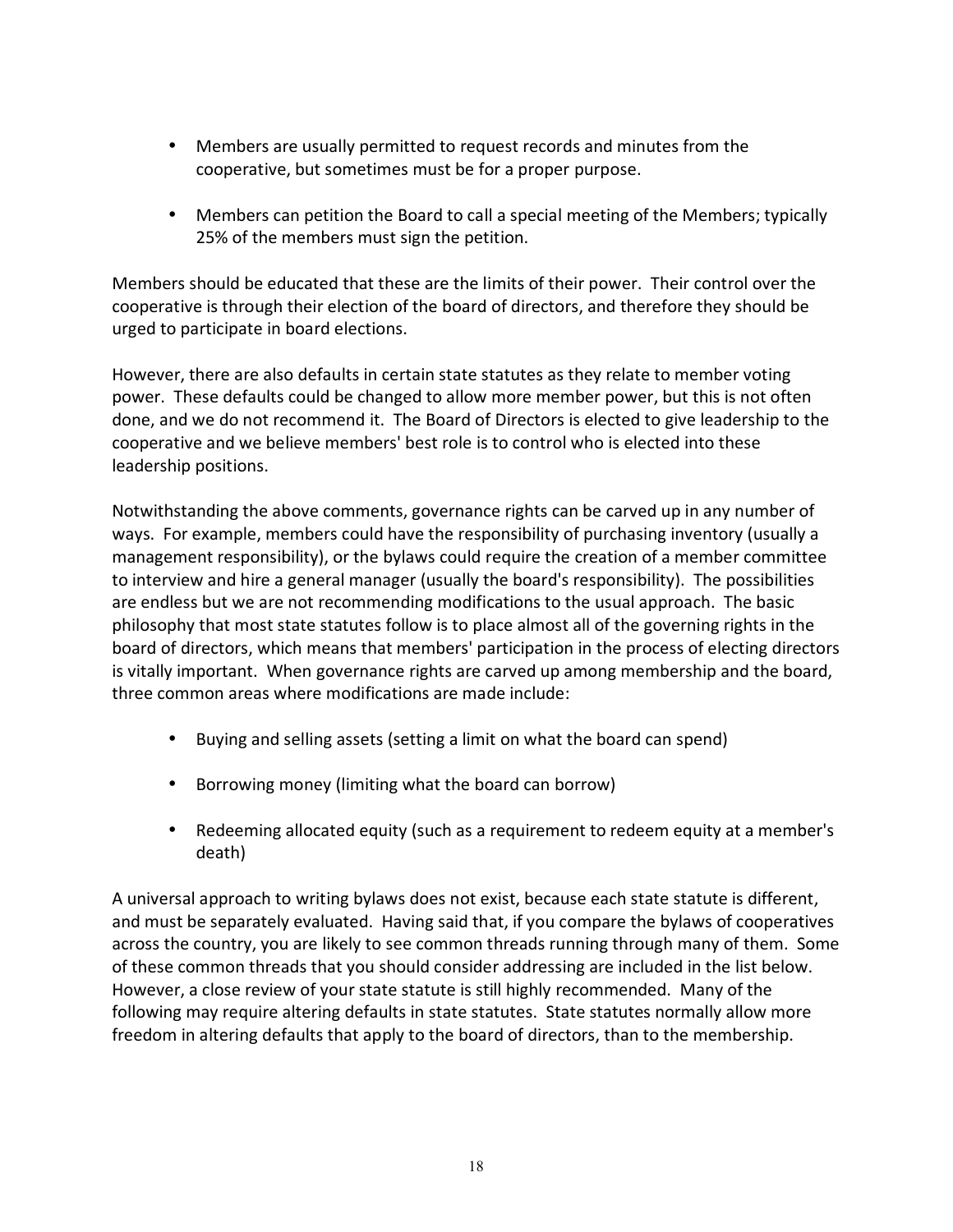- Members are usually permitted to request records and minutes from the cooperative, but sometimes must be for a proper purpose.

- Members can petition the Board to call a special meeting of the Members; typically 25% of the members must sign the petition.

Members should be educated that these are the limits of their power. Their control over the cooperative is through their election of the board of directors, and therefore they should be urged to participate in board elections.

However, there are also defaults in certain state statutes as they relate to member voting power. These defaults could be changed to allow more member power, but this is not often done, and we do not recommend it. The Board of Directors is elected to give leadership to the cooperative and we believe members' best role is to control who is elected into these leadership positions.

Notwithstanding the above comments, governance rights can be carved up in any number of ways. For example, members could have the responsibility of purchasing inventory (usually a management responsibility), or the bylaws could require the creation of a member committee to interview and hire a general manager (usually the board's responsibility). The possibilities are endless but we are not recommending modifications to the usual approach. The basic philosophy that most state statutes follow is to place almost all of the governing rights in the board of directors, which means that members' participation in the process of electing directors is vitally important. When governance rights are carved up among membership and the board, three common areas where modifications are made include:

- Buying and selling assets (setting a limit on what the board can spend)

- Borrowing money (limiting what the board can borrow)

- Redeeming allocated equity (such as a requirement to redeem equity at a member's death)

A universal approach to writing bylaws does not exist, because each state statute is different, and must be separately evaluated. Having said that, if you compare the bylaws of cooperatives across the country, you are likely to see common threads running through many of them. Some of these common threads that you should consider addressing are included in the list below. However, a close review of your state statute is still highly recommended. Many of the following may require altering defaults in state statutes. State statutes normally allow more freedom in altering defaults that apply to the board of directors, than to the membership.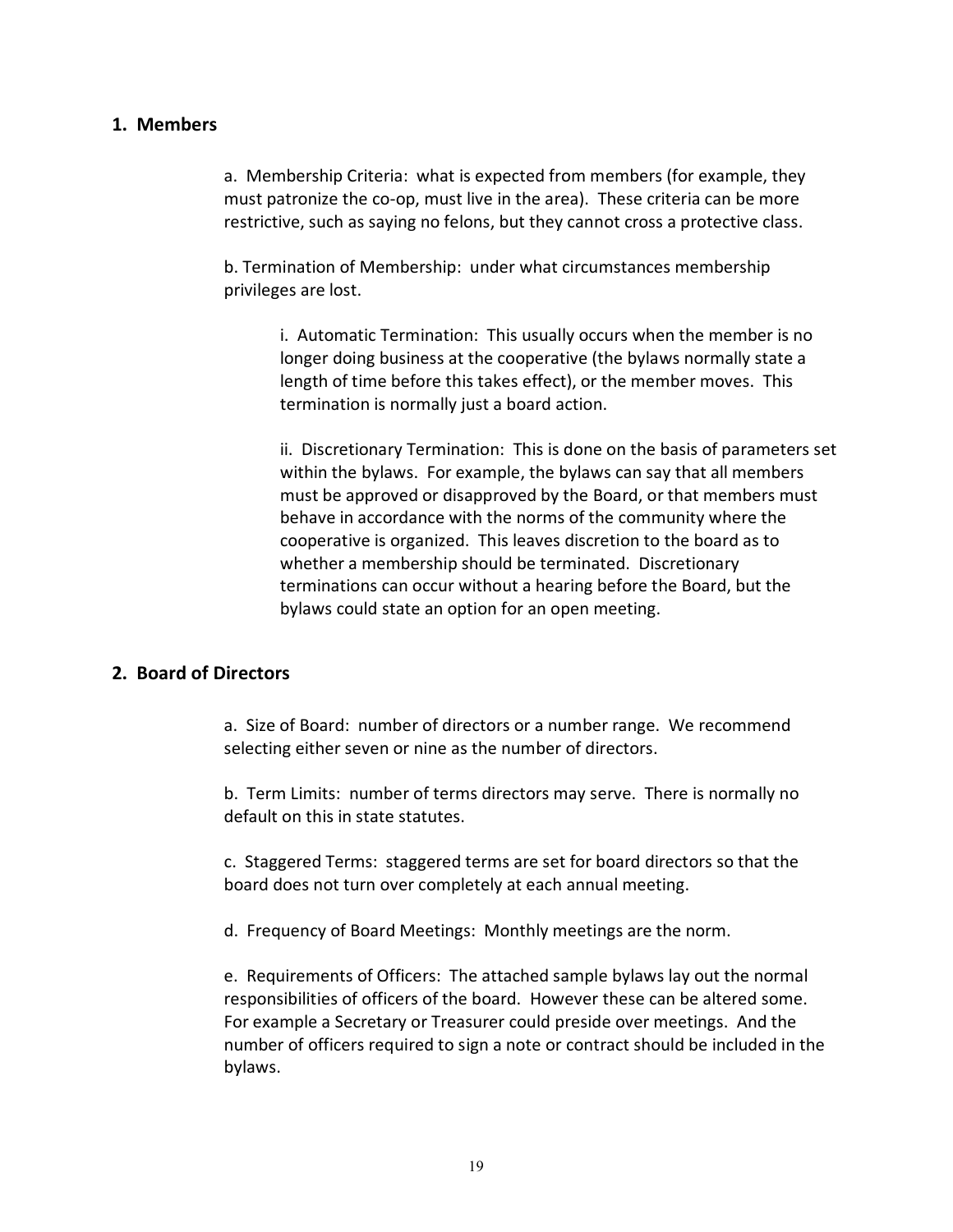## 1. Members

a. Membership Criteria: what is expected from members (for example, they must patronize the co-op, must live in the area). These criteria can be more restrictive, such as saying no felons, but they cannot cross a protective class.

b. Termination of Membership: under what circumstances membership privileges are lost.

i. Automatic Termination: This usually occurs when the member is no longer doing business at the cooperative (the bylaws normally state a length of time before this takes effect), or the member moves. This termination is normally just a board action.

ii. Discretionary Termination: This is done on the basis of parameters set within the bylaws. For example, the bylaws can say that all members must be approved or disapproved by the Board, or that members must behave in accordance with the norms of the community where the cooperative is organized. This leaves discretion to the board as to whether a membership should be terminated. Discretionary terminations can occur without a hearing before the Board, but the bylaws could state an option for an open meeting.

## 2. Board of Directors

a. Size of Board: number of directors or a number range. We recommend selecting either seven or nine as the number of directors.

b. Term Limits: number of terms directors may serve. There is normally no default on this in state statutes.

c. Staggered Terms: staggered terms are set for board directors so that the board does not turn over completely at each annual meeting.

d. Frequency of Board Meetings: Monthly meetings are the norm.

e. Requirements of Officers: The attached sample bylaws lay out the normal responsibilities of officers of the board. However these can be altered some. For example a Secretary or Treasurer could preside over meetings. And the number of officers required to sign a note or contract should be included in the bylaws.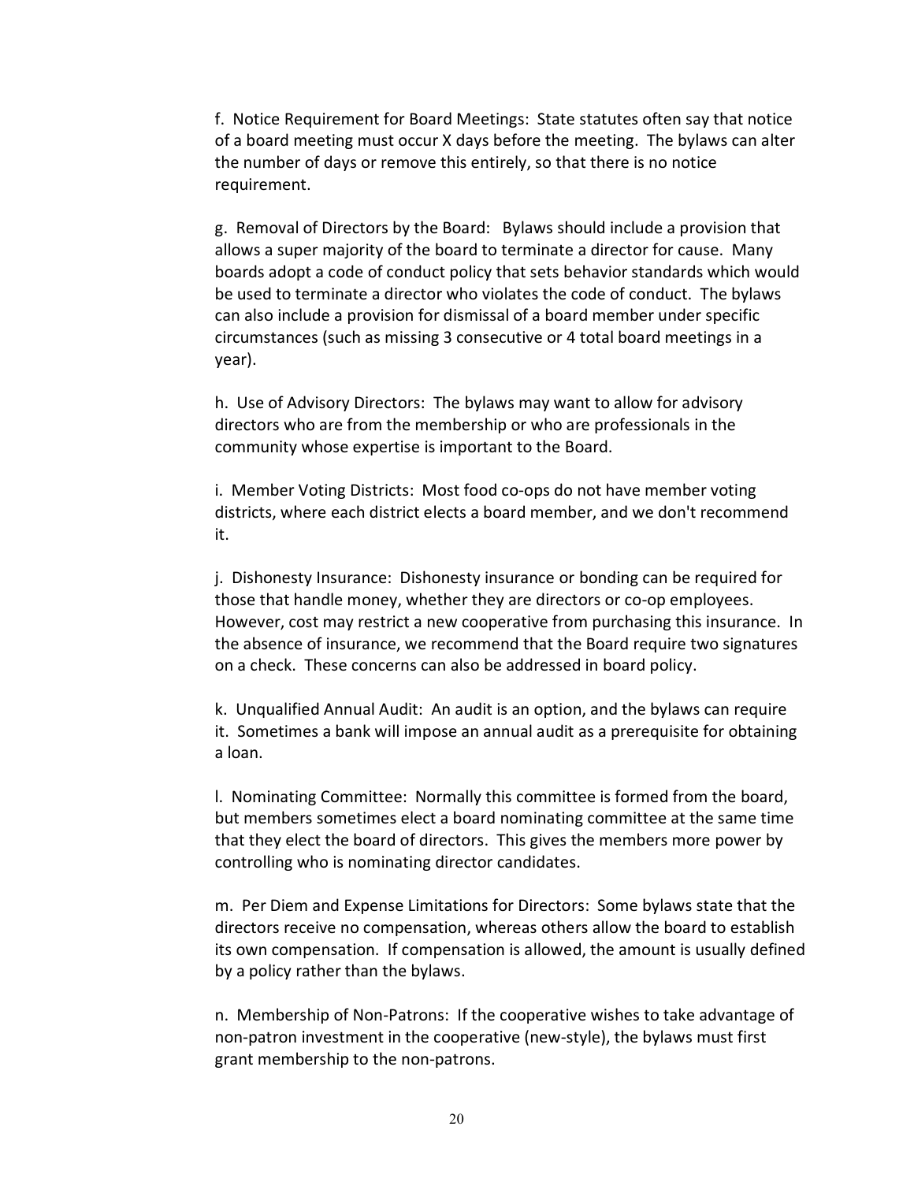f. Notice Requirement for Board Meetings: State statutes often say that notice of a board meeting must occur X days before the meeting. The bylaws can alter the number of days or remove this entirely, so that there is no notice requirement.

g. Removal of Directors by the Board: Bylaws should include a provision that allows a super majority of the board to terminate a director for cause. Many boards adopt a code of conduct policy that sets behavior standards which would be used to terminate a director who violates the code of conduct. The bylaws can also include a provision for dismissal of a board member under specific circumstances (such as missing 3 consecutive or 4 total board meetings in a year).

h. Use of Advisory Directors: The bylaws may want to allow for advisory directors who are from the membership or who are professionals in the community whose expertise is important to the Board.

i. Member Voting Districts: Most food co-ops do not have member voting districts, where each district elects a board member, and we don't recommend it.

j. Dishonesty Insurance: Dishonesty insurance or bonding can be required for those that handle money, whether they are directors or co-op employees. However, cost may restrict a new cooperative from purchasing this insurance. In the absence of insurance, we recommend that the Board require two signatures on a check. These concerns can also be addressed in board policy.

k. Unqualified Annual Audit: An audit is an option, and the bylaws can require it. Sometimes a bank will impose an annual audit as a prerequisite for obtaining a loan.

l. Nominating Committee: Normally this committee is formed from the board, but members sometimes elect a board nominating committee at the same time that they elect the board of directors. This gives the members more power by controlling who is nominating director candidates.

m. Per Diem and Expense Limitations for Directors: Some bylaws state that the directors receive no compensation, whereas others allow the board to establish its own compensation. If compensation is allowed, the amount is usually defined by a policy rather than the bylaws.

n. Membership of Non-Patrons: If the cooperative wishes to take advantage of non-patron investment in the cooperative (new-style), the bylaws must first grant membership to the non-patrons.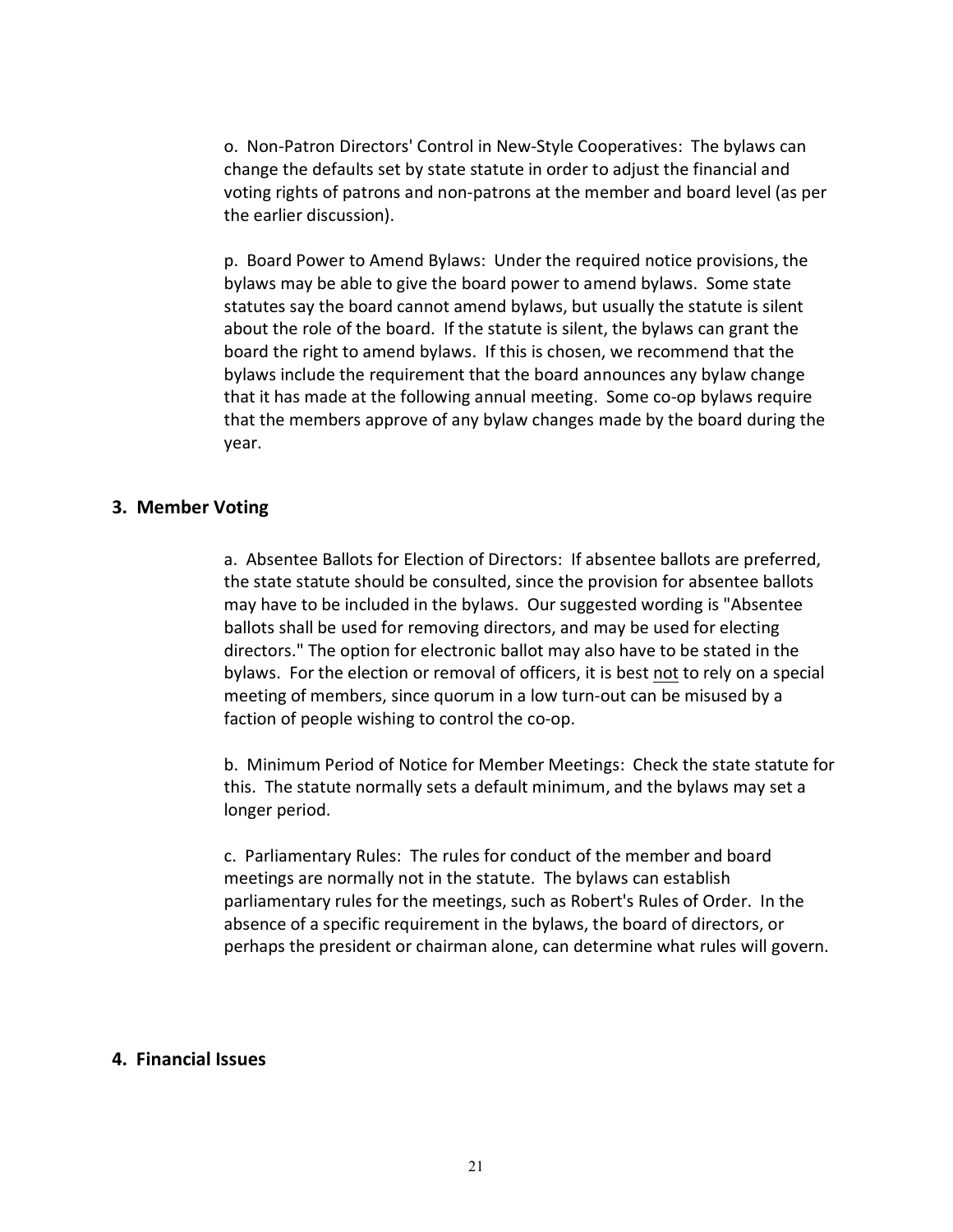o. Non-Patron Directors' Control in New-Style Cooperatives: The bylaws can change the defaults set by state statute in order to adjust the financial and voting rights of patrons and non-patrons at the member and board level (as per the earlier discussion).

p. Board Power to Amend Bylaws: Under the required notice provisions, the bylaws may be able to give the board power to amend bylaws. Some state statutes say the board cannot amend bylaws, but usually the statute is silent about the role of the board. If the statute is silent, the bylaws can grant the board the right to amend bylaws. If this is chosen, we recommend that the bylaws include the requirement that the board announces any bylaw change that it has made at the following annual meeting. Some co-op bylaws require that the members approve of any bylaw changes made by the board during the year.

## 3. Member Voting

a. Absentee Ballots for Election of Directors: If absentee ballots are preferred, the state statute should be consulted, since the provision for absentee ballots may have to be included in the bylaws. Our suggested wording is "Absentee ballots shall be used for removing directors, and may be used for electing directors." The option for electronic ballot may also have to be stated in the bylaws. For the election or removal of officers, it is best <u>not</u> to rely on a special meeting of members, since quorum in a low turn-out can be misused by a faction of people wishing to control the co-op.

b. Minimum Period of Notice for Member Meetings: Check the state statute for this. The statute normally sets a default minimum, and the bylaws may set a longer period.

c. Parliamentary Rules: The rules for conduct of the member and board meetings are normally not in the statute. The bylaws can establish parliamentary rules for the meetings, such as Robert's Rules of Order. In the absence of a specific requirement in the bylaws, the board of directors, or perhaps the president or chairman alone, can determine what rules will govern.

## 4. Financial Issues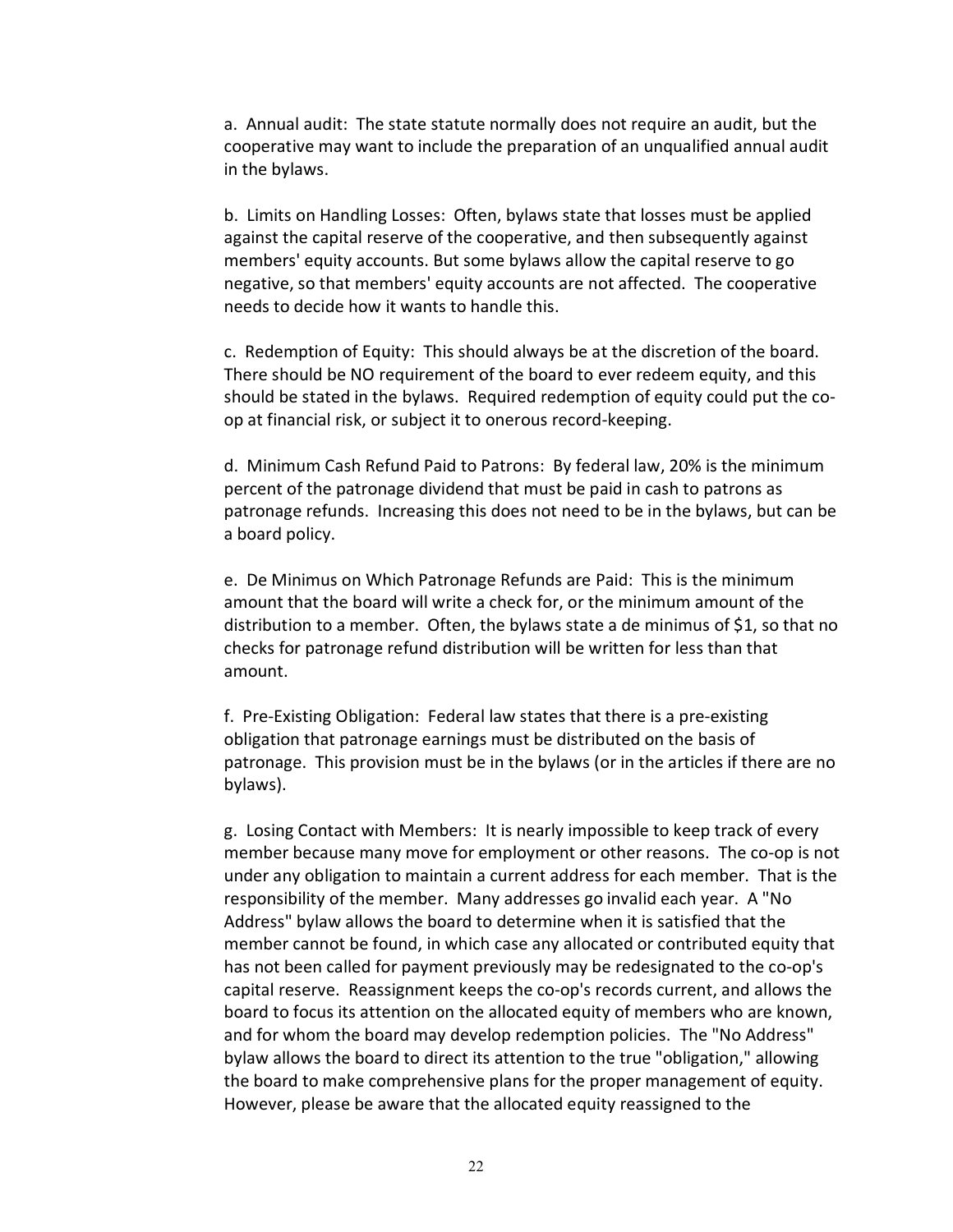a. Annual audit: The state statute normally does not require an audit, but the cooperative may want to include the preparation of an unqualified annual audit in the bylaws.

b. Limits on Handling Losses: Often, bylaws state that losses must be applied against the capital reserve of the cooperative, and then subsequently against members' equity accounts. But some bylaws allow the capital reserve to go negative, so that members' equity accounts are not affected. The cooperative needs to decide how it wants to handle this.

c. Redemption of Equity: This should always be at the discretion of the board. There should be NO requirement of the board to ever redeem equity, and this should be stated in the bylaws. Required redemption of equity could put the co-op at financial risk, or subject it to onerous record-keeping.

d. Minimum Cash Refund Paid to Patrons: By federal law, 20% is the minimum percent of the patronage dividend that must be paid in cash to patrons as patronage refunds. Increasing this does not need to be in the bylaws, but can be a board policy.

e. De Minimus on Which Patronage Refunds are Paid: This is the minimum amount that the board will write a check for, or the minimum amount of the distribution to a member. Often, the bylaws state a de minimus of $1, so that no checks for patronage refund distribution will be written for less than that amount.

f. Pre-Existing Obligation: Federal law states that there is a pre-existing obligation that patronage earnings must be distributed on the basis of patronage. This provision must be in the bylaws (or in the articles if there are no bylaws).

g. Losing Contact with Members: It is nearly impossible to keep track of every member because many move for employment or other reasons. The co-op is not under any obligation to maintain a current address for each member. That is the responsibility of the member. Many addresses go invalid each year. A "No Address" bylaw allows the board to determine when it is satisfied that the member cannot be found, in which case any allocated or contributed equity that has not been called for payment previously may be redesignated to the co-op's capital reserve. Reassignment keeps the co-op's records current, and allows the board to focus its attention on the allocated equity of members who are known, and for whom the board may develop redemption policies. The "No Address" bylaw allows the board to direct its attention to the true "obligation," allowing the board to make comprehensive plans for the proper management of equity. However, please be aware that the allocated equity reassigned to the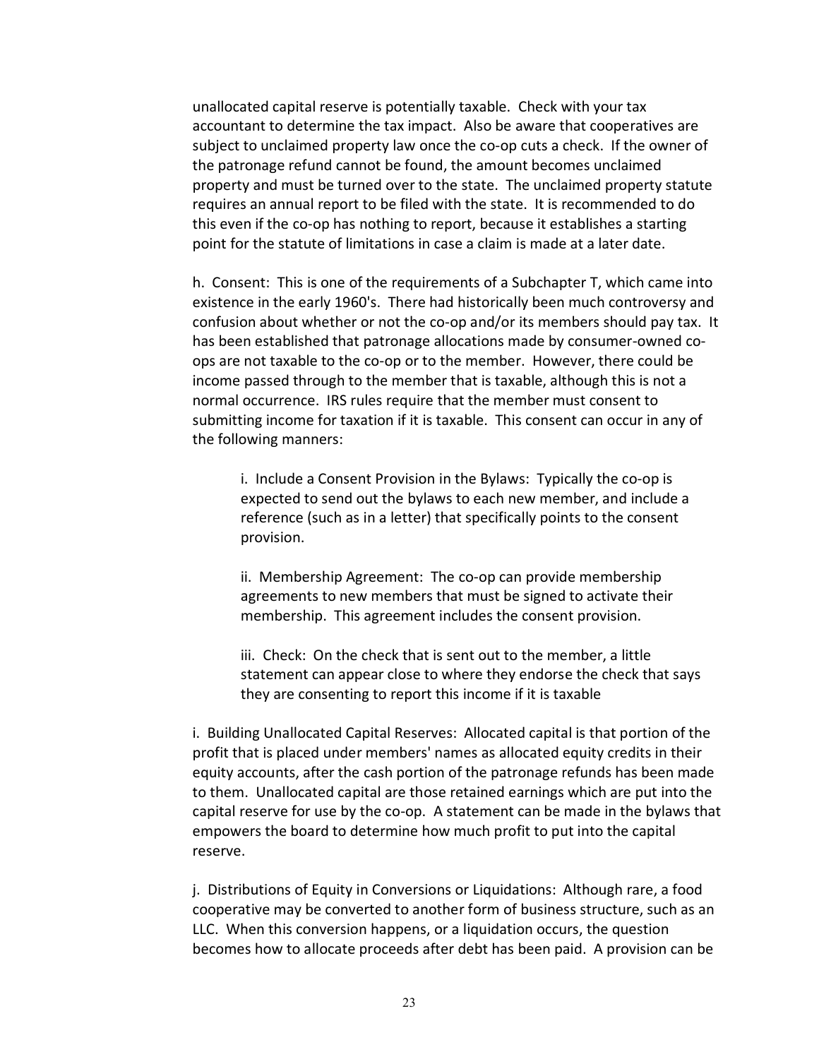unallocated capital reserve is potentially taxable. Check with your tax accountant to determine the tax impact. Also be aware that cooperatives are subject to unclaimed property law once the co-op cuts a check. If the owner of the patronage refund cannot be found, the amount becomes unclaimed property and must be turned over to the state. The unclaimed property statute requires an annual report to be filed with the state. It is recommended to do this even if the co-op has nothing to report, because it establishes a starting point for the statute of limitations in case a claim is made at a later date.

h. Consent: This is one of the requirements of a Subchapter T, which came into existence in the early 1960's. There had historically been much controversy and confusion about whether or not the co-op and/or its members should pay tax. It has been established that patronage allocations made by consumer-owned co-ops are not taxable to the co-op or to the member. However, there could be income passed through to the member that is taxable, although this is not a normal occurrence. IRS rules require that the member must consent to submitting income for taxation if it is taxable. This consent can occur in any of the following manners:

> i. Include a Consent Provision in the Bylaws: Typically the co-op is expected to send out the bylaws to each new member, and include a reference (such as in a letter) that specifically points to the consent provision.
>
> ii. Membership Agreement: The co-op can provide membership agreements to new members that must be signed to activate their membership. This agreement includes the consent provision.
>
> iii. Check: On the check that is sent out to the member, a little statement can appear close to where they endorse the check that says they are consenting to report this income if it is taxable

i. Building Unallocated Capital Reserves: Allocated capital is that portion of the profit that is placed under members' names as allocated equity credits in their equity accounts, after the cash portion of the patronage refunds has been made to them. Unallocated capital are those retained earnings which are put into the capital reserve for use by the co-op. A statement can be made in the bylaws that empowers the board to determine how much profit to put into the capital reserve.

j. Distributions of Equity in Conversions or Liquidations: Although rare, a food cooperative may be converted to another form of business structure, such as an LLC. When this conversion happens, or a liquidation occurs, the question becomes how to allocate proceeds after debt has been paid. A provision can be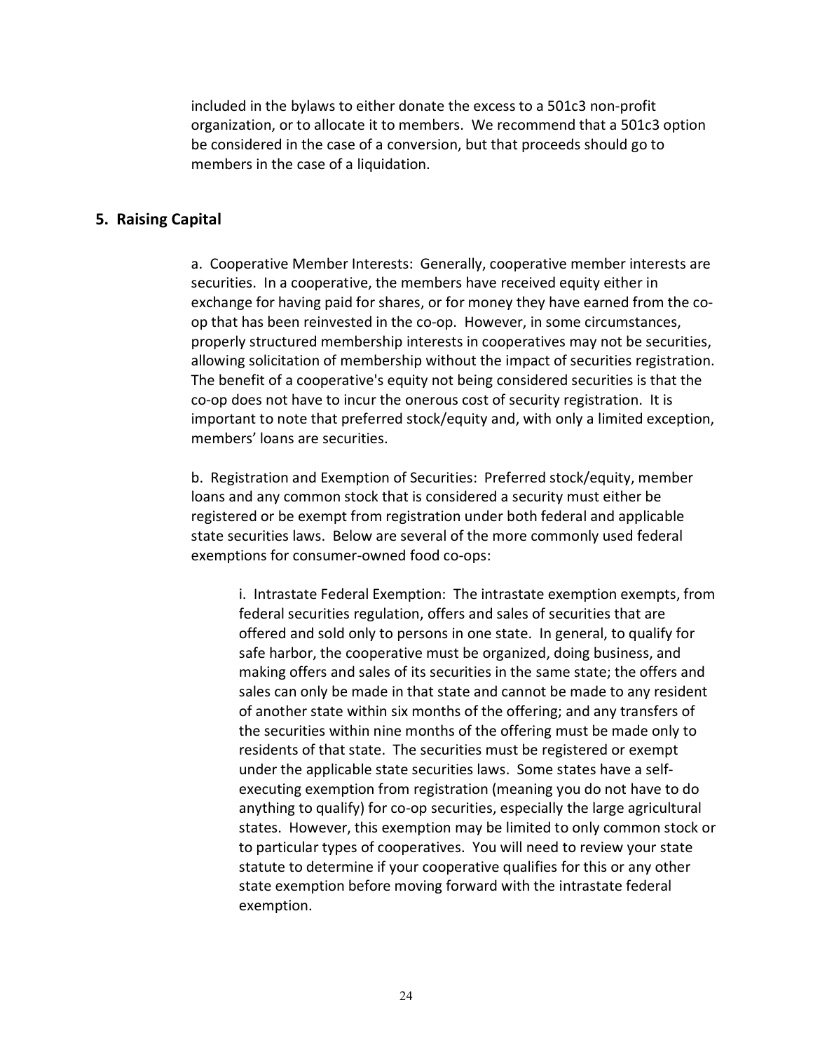included in the bylaws to either donate the excess to a 501c3 non-profit organization, or to allocate it to members. We recommend that a 501c3 option be considered in the case of a conversion, but that proceeds should go to members in the case of a liquidation.

## 5. Raising Capital

a. Cooperative Member Interests: Generally, cooperative member interests are securities. In a cooperative, the members have received equity either in exchange for having paid for shares, or for money they have earned from the co-op that has been reinvested in the co-op. However, in some circumstances, properly structured membership interests in cooperatives may not be securities, allowing solicitation of membership without the impact of securities registration. The benefit of a cooperative's equity not being considered securities is that the co-op does not have to incur the onerous cost of security registration. It is important to note that preferred stock/equity and, with only a limited exception, members' loans are securities.

b. Registration and Exemption of Securities: Preferred stock/equity, member loans and any common stock that is considered a security must either be registered or be exempt from registration under both federal and applicable state securities laws. Below are several of the more commonly used federal exemptions for consumer-owned food co-ops:

i. Intrastate Federal Exemption: The intrastate exemption exempts, from federal securities regulation, offers and sales of securities that are offered and sold only to persons in one state. In general, to qualify for safe harbor, the cooperative must be organized, doing business, and making offers and sales of its securities in the same state; the offers and sales can only be made in that state and cannot be made to any resident of another state within six months of the offering; and any transfers of the securities within nine months of the offering must be made only to residents of that state. The securities must be registered or exempt under the applicable state securities laws. Some states have a self-executing exemption from registration (meaning you do not have to do anything to qualify) for co-op securities, especially the large agricultural states. However, this exemption may be limited to only common stock or to particular types of cooperatives. You will need to review your state statute to determine if your cooperative qualifies for this or any other state exemption before moving forward with the intrastate federal exemption.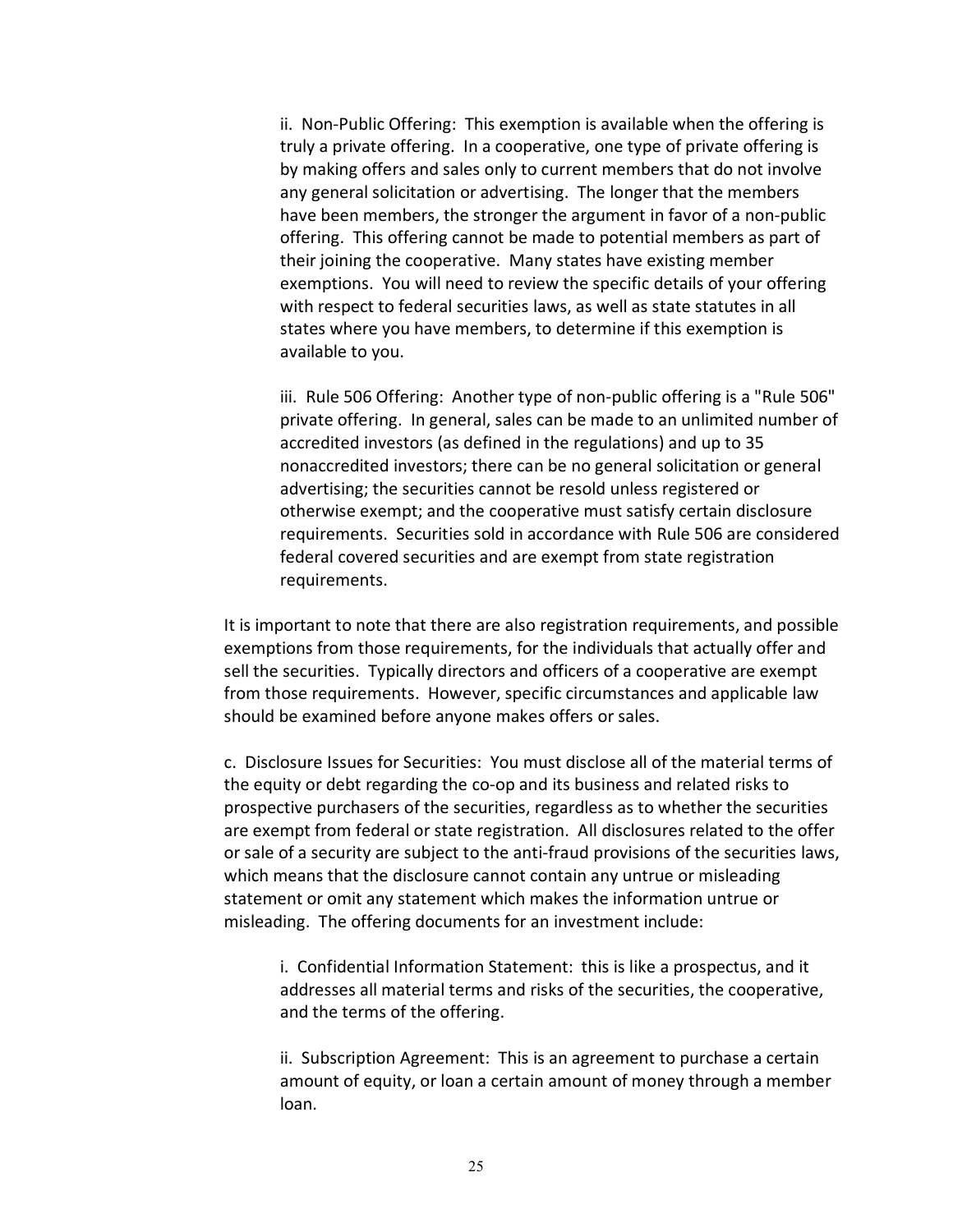ii. Non-Public Offering: This exemption is available when the offering is truly a private offering. In a cooperative, one type of private offering is by making offers and sales only to current members that do not involve any general solicitation or advertising. The longer that the members have been members, the stronger the argument in favor of a non-public offering. This offering cannot be made to potential members as part of their joining the cooperative. Many states have existing member exemptions. You will need to review the specific details of your offering with respect to federal securities laws, as well as state statutes in all states where you have members, to determine if this exemption is available to you.

iii. Rule 506 Offering: Another type of non-public offering is a "Rule 506" private offering. In general, sales can be made to an unlimited number of accredited investors (as defined in the regulations) and up to 35 nonaccredited investors; there can be no general solicitation or general advertising; the securities cannot be resold unless registered or otherwise exempt; and the cooperative must satisfy certain disclosure requirements. Securities sold in accordance with Rule 506 are considered federal covered securities and are exempt from state registration requirements.

It is important to note that there are also registration requirements, and possible exemptions from those requirements, for the individuals that actually offer and sell the securities. Typically directors and officers of a cooperative are exempt from those requirements. However, specific circumstances and applicable law should be examined before anyone makes offers or sales.

c. Disclosure Issues for Securities: You must disclose all of the material terms of the equity or debt regarding the co-op and its business and related risks to prospective purchasers of the securities, regardless as to whether the securities are exempt from federal or state registration. All disclosures related to the offer or sale of a security are subject to the anti-fraud provisions of the securities laws, which means that the disclosure cannot contain any untrue or misleading statement or omit any statement which makes the information untrue or misleading. The offering documents for an investment include:

i. Confidential Information Statement: this is like a prospectus, and it addresses all material terms and risks of the securities, the cooperative, and the terms of the offering.

ii. Subscription Agreement: This is an agreement to purchase a certain amount of equity, or loan a certain amount of money through a member loan.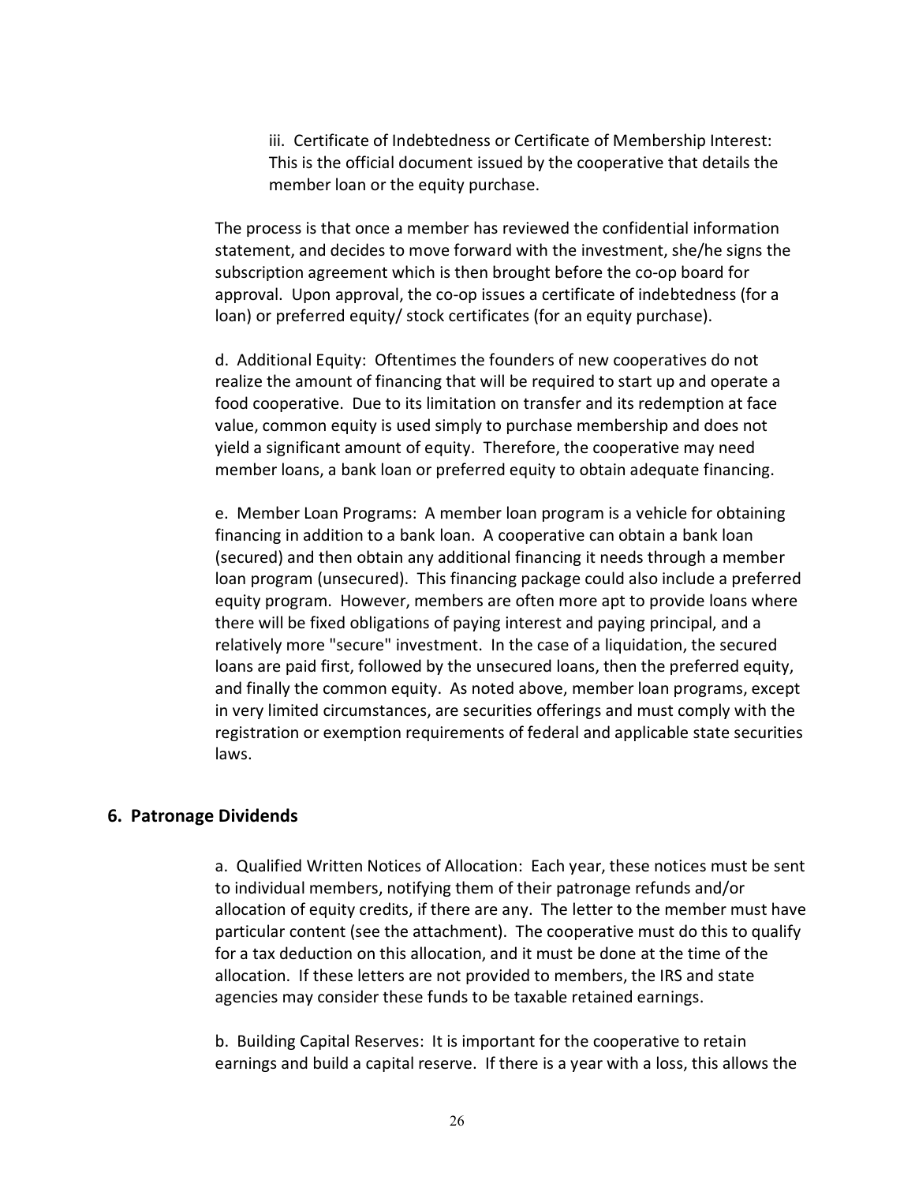iii. Certificate of Indebtedness or Certificate of Membership Interest: This is the official document issued by the cooperative that details the member loan or the equity purchase.

The process is that once a member has reviewed the confidential information statement, and decides to move forward with the investment, she/he signs the subscription agreement which is then brought before the co-op board for approval. Upon approval, the co-op issues a certificate of indebtedness (for a loan) or preferred equity/ stock certificates (for an equity purchase).

d. Additional Equity: Oftentimes the founders of new cooperatives do not realize the amount of financing that will be required to start up and operate a food cooperative. Due to its limitation on transfer and its redemption at face value, common equity is used simply to purchase membership and does not yield a significant amount of equity. Therefore, the cooperative may need member loans, a bank loan or preferred equity to obtain adequate financing.

e. Member Loan Programs: A member loan program is a vehicle for obtaining financing in addition to a bank loan. A cooperative can obtain a bank loan (secured) and then obtain any additional financing it needs through a member loan program (unsecured). This financing package could also include a preferred equity program. However, members are often more apt to provide loans where there will be fixed obligations of paying interest and paying principal, and a relatively more "secure" investment. In the case of a liquidation, the secured loans are paid first, followed by the unsecured loans, then the preferred equity, and finally the common equity. As noted above, member loan programs, except in very limited circumstances, are securities offerings and must comply with the registration or exemption requirements of federal and applicable state securities laws.

## 6. Patronage Dividends

a. Qualified Written Notices of Allocation: Each year, these notices must be sent to individual members, notifying them of their patronage refunds and/or allocation of equity credits, if there are any. The letter to the member must have particular content (see the attachment). The cooperative must do this to qualify for a tax deduction on this allocation, and it must be done at the time of the allocation. If these letters are not provided to members, the IRS and state agencies may consider these funds to be taxable retained earnings.

b. Building Capital Reserves: It is important for the cooperative to retain earnings and build a capital reserve. If there is a year with a loss, this allows the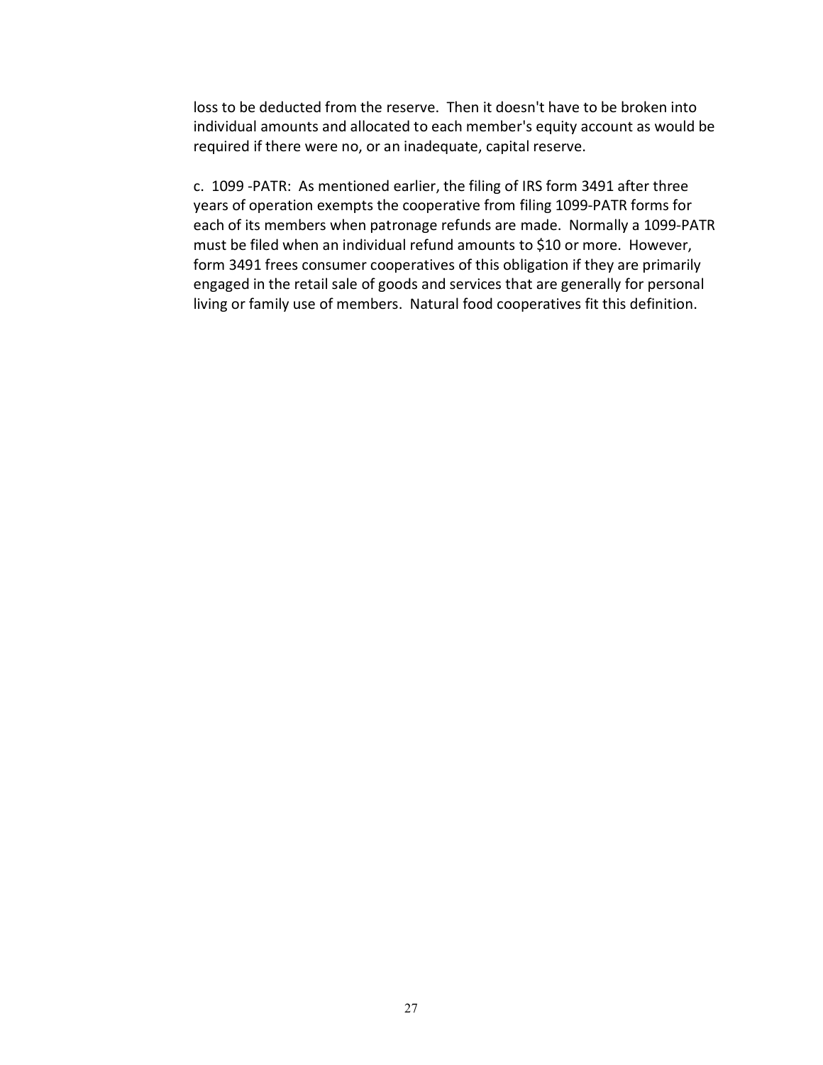loss to be deducted from the reserve. Then it doesn't have to be broken into individual amounts and allocated to each member's equity account as would be required if there were no, or an inadequate, capital reserve.

c. 1099 -PATR: As mentioned earlier, the filing of IRS form 3491 after three years of operation exempts the cooperative from filing 1099-PATR forms for each of its members when patronage refunds are made. Normally a 1099-PATR must be filed when an individual refund amounts to $10 or more. However, form 3491 frees consumer cooperatives of this obligation if they are primarily engaged in the retail sale of goods and services that are generally for personal living or family use of members. Natural food cooperatives fit this definition.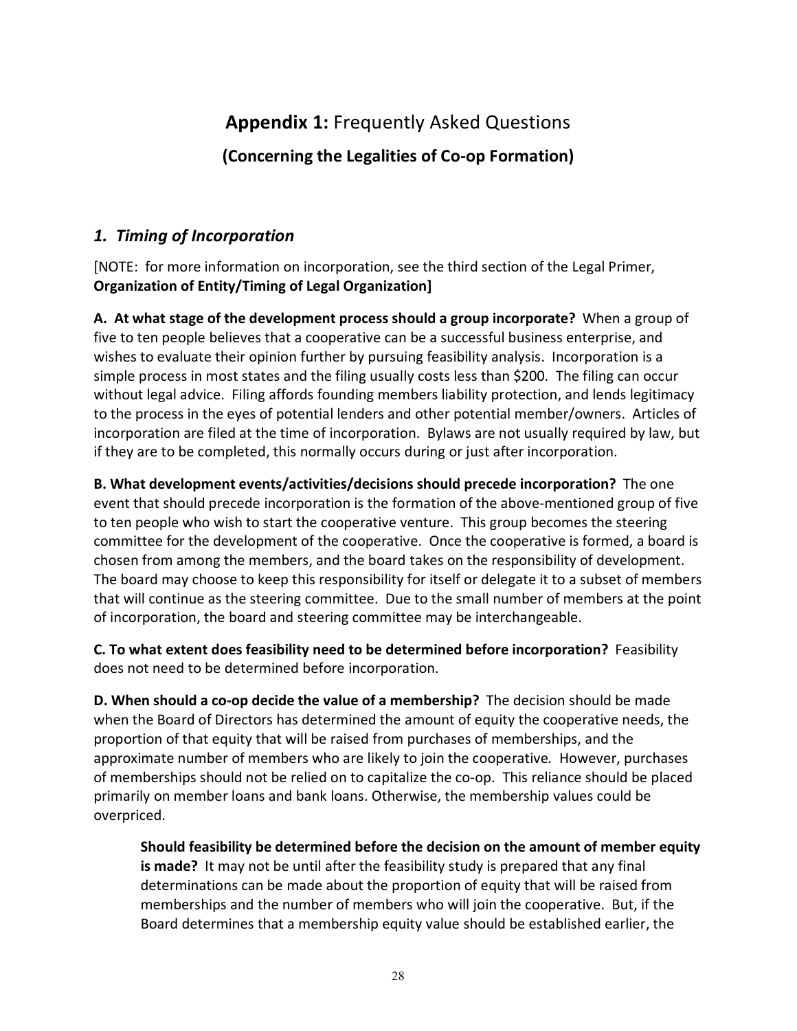# **Appendix 1:** Frequently Asked Questions

## (Concerning the Legalities of Co-op Formation)

### *1. Timing of Incorporation*

[NOTE: for more information on incorporation, see the third section of the Legal Primer, **Organization of Entity/Timing of Legal Organization]**

**A. At what stage of the development process should a group incorporate?** When a group of five to ten people believes that a cooperative can be a successful business enterprise, and wishes to evaluate their opinion further by pursuing feasibility analysis. Incorporation is a simple process in most states and the filing usually costs less than $200. The filing can occur without legal advice. Filing affords founding members liability protection, and lends legitimacy to the process in the eyes of potential lenders and other potential member/owners. Articles of incorporation are filed at the time of incorporation. Bylaws are not usually required by law, but if they are to be completed, this normally occurs during or just after incorporation.

**B. What development events/activities/decisions should precede incorporation?** The one event that should precede incorporation is the formation of the above-mentioned group of five to ten people who wish to start the cooperative venture. This group becomes the steering committee for the development of the cooperative. Once the cooperative is formed, a board is chosen from among the members, and the board takes on the responsibility of development. The board may choose to keep this responsibility for itself or delegate it to a subset of members that will continue as the steering committee. Due to the small number of members at the point of incorporation, the board and steering committee may be interchangeable.

**C. To what extent does feasibility need to be determined before incorporation?** Feasibility does not need to be determined before incorporation.

**D. When should a co-op decide the value of a membership?** The decision should be made when the Board of Directors has determined the amount of equity the cooperative needs, the proportion of that equity that will be raised from purchases of memberships, and the approximate number of members who are likely to join the cooperative*.* However, purchases of memberships should not be relied on to capitalize the co-op. This reliance should be placed primarily on member loans and bank loans. Otherwise, the membership values could be overpriced.

> **Should feasibility be determined before the decision on the amount of member equity is made?** It may not be until after the feasibility study is prepared that any final determinations can be made about the proportion of equity that will be raised from memberships and the number of members who will join the cooperative. But, if the Board determines that a membership equity value should be established earlier, the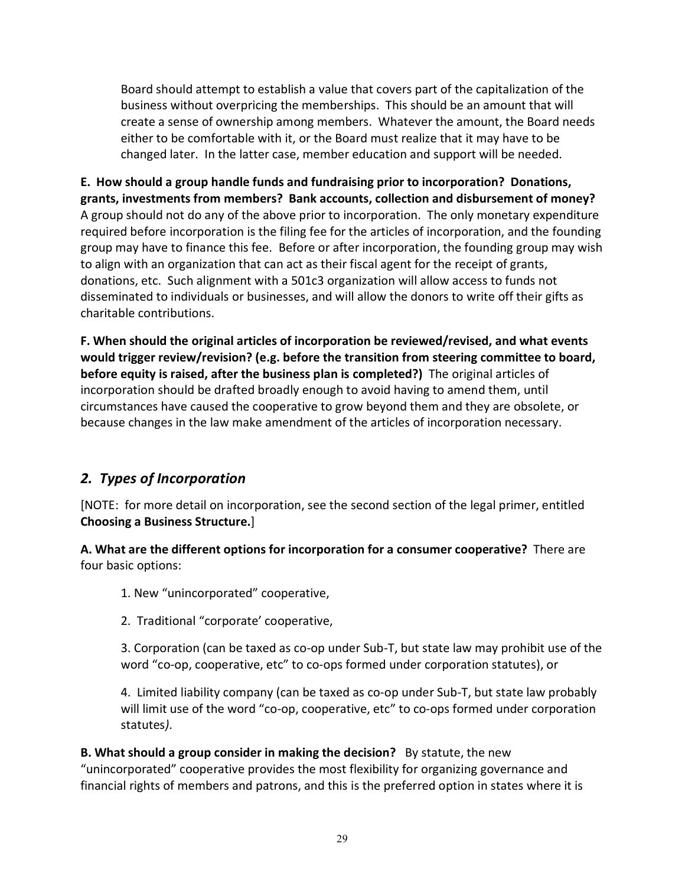Board should attempt to establish a value that covers part of the capitalization of the business without overpricing the memberships. This should be an amount that will create a sense of ownership among members. Whatever the amount, the Board needs either to be comfortable with it, or the Board must realize that it may have to be changed later. In the latter case, member education and support will be needed.

**E. How should a group handle funds and fundraising prior to incorporation? Donations, grants, investments from members? Bank accounts, collection and disbursement of money?** A group should not do any of the above prior to incorporation. The only monetary expenditure required before incorporation is the filing fee for the articles of incorporation, and the founding group may have to finance this fee. Before or after incorporation, the founding group may wish to align with an organization that can act as their fiscal agent for the receipt of grants, donations, etc. Such alignment with a 501c3 organization will allow access to funds not disseminated to individuals or businesses, and will allow the donors to write off their gifts as charitable contributions.

**F. When should the original articles of incorporation be reviewed/revised, and what events would trigger review/revision? (e.g. before the transition from steering committee to board, before equity is raised, after the business plan is completed?)** The original articles of incorporation should be drafted broadly enough to avoid having to amend them, until circumstances have caused the cooperative to grow beyond them and they are obsolete, or because changes in the law make amendment of the articles of incorporation necessary.

## *2. Types of Incorporation*

[NOTE: for more detail on incorporation, see the second section of the legal primer, entitled **Choosing a Business Structure.**]

**A. What are the different options for incorporation for a consumer cooperative?** There are four basic options:

1. New "unincorporated" cooperative,

2. Traditional "corporate' cooperative,

3. Corporation (can be taxed as co-op under Sub-T, but state law may prohibit use of the word "co-op, cooperative, etc" to co-ops formed under corporation statutes), or

4. Limited liability company (can be taxed as co-op under Sub-T, but state law probably will limit use of the word "co-op, cooperative, etc" to co-ops formed under corporation statutes*)*.

**B. What should a group consider in making the decision?** By statute, the new "unincorporated" cooperative provides the most flexibility for organizing governance and financial rights of members and patrons, and this is the preferred option in states where it is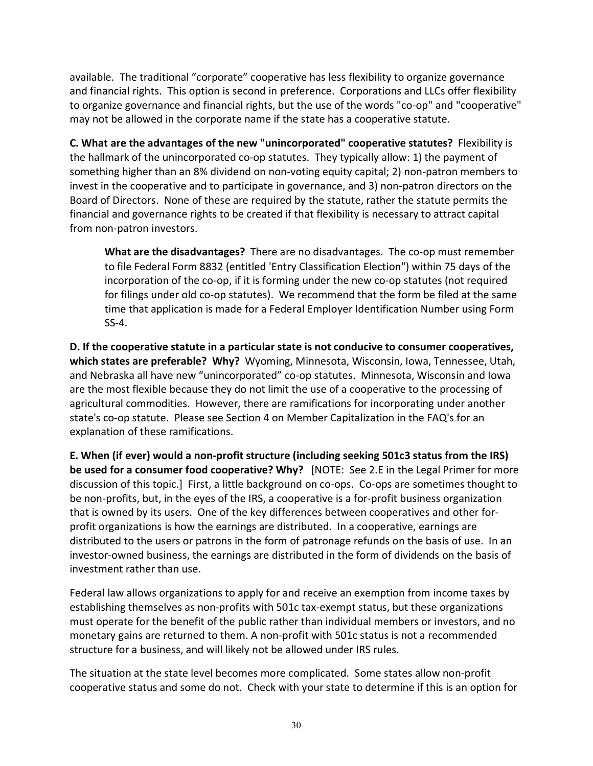available. The traditional "corporate" cooperative has less flexibility to organize governance and financial rights. This option is second in preference. Corporations and LLCs offer flexibility to organize governance and financial rights, but the use of the words "co-op" and "cooperative" may not be allowed in the corporate name if the state has a cooperative statute.

**C. What are the advantages of the new "unincorporated" cooperative statutes?** Flexibility is the hallmark of the unincorporated co-op statutes. They typically allow: 1) the payment of something higher than an 8% dividend on non-voting equity capital; 2) non-patron members to invest in the cooperative and to participate in governance, and 3) non-patron directors on the Board of Directors. None of these are required by the statute, rather the statute permits the financial and governance rights to be created if that flexibility is necessary to attract capital from non-patron investors.

> **What are the disadvantages?** There are no disadvantages. The co-op must remember to file Federal Form 8832 (entitled 'Entry Classification Election") within 75 days of the incorporation of the co-op, if it is forming under the new co-op statutes (not required for filings under old co-op statutes). We recommend that the form be filed at the same time that application is made for a Federal Employer Identification Number using Form SS-4.

**D. If the cooperative statute in a particular state is not conducive to consumer cooperatives, which states are preferable? Why?** Wyoming, Minnesota, Wisconsin, Iowa, Tennessee, Utah, and Nebraska all have new "unincorporated" co-op statutes. Minnesota, Wisconsin and Iowa are the most flexible because they do not limit the use of a cooperative to the processing of agricultural commodities. However, there are ramifications for incorporating under another state's co-op statute. Please see Section 4 on Member Capitalization in the FAQ's for an explanation of these ramifications.

**E. When (if ever) would a non-profit structure (including seeking 501c3 status from the IRS) be used for a consumer food cooperative? Why?** [NOTE: See 2.E in the Legal Primer for more discussion of this topic.] First, a little background on co-ops. Co-ops are sometimes thought to be non-profits, but, in the eyes of the IRS, a cooperative is a for-profit business organization that is owned by its users. One of the key differences between cooperatives and other for-profit organizations is how the earnings are distributed. In a cooperative, earnings are distributed to the users or patrons in the form of patronage refunds on the basis of use. In an investor-owned business, the earnings are distributed in the form of dividends on the basis of investment rather than use.

Federal law allows organizations to apply for and receive an exemption from income taxes by establishing themselves as non-profits with 501c tax-exempt status, but these organizations must operate for the benefit of the public rather than individual members or investors, and no monetary gains are returned to them. A non-profit with 501c status is not a recommended structure for a business, and will likely not be allowed under IRS rules.

The situation at the state level becomes more complicated. Some states allow non-profit cooperative status and some do not. Check with your state to determine if this is an option for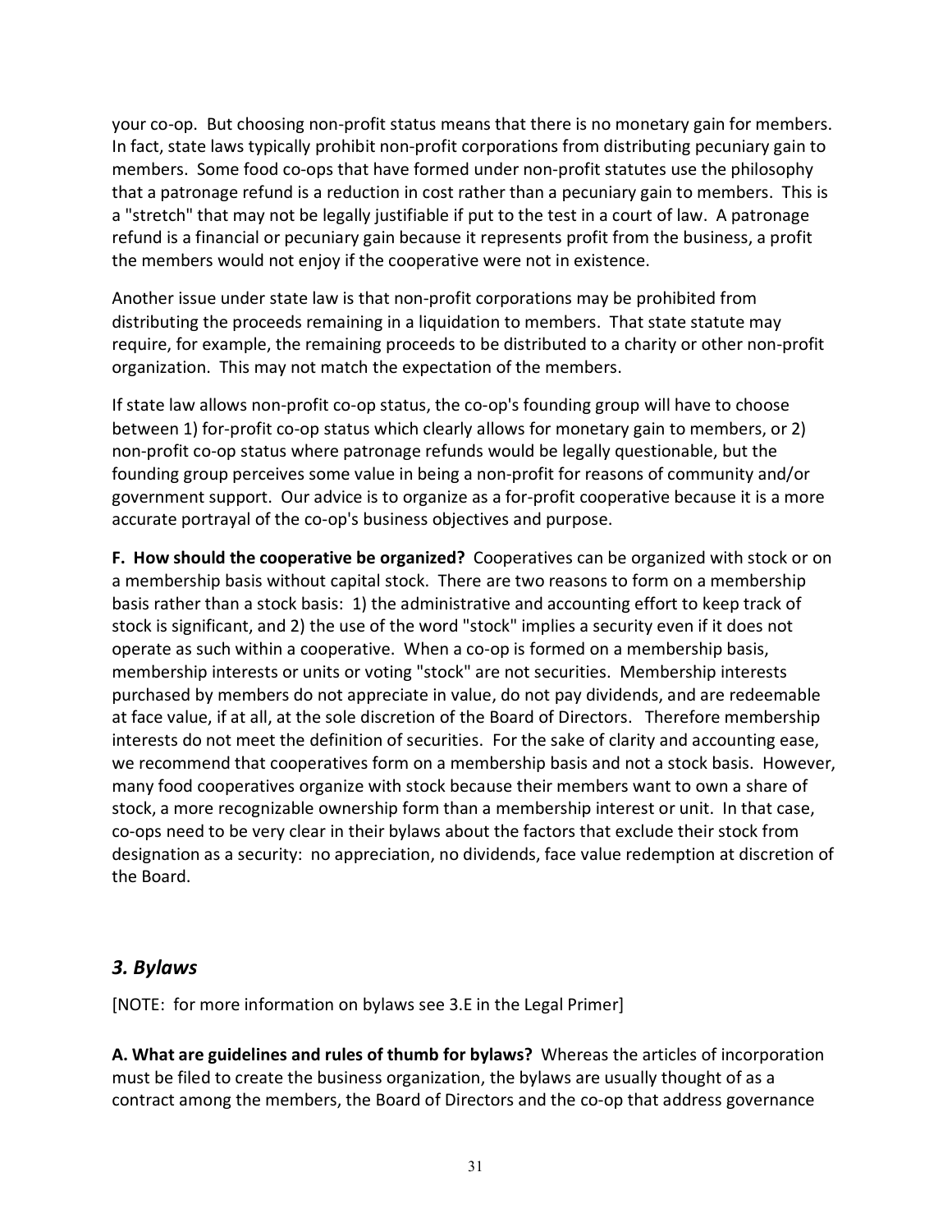your co-op. But choosing non-profit status means that there is no monetary gain for members. In fact, state laws typically prohibit non-profit corporations from distributing pecuniary gain to members. Some food co-ops that have formed under non-profit statutes use the philosophy that a patronage refund is a reduction in cost rather than a pecuniary gain to members. This is a "stretch" that may not be legally justifiable if put to the test in a court of law. A patronage refund is a financial or pecuniary gain because it represents profit from the business, a profit the members would not enjoy if the cooperative were not in existence.

Another issue under state law is that non-profit corporations may be prohibited from distributing the proceeds remaining in a liquidation to members. That state statute may require, for example, the remaining proceeds to be distributed to a charity or other non-profit organization. This may not match the expectation of the members.

If state law allows non-profit co-op status, the co-op's founding group will have to choose between 1) for-profit co-op status which clearly allows for monetary gain to members, or 2) non-profit co-op status where patronage refunds would be legally questionable, but the founding group perceives some value in being a non-profit for reasons of community and/or government support. Our advice is to organize as a for-profit cooperative because it is a more accurate portrayal of the co-op's business objectives and purpose.

**F. How should the cooperative be organized?** Cooperatives can be organized with stock or on a membership basis without capital stock. There are two reasons to form on a membership basis rather than a stock basis: 1) the administrative and accounting effort to keep track of stock is significant, and 2) the use of the word "stock" implies a security even if it does not operate as such within a cooperative. When a co-op is formed on a membership basis, membership interests or units or voting "stock" are not securities. Membership interests purchased by members do not appreciate in value, do not pay dividends, and are redeemable at face value, if at all, at the sole discretion of the Board of Directors. Therefore membership interests do not meet the definition of securities. For the sake of clarity and accounting ease, we recommend that cooperatives form on a membership basis and not a stock basis. However, many food cooperatives organize with stock because their members want to own a share of stock, a more recognizable ownership form than a membership interest or unit. In that case, co-ops need to be very clear in their bylaws about the factors that exclude their stock from designation as a security: no appreciation, no dividends, face value redemption at discretion of the Board.

## *3. Bylaws*

[NOTE: for more information on bylaws see 3.E in the Legal Primer]

**A. What are guidelines and rules of thumb for bylaws?** Whereas the articles of incorporation must be filed to create the business organization, the bylaws are usually thought of as a contract among the members, the Board of Directors and the co-op that address governance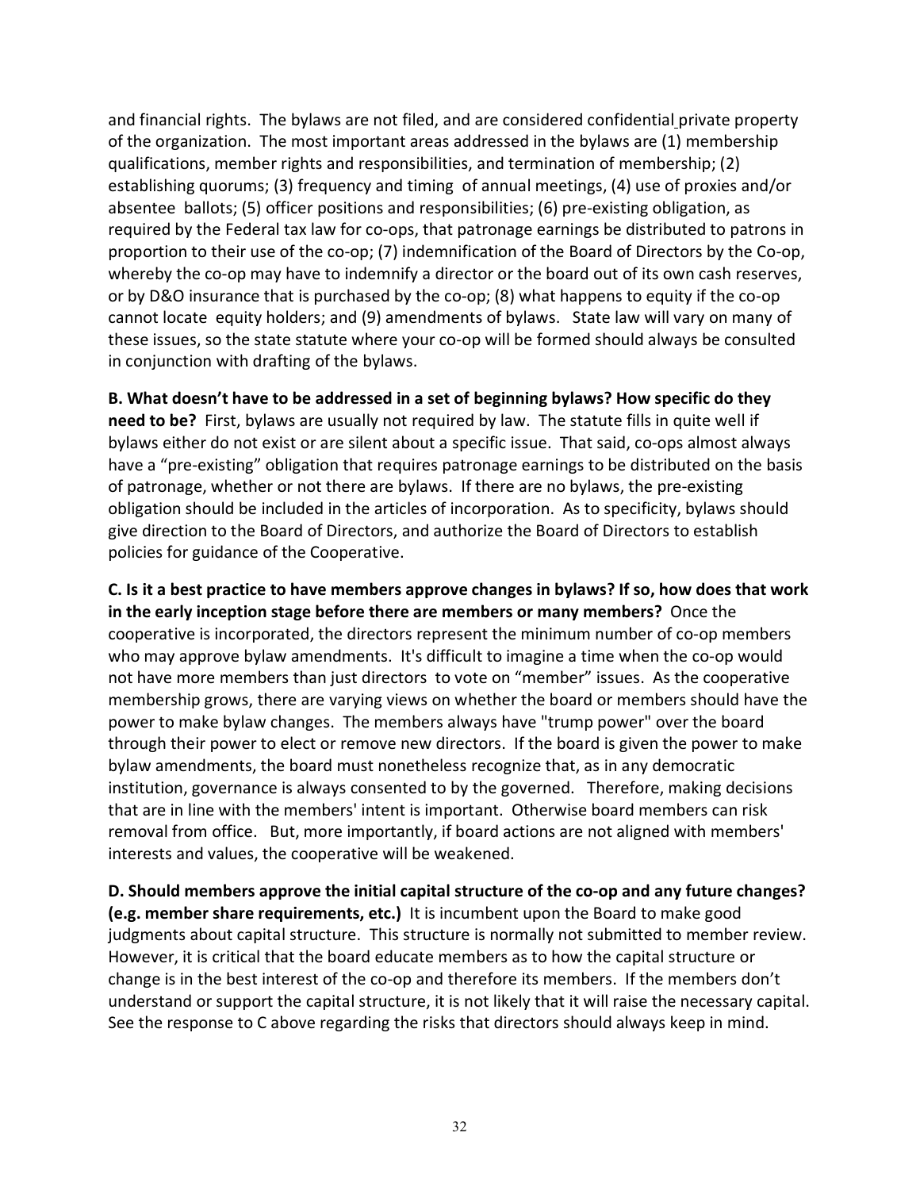and financial rights. The bylaws are not filed, and are considered confidential private property of the organization. The most important areas addressed in the bylaws are (1) membership qualifications, member rights and responsibilities, and termination of membership; (2) establishing quorums; (3) frequency and timing of annual meetings, (4) use of proxies and/or absentee ballots; (5) officer positions and responsibilities; (6) pre-existing obligation, as required by the Federal tax law for co-ops, that patronage earnings be distributed to patrons in proportion to their use of the co-op; (7) indemnification of the Board of Directors by the Co-op, whereby the co-op may have to indemnify a director or the board out of its own cash reserves, or by D&O insurance that is purchased by the co-op; (8) what happens to equity if the co-op cannot locate equity holders; and (9) amendments of bylaws. State law will vary on many of these issues, so the state statute where your co-op will be formed should always be consulted in conjunction with drafting of the bylaws.

**B. What doesn't have to be addressed in a set of beginning bylaws? How specific do they need to be?** First, bylaws are usually not required by law. The statute fills in quite well if bylaws either do not exist or are silent about a specific issue. That said, co-ops almost always have a "pre-existing" obligation that requires patronage earnings to be distributed on the basis of patronage, whether or not there are bylaws. If there are no bylaws, the pre-existing obligation should be included in the articles of incorporation. As to specificity, bylaws should give direction to the Board of Directors, and authorize the Board of Directors to establish policies for guidance of the Cooperative.

**C. Is it a best practice to have members approve changes in bylaws? If so, how does that work in the early inception stage before there are members or many members?** Once the cooperative is incorporated, the directors represent the minimum number of co-op members who may approve bylaw amendments. It's difficult to imagine a time when the co-op would not have more members than just directors to vote on "member" issues. As the cooperative membership grows, there are varying views on whether the board or members should have the power to make bylaw changes. The members always have "trump power" over the board through their power to elect or remove new directors. If the board is given the power to make bylaw amendments, the board must nonetheless recognize that, as in any democratic institution, governance is always consented to by the governed. Therefore, making decisions that are in line with the members' intent is important. Otherwise board members can risk removal from office. But, more importantly, if board actions are not aligned with members' interests and values, the cooperative will be weakened.

**D. Should members approve the initial capital structure of the co-op and any future changes? (e.g. member share requirements, etc.)** It is incumbent upon the Board to make good judgments about capital structure. This structure is normally not submitted to member review. However, it is critical that the board educate members as to how the capital structure or change is in the best interest of the co-op and therefore its members. If the members don't understand or support the capital structure, it is not likely that it will raise the necessary capital. See the response to C above regarding the risks that directors should always keep in mind.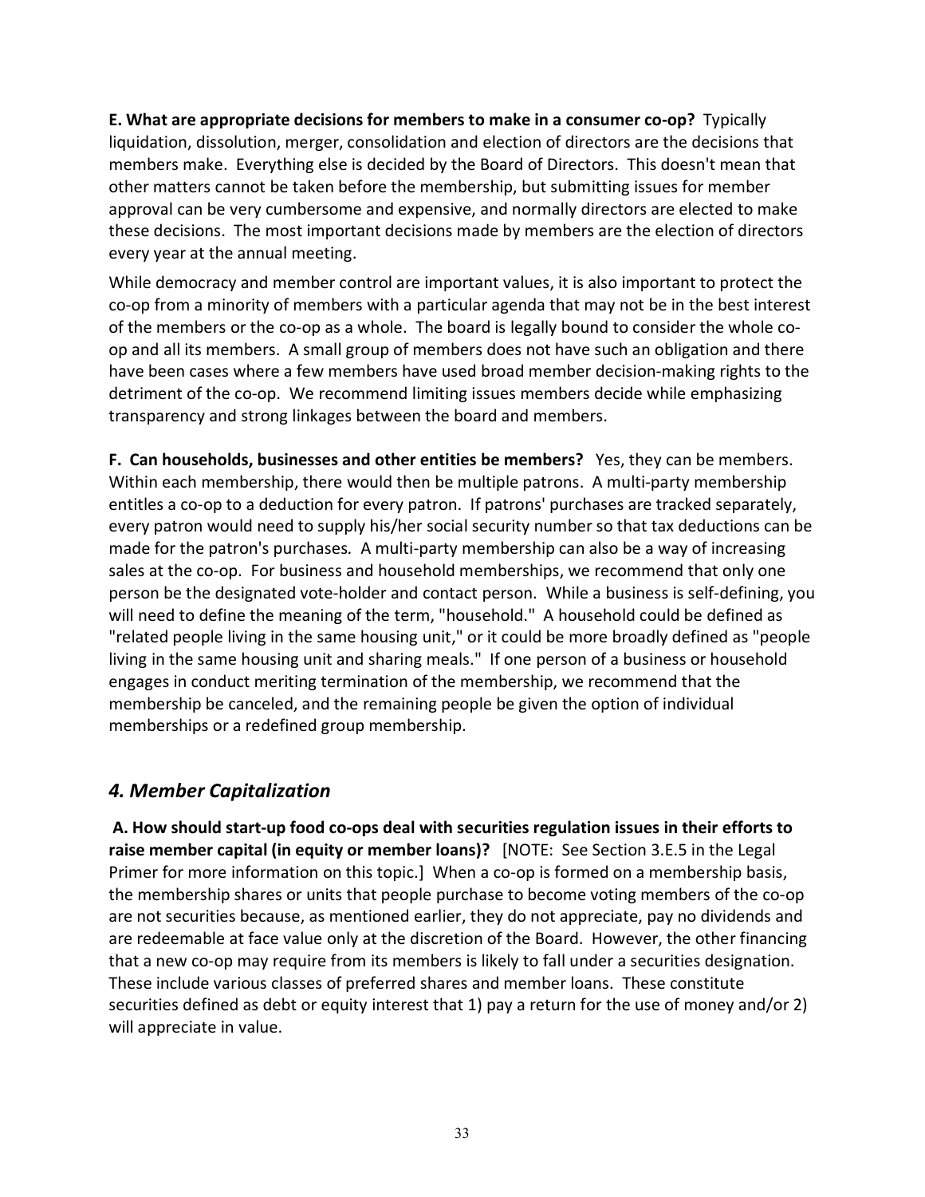**E. What are appropriate decisions for members to make in a consumer co-op?** Typically liquidation, dissolution, merger, consolidation and election of directors are the decisions that members make. Everything else is decided by the Board of Directors. This doesn't mean that other matters cannot be taken before the membership, but submitting issues for member approval can be very cumbersome and expensive, and normally directors are elected to make these decisions. The most important decisions made by members are the election of directors every year at the annual meeting.

While democracy and member control are important values, it is also important to protect the co-op from a minority of members with a particular agenda that may not be in the best interest of the members or the co-op as a whole. The board is legally bound to consider the whole co-op and all its members. A small group of members does not have such an obligation and there have been cases where a few members have used broad member decision-making rights to the detriment of the co-op. We recommend limiting issues members decide while emphasizing transparency and strong linkages between the board and members.

**F. Can households, businesses and other entities be members?** Yes, they can be members. Within each membership, there would then be multiple patrons. A multi-party membership entitles a co-op to a deduction for every patron. If patrons' purchases are tracked separately, every patron would need to supply his/her social security number so that tax deductions can be made for the patron's purchases. A multi-party membership can also be a way of increasing sales at the co-op. For business and household memberships, we recommend that only one person be the designated vote-holder and contact person. While a business is self-defining, you will need to define the meaning of the term, "household." A household could be defined as "related people living in the same housing unit," or it could be more broadly defined as "people living in the same housing unit and sharing meals." If one person of a business or household engages in conduct meriting termination of the membership, we recommend that the membership be canceled, and the remaining people be given the option of individual memberships or a redefined group membership.

## *4. Member Capitalization*

**A. How should start-up food co-ops deal with securities regulation issues in their efforts to raise member capital (in equity or member loans)?** [NOTE: See Section 3.E.5 in the Legal Primer for more information on this topic.] When a co-op is formed on a membership basis, the membership shares or units that people purchase to become voting members of the co-op are not securities because, as mentioned earlier, they do not appreciate, pay no dividends and are redeemable at face value only at the discretion of the Board. However, the other financing that a new co-op may require from its members is likely to fall under a securities designation. These include various classes of preferred shares and member loans. These constitute securities defined as debt or equity interest that 1) pay a return for the use of money and/or 2) will appreciate in value.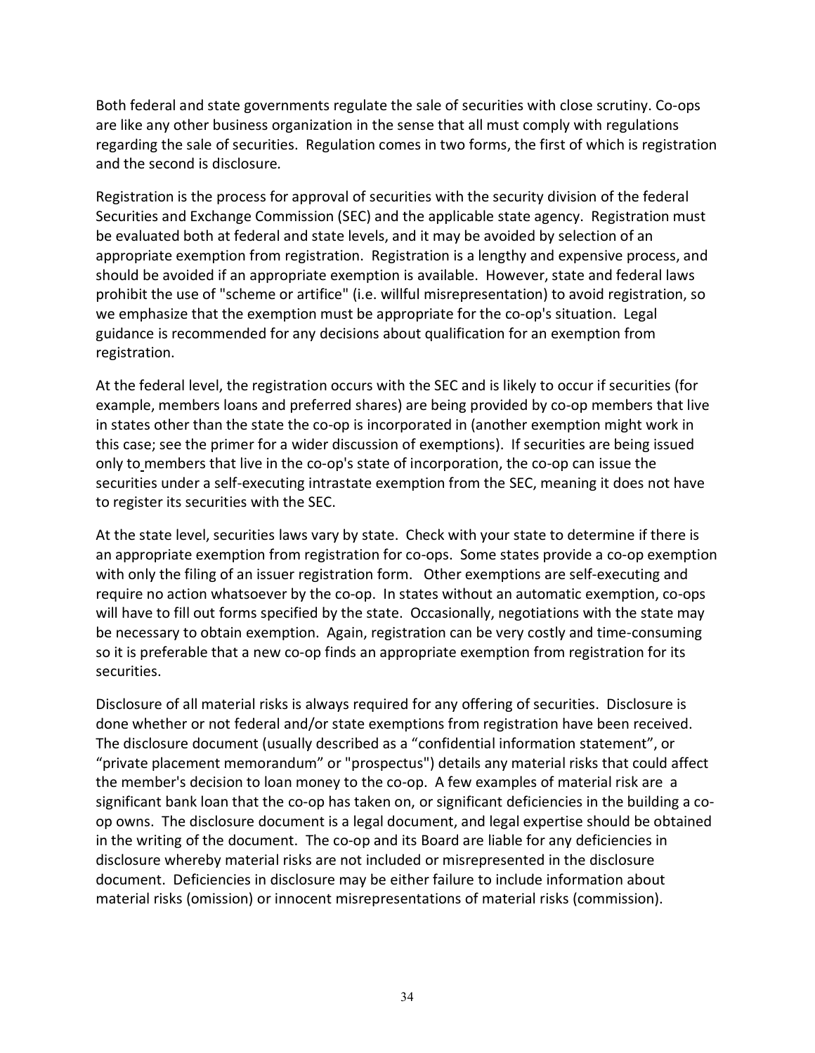Both federal and state governments regulate the sale of securities with close scrutiny. Co-ops are like any other business organization in the sense that all must comply with regulations regarding the sale of securities. Regulation comes in two forms, the first of which is registration and the second is disclosure.

Registration is the process for approval of securities with the security division of the federal Securities and Exchange Commission (SEC) and the applicable state agency. Registration must be evaluated both at federal and state levels, and it may be avoided by selection of an appropriate exemption from registration. Registration is a lengthy and expensive process, and should be avoided if an appropriate exemption is available. However, state and federal laws prohibit the use of "scheme or artifice" (i.e. willful misrepresentation) to avoid registration, so we emphasize that the exemption must be appropriate for the co-op's situation. Legal guidance is recommended for any decisions about qualification for an exemption from registration.

At the federal level, the registration occurs with the SEC and is likely to occur if securities (for example, members loans and preferred shares) are being provided by co-op members that live in states other than the state the co-op is incorporated in (another exemption might work in this case; see the primer for a wider discussion of exemptions). If securities are being issued only to members that live in the co-op's state of incorporation, the co-op can issue the securities under a self-executing intrastate exemption from the SEC, meaning it does not have to register its securities with the SEC.

At the state level, securities laws vary by state. Check with your state to determine if there is an appropriate exemption from registration for co-ops. Some states provide a co-op exemption with only the filing of an issuer registration form. Other exemptions are self-executing and require no action whatsoever by the co-op. In states without an automatic exemption, co-ops will have to fill out forms specified by the state. Occasionally, negotiations with the state may be necessary to obtain exemption. Again, registration can be very costly and time-consuming so it is preferable that a new co-op finds an appropriate exemption from registration for its securities.

Disclosure of all material risks is always required for any offering of securities. Disclosure is done whether or not federal and/or state exemptions from registration have been received. The disclosure document (usually described as a "confidential information statement", or "private placement memorandum" or "prospectus") details any material risks that could affect the member's decision to loan money to the co-op. A few examples of material risk are a significant bank loan that the co-op has taken on, or significant deficiencies in the building a co-op owns. The disclosure document is a legal document, and legal expertise should be obtained in the writing of the document. The co-op and its Board are liable for any deficiencies in disclosure whereby material risks are not included or misrepresented in the disclosure document. Deficiencies in disclosure may be either failure to include information about material risks (omission) or innocent misrepresentations of material risks (commission).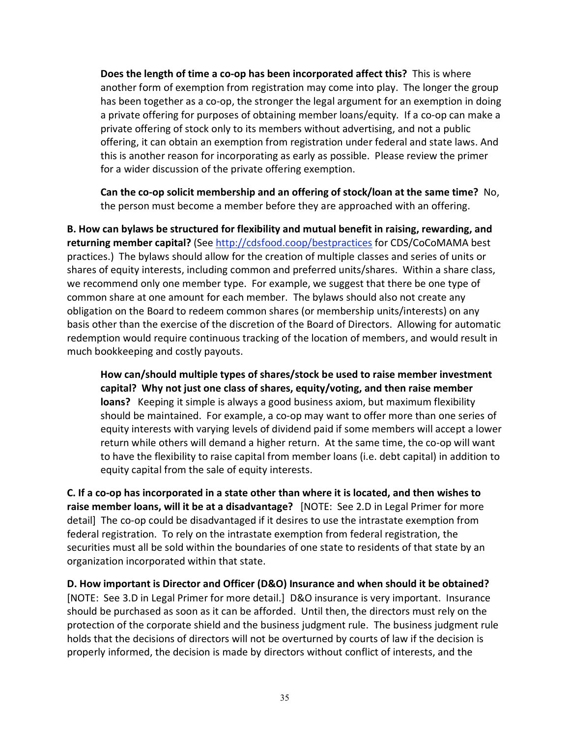**Does the length of time a co-op has been incorporated affect this?** This is where another form of exemption from registration may come into play. The longer the group has been together as a co-op, the stronger the legal argument for an exemption in doing a private offering for purposes of obtaining member loans/equity. If a co-op can make a private offering of stock only to its members without advertising, and not a public offering, it can obtain an exemption from registration under federal and state laws. And this is another reason for incorporating as early as possible. Please review the primer for a wider discussion of the private offering exemption.

**Can the co-op solicit membership and an offering of stock/loan at the same time?** No, the person must become a member before they are approached with an offering.

**B. How can bylaws be structured for flexibility and mutual benefit in raising, rewarding, and returning member capital?** (See http://cdsfood.coop/bestpractices for CDS/CoCoMAMA best practices.) The bylaws should allow for the creation of multiple classes and series of units or shares of equity interests, including common and preferred units/shares. Within a share class, we recommend only one member type. For example, we suggest that there be one type of common share at one amount for each member. The bylaws should also not create any obligation on the Board to redeem common shares (or membership units/interests) on any basis other than the exercise of the discretion of the Board of Directors. Allowing for automatic redemption would require continuous tracking of the location of members, and would result in much bookkeeping and costly payouts.

**How can/should multiple types of shares/stock be used to raise member investment capital? Why not just one class of shares, equity/voting, and then raise member loans?** Keeping it simple is always a good business axiom, but maximum flexibility should be maintained. For example, a co-op may want to offer more than one series of equity interests with varying levels of dividend paid if some members will accept a lower return while others will demand a higher return. At the same time, the co-op will want to have the flexibility to raise capital from member loans (i.e. debt capital) in addition to equity capital from the sale of equity interests.

**C. If a co-op has incorporated in a state other than where it is located, and then wishes to raise member loans, will it be at a disadvantage?** [NOTE: See 2.D in Legal Primer for more detail] The co-op could be disadvantaged if it desires to use the intrastate exemption from federal registration. To rely on the intrastate exemption from federal registration, the securities must all be sold within the boundaries of one state to residents of that state by an organization incorporated within that state.

**D. How important is Director and Officer (D&O) Insurance and when should it be obtained?** [NOTE: See 3.D in Legal Primer for more detail.] D&O insurance is very important. Insurance should be purchased as soon as it can be afforded. Until then, the directors must rely on the protection of the corporate shield and the business judgment rule. The business judgment rule holds that the decisions of directors will not be overturned by courts of law if the decision is properly informed, the decision is made by directors without conflict of interests, and the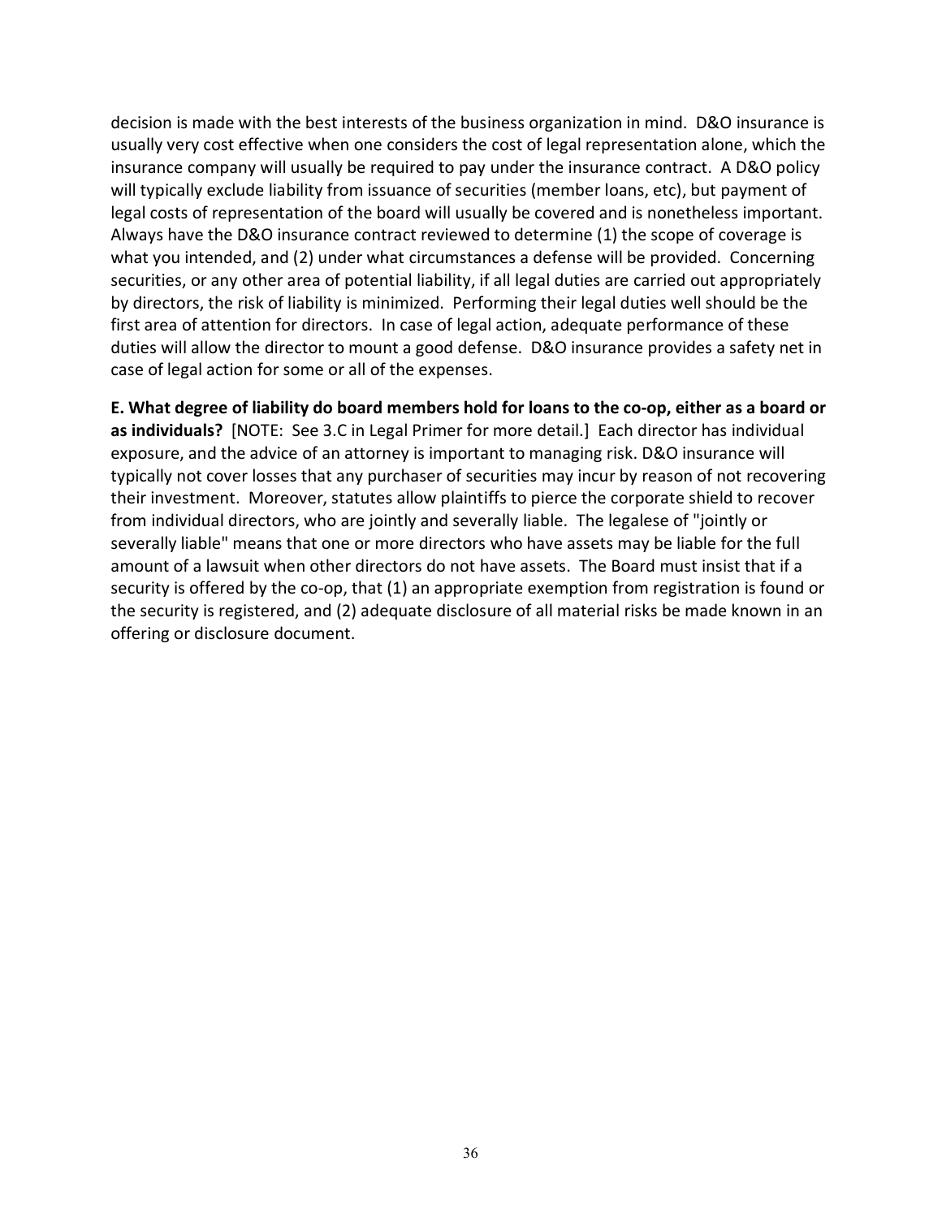decision is made with the best interests of the business organization in mind. D&O insurance is usually very cost effective when one considers the cost of legal representation alone, which the insurance company will usually be required to pay under the insurance contract. A D&O policy will typically exclude liability from issuance of securities (member loans, etc), but payment of legal costs of representation of the board will usually be covered and is nonetheless important. Always have the D&O insurance contract reviewed to determine (1) the scope of coverage is what you intended, and (2) under what circumstances a defense will be provided. Concerning securities, or any other area of potential liability, if all legal duties are carried out appropriately by directors, the risk of liability is minimized. Performing their legal duties well should be the first area of attention for directors. In case of legal action, adequate performance of these duties will allow the director to mount a good defense. D&O insurance provides a safety net in case of legal action for some or all of the expenses.

**E. What degree of liability do board members hold for loans to the co-op, either as a board or as individuals?** [NOTE: See 3.C in Legal Primer for more detail.] Each director has individual exposure, and the advice of an attorney is important to managing risk. D&O insurance will typically not cover losses that any purchaser of securities may incur by reason of not recovering their investment. Moreover, statutes allow plaintiffs to pierce the corporate shield to recover from individual directors, who are jointly and severally liable. The legalese of "jointly or severally liable" means that one or more directors who have assets may be liable for the full amount of a lawsuit when other directors do not have assets. The Board must insist that if a security is offered by the co-op, that (1) an appropriate exemption from registration is found or the security is registered, and (2) adequate disclosure of all material risks be made known in an offering or disclosure document.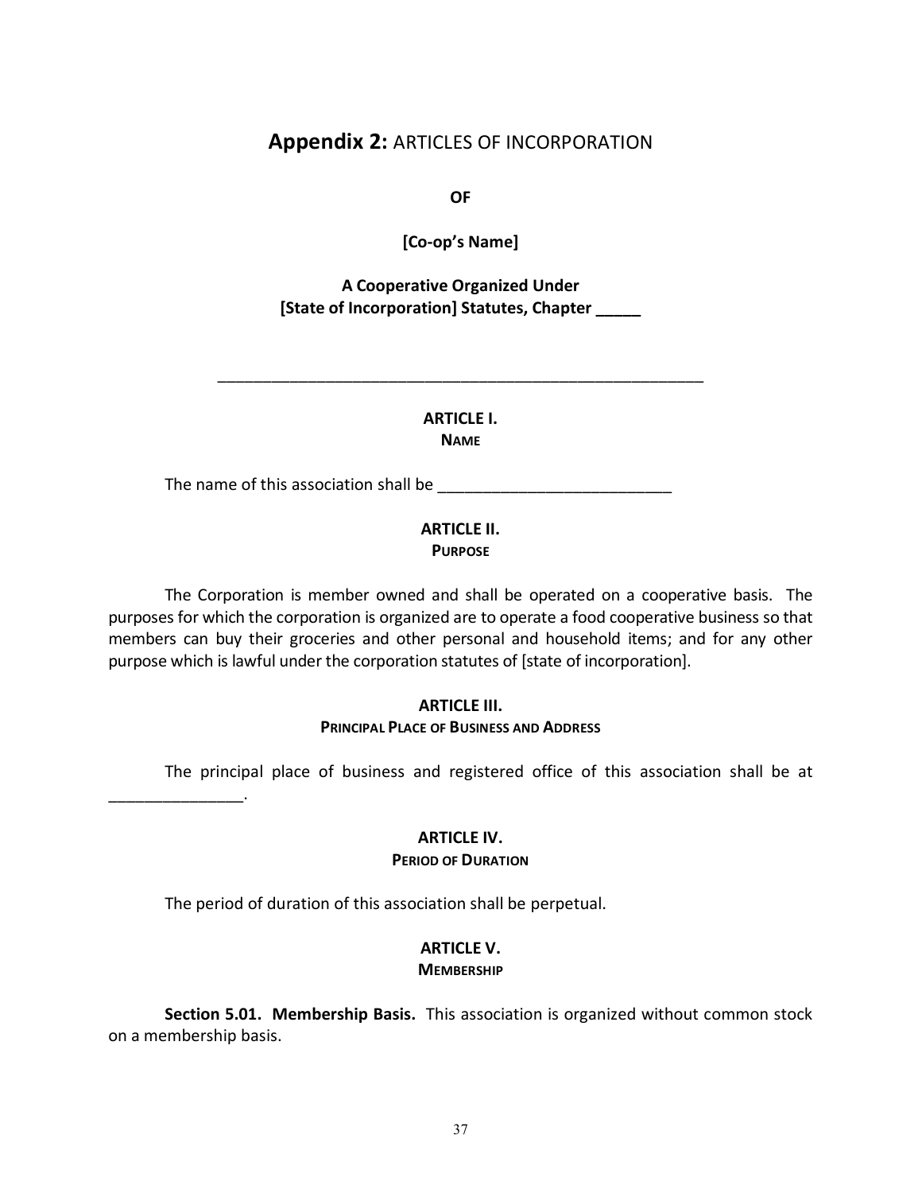## **Appendix 2:** ARTICLES OF INCORPORATION

**OF**

**[Co-op's Name]**

**A Cooperative Organized Under**
**[State of Incorporation] Statutes, Chapter _____**

_______________________________________________________

**ARTICLE I.**
**NAME**

The name of this association shall be __________________________

**ARTICLE II.**
**PURPOSE**

The Corporation is member owned and shall be operated on a cooperative basis. The purposes for which the corporation is organized are to operate a food cooperative business so that members can buy their groceries and other personal and household items; and for any other purpose which is lawful under the corporation statutes of [state of incorporation].

**ARTICLE III.**
**PRINCIPAL PLACE OF BUSINESS AND ADDRESS**

The principal place of business and registered office of this association shall be at _______________.

**ARTICLE IV.**
**PERIOD OF DURATION**

The period of duration of this association shall be perpetual.

**ARTICLE V.**
**MEMBERSHIP**

**Section 5.01. Membership Basis.** This association is organized without common stock on a membership basis.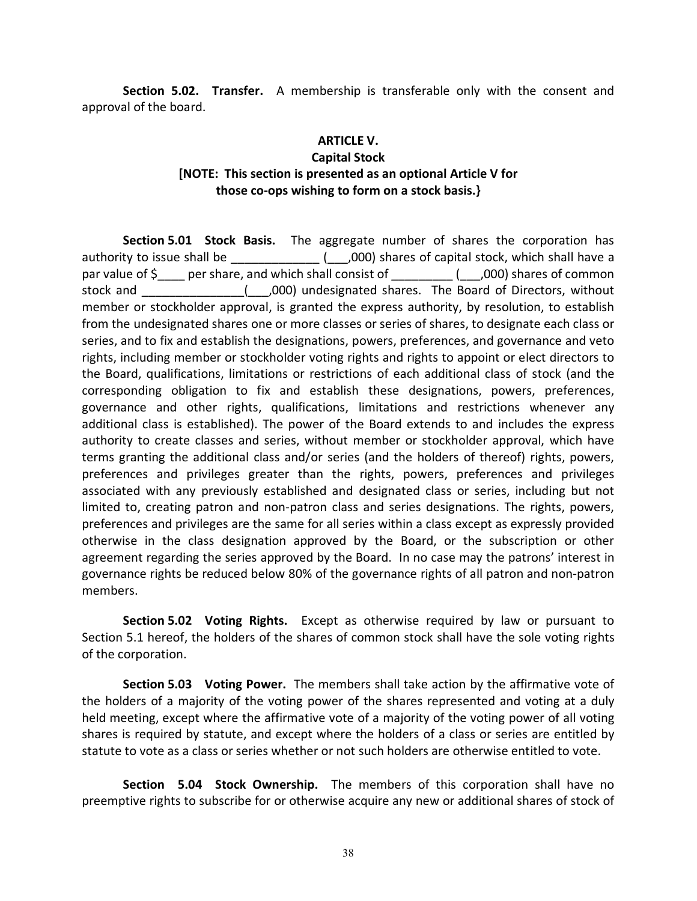**Section 5.02. Transfer.** A membership is transferable only with the consent and approval of the board.

## ARTICLE V.
## Capital Stock
### [NOTE: This section is presented as an optional Article V for those co-ops wishing to form on a stock basis.}

**Section 5.01 Stock Basis.** The aggregate number of shares the corporation has authority to issue shall be _____________ (___,000) shares of capital stock, which shall have a par value of $____ per share, and which shall consist of _________ (___,000) shares of common stock and _______________(___,000) undesignated shares. The Board of Directors, without member or stockholder approval, is granted the express authority, by resolution, to establish from the undesignated shares one or more classes or series of shares, to designate each class or series, and to fix and establish the designations, powers, preferences, and governance and veto rights, including member or stockholder voting rights and rights to appoint or elect directors to the Board, qualifications, limitations or restrictions of each additional class of stock (and the corresponding obligation to fix and establish these designations, powers, preferences, governance and other rights, qualifications, limitations and restrictions whenever any additional class is established). The power of the Board extends to and includes the express authority to create classes and series, without member or stockholder approval, which have terms granting the additional class and/or series (and the holders of thereof) rights, powers, preferences and privileges greater than the rights, powers, preferences and privileges associated with any previously established and designated class or series, including but not limited to, creating patron and non-patron class and series designations. The rights, powers, preferences and privileges are the same for all series within a class except as expressly provided otherwise in the class designation approved by the Board, or the subscription or other agreement regarding the series approved by the Board. In no case may the patrons' interest in governance rights be reduced below 80% of the governance rights of all patron and non-patron members.

**Section 5.02 Voting Rights.** Except as otherwise required by law or pursuant to Section 5.1 hereof, the holders of the shares of common stock shall have the sole voting rights of the corporation.

**Section 5.03 Voting Power.** The members shall take action by the affirmative vote of the holders of a majority of the voting power of the shares represented and voting at a duly held meeting, except where the affirmative vote of a majority of the voting power of all voting shares is required by statute, and except where the holders of a class or series are entitled by statute to vote as a class or series whether or not such holders are otherwise entitled to vote.

**Section 5.04 Stock Ownership.** The members of this corporation shall have no preemptive rights to subscribe for or otherwise acquire any new or additional shares of stock of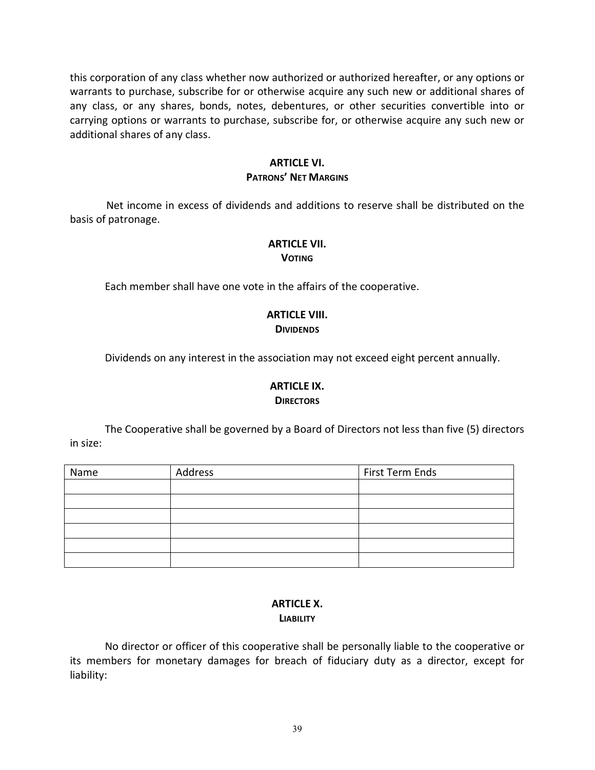this corporation of any class whether now authorized or authorized hereafter, or any options or warrants to purchase, subscribe for or otherwise acquire any such new or additional shares of any class, or any shares, bonds, notes, debentures, or other securities convertible into or carrying options or warrants to purchase, subscribe for, or otherwise acquire any such new or additional shares of any class.

## ARTICLE VI.
### PATRONS' NET MARGINS

Net income in excess of dividends and additions to reserve shall be distributed on the basis of patronage.

## ARTICLE VII.
### VOTING

Each member shall have one vote in the affairs of the cooperative.

## ARTICLE VIII.
### DIVIDENDS

Dividends on any interest in the association may not exceed eight percent annually.

## ARTICLE IX.
### DIRECTORS

The Cooperative shall be governed by a Board of Directors not less than five (5) directors in size:

| Name | Address | First Term Ends |
| --- | --- | --- |
| | | |
| | | |
| | | |
| | | |
| | | |
| | | |

## ARTICLE X.
### LIABILITY

No director or officer of this cooperative shall be personally liable to the cooperative or its members for monetary damages for breach of fiduciary duty as a director, except for liability: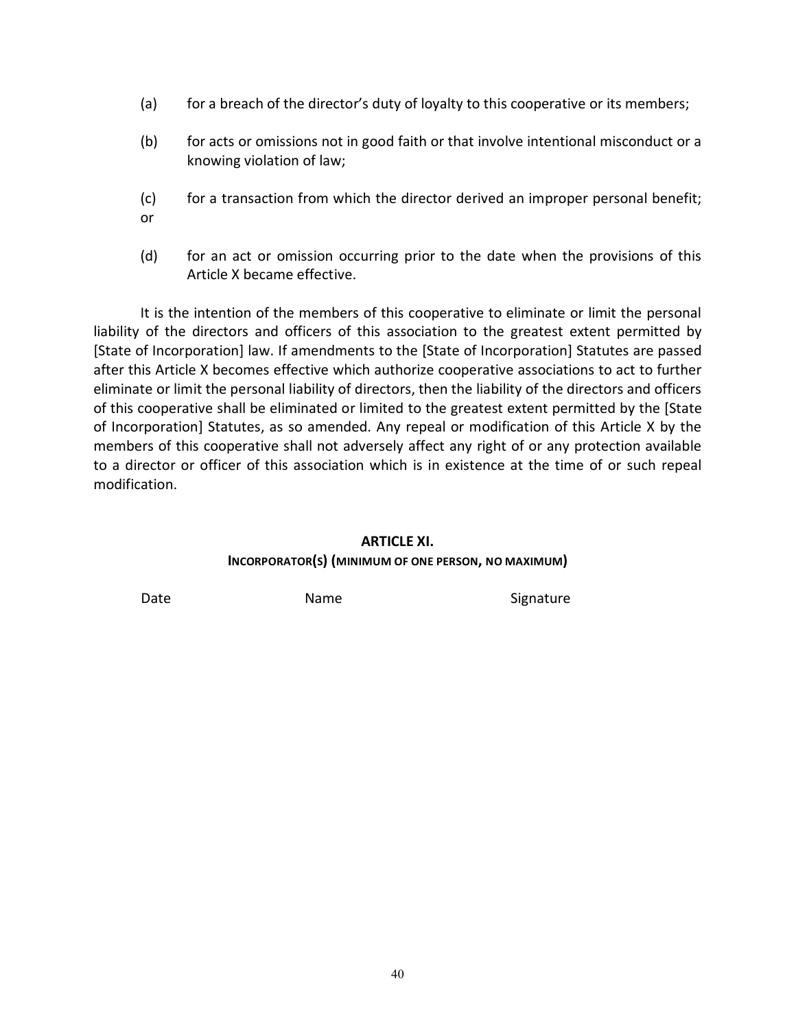(a) for a breach of the director's duty of loyalty to this cooperative or its members;

(b) for acts or omissions not in good faith or that involve intentional misconduct or a knowing violation of law;

(c) for a transaction from which the director derived an improper personal benefit; or

(d) for an act or omission occurring prior to the date when the provisions of this Article X became effective.

It is the intention of the members of this cooperative to eliminate or limit the personal liability of the directors and officers of this association to the greatest extent permitted by [State of Incorporation] law. If amendments to the [State of Incorporation] Statutes are passed after this Article X becomes effective which authorize cooperative associations to act to further eliminate or limit the personal liability of directors, then the liability of the directors and officers of this cooperative shall be eliminated or limited to the greatest extent permitted by the [State of Incorporation] Statutes, as so amended. Any repeal or modification of this Article X by the members of this cooperative shall not adversely affect any right of or any protection available to a director or officer of this association which is in existence at the time of or such repeal modification.

## ARTICLE XI.

### INCORPORATOR(S) (MINIMUM OF ONE PERSON, NO MAXIMUM)

Date Name Signature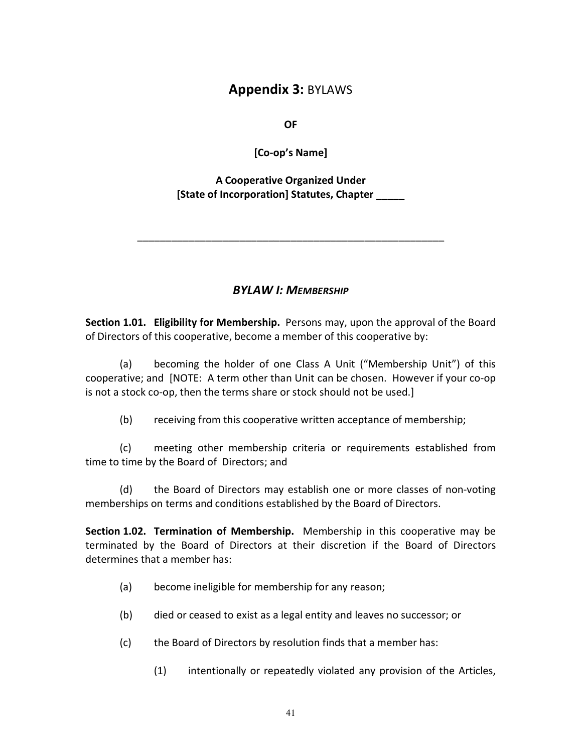# **Appendix 3:** BYLAWS

**OF**

**[Co-op's Name]**

**A Cooperative Organized Under**
**[State of Incorporation] Statutes, Chapter _____**

---

## *BYLAW I: MEMBERSHIP*

**Section 1.01. Eligibility for Membership.** Persons may, upon the approval of the Board of Directors of this cooperative, become a member of this cooperative by:

(a) becoming the holder of one Class A Unit ("Membership Unit") of this cooperative; and [NOTE: A term other than Unit can be chosen. However if your co-op is not a stock co-op, then the terms share or stock should not be used.]

(b) receiving from this cooperative written acceptance of membership;

(c) meeting other membership criteria or requirements established from time to time by the Board of Directors; and

(d) the Board of Directors may establish one or more classes of non-voting memberships on terms and conditions established by the Board of Directors.

**Section 1.02. Termination of Membership.** Membership in this cooperative may be terminated by the Board of Directors at their discretion if the Board of Directors determines that a member has:

(a) become ineligible for membership for any reason;

(b) died or ceased to exist as a legal entity and leaves no successor; or

(c) the Board of Directors by resolution finds that a member has:

(1) intentionally or repeatedly violated any provision of the Articles,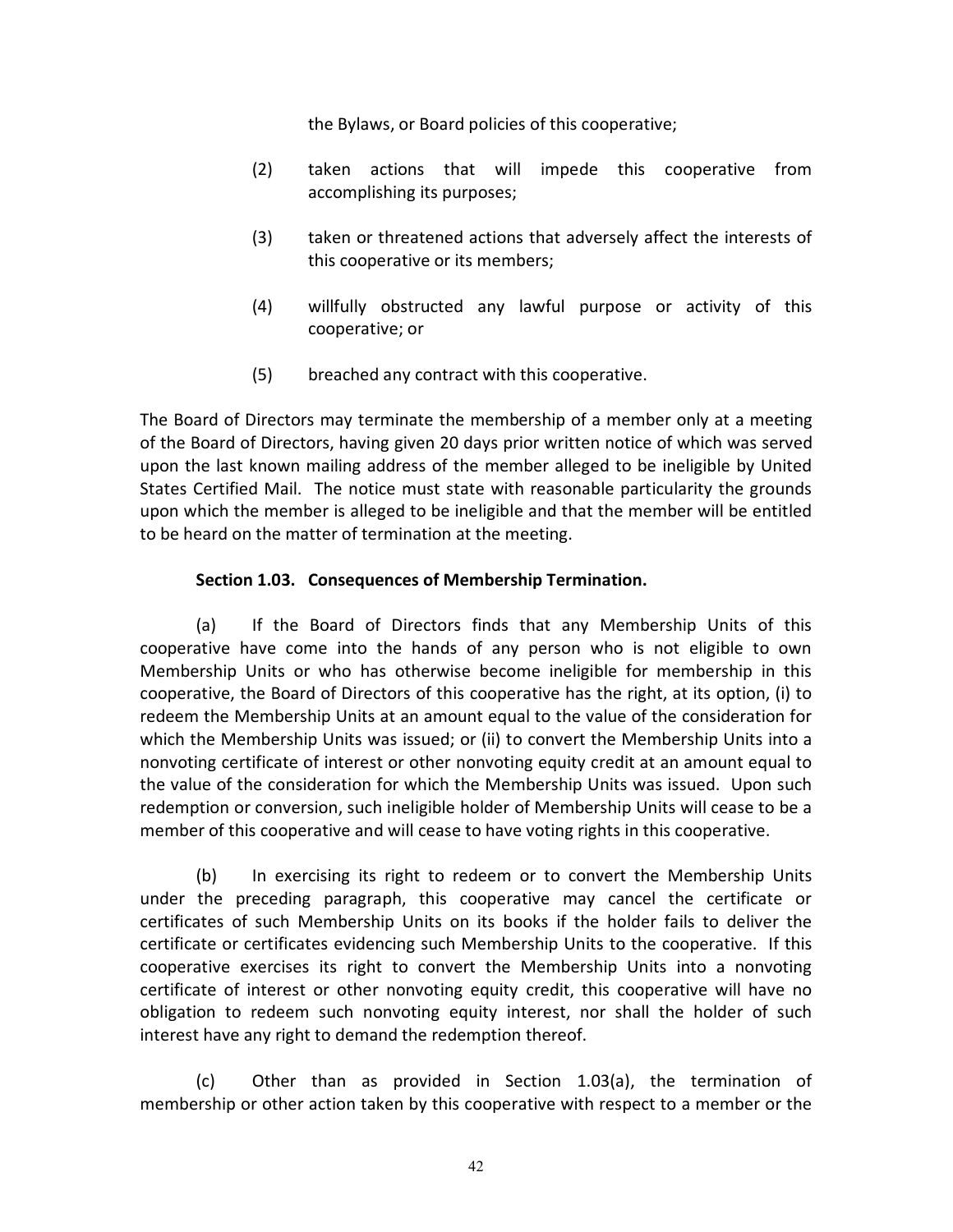the Bylaws, or Board policies of this cooperative;

(2) taken actions that will impede this cooperative from accomplishing its purposes;

(3) taken or threatened actions that adversely affect the interests of this cooperative or its members;

(4) willfully obstructed any lawful purpose or activity of this cooperative; or

(5) breached any contract with this cooperative.

The Board of Directors may terminate the membership of a member only at a meeting of the Board of Directors, having given 20 days prior written notice of which was served upon the last known mailing address of the member alleged to be ineligible by United States Certified Mail. The notice must state with reasonable particularity the grounds upon which the member is alleged to be ineligible and that the member will be entitled to be heard on the matter of termination at the meeting.

**Section 1.03. Consequences of Membership Termination.**

(a) If the Board of Directors finds that any Membership Units of this cooperative have come into the hands of any person who is not eligible to own Membership Units or who has otherwise become ineligible for membership in this cooperative, the Board of Directors of this cooperative has the right, at its option, (i) to redeem the Membership Units at an amount equal to the value of the consideration for which the Membership Units was issued; or (ii) to convert the Membership Units into a nonvoting certificate of interest or other nonvoting equity credit at an amount equal to the value of the consideration for which the Membership Units was issued. Upon such redemption or conversion, such ineligible holder of Membership Units will cease to be a member of this cooperative and will cease to have voting rights in this cooperative.

(b) In exercising its right to redeem or to convert the Membership Units under the preceding paragraph, this cooperative may cancel the certificate or certificates of such Membership Units on its books if the holder fails to deliver the certificate or certificates evidencing such Membership Units to the cooperative. If this cooperative exercises its right to convert the Membership Units into a nonvoting certificate of interest or other nonvoting equity credit, this cooperative will have no obligation to redeem such nonvoting equity interest, nor shall the holder of such interest have any right to demand the redemption thereof.

(c) Other than as provided in Section 1.03(a), the termination of membership or other action taken by this cooperative with respect to a member or the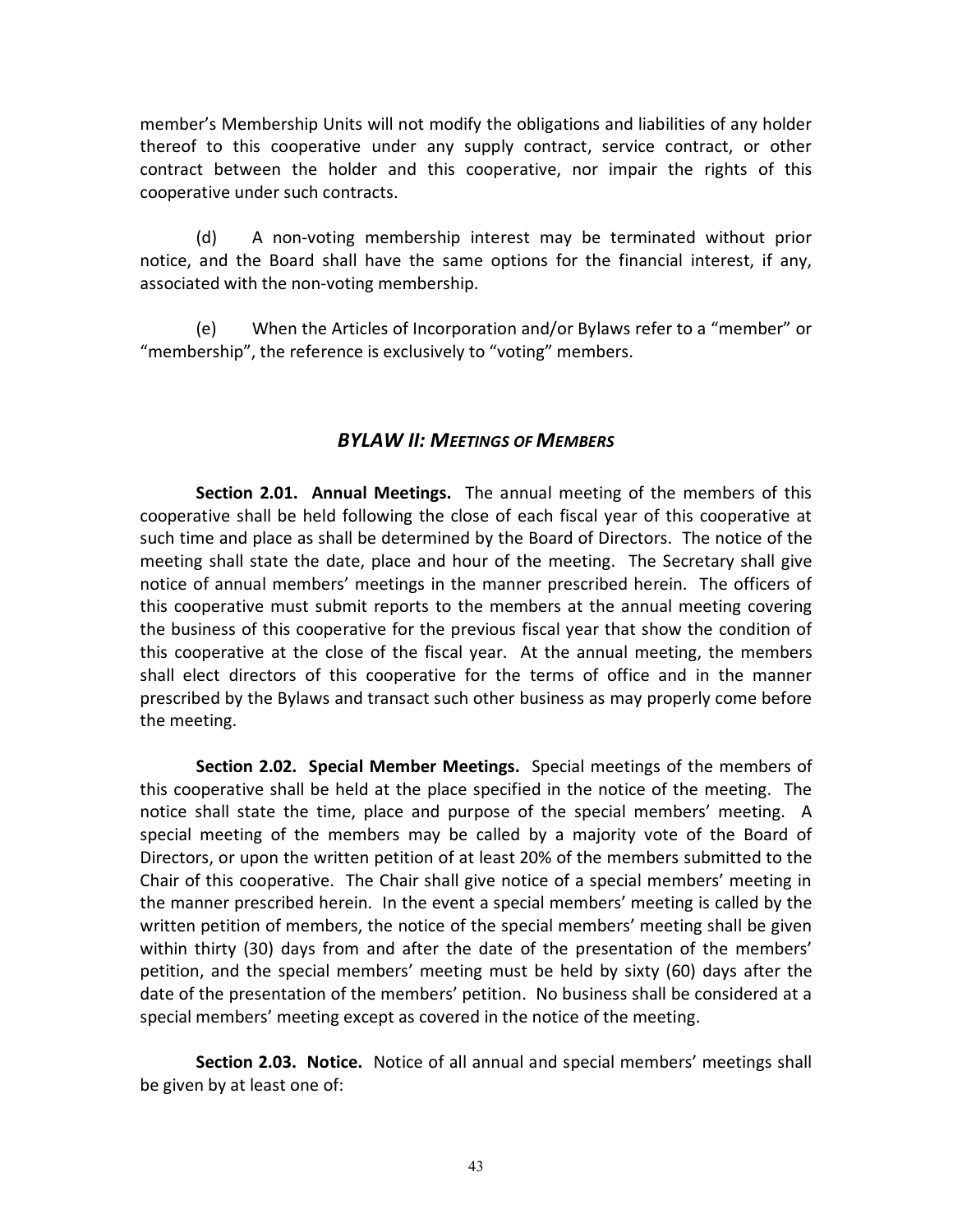member's Membership Units will not modify the obligations and liabilities of any holder thereof to this cooperative under any supply contract, service contract, or other contract between the holder and this cooperative, nor impair the rights of this cooperative under such contracts.

(d) A non-voting membership interest may be terminated without prior notice, and the Board shall have the same options for the financial interest, if any, associated with the non-voting membership.

(e) When the Articles of Incorporation and/or Bylaws refer to a "member" or "membership", the reference is exclusively to "voting" members.

## *BYLAW II: MEETINGS OF MEMBERS*

**Section 2.01. Annual Meetings.** The annual meeting of the members of this cooperative shall be held following the close of each fiscal year of this cooperative at such time and place as shall be determined by the Board of Directors. The notice of the meeting shall state the date, place and hour of the meeting. The Secretary shall give notice of annual members' meetings in the manner prescribed herein. The officers of this cooperative must submit reports to the members at the annual meeting covering the business of this cooperative for the previous fiscal year that show the condition of this cooperative at the close of the fiscal year. At the annual meeting, the members shall elect directors of this cooperative for the terms of office and in the manner prescribed by the Bylaws and transact such other business as may properly come before the meeting.

**Section 2.02. Special Member Meetings.** Special meetings of the members of this cooperative shall be held at the place specified in the notice of the meeting. The notice shall state the time, place and purpose of the special members' meeting. A special meeting of the members may be called by a majority vote of the Board of Directors, or upon the written petition of at least 20% of the members submitted to the Chair of this cooperative. The Chair shall give notice of a special members' meeting in the manner prescribed herein. In the event a special members' meeting is called by the written petition of members, the notice of the special members' meeting shall be given within thirty (30) days from and after the date of the presentation of the members' petition, and the special members' meeting must be held by sixty (60) days after the date of the presentation of the members' petition. No business shall be considered at a special members' meeting except as covered in the notice of the meeting.

**Section 2.03. Notice.** Notice of all annual and special members' meetings shall be given by at least one of: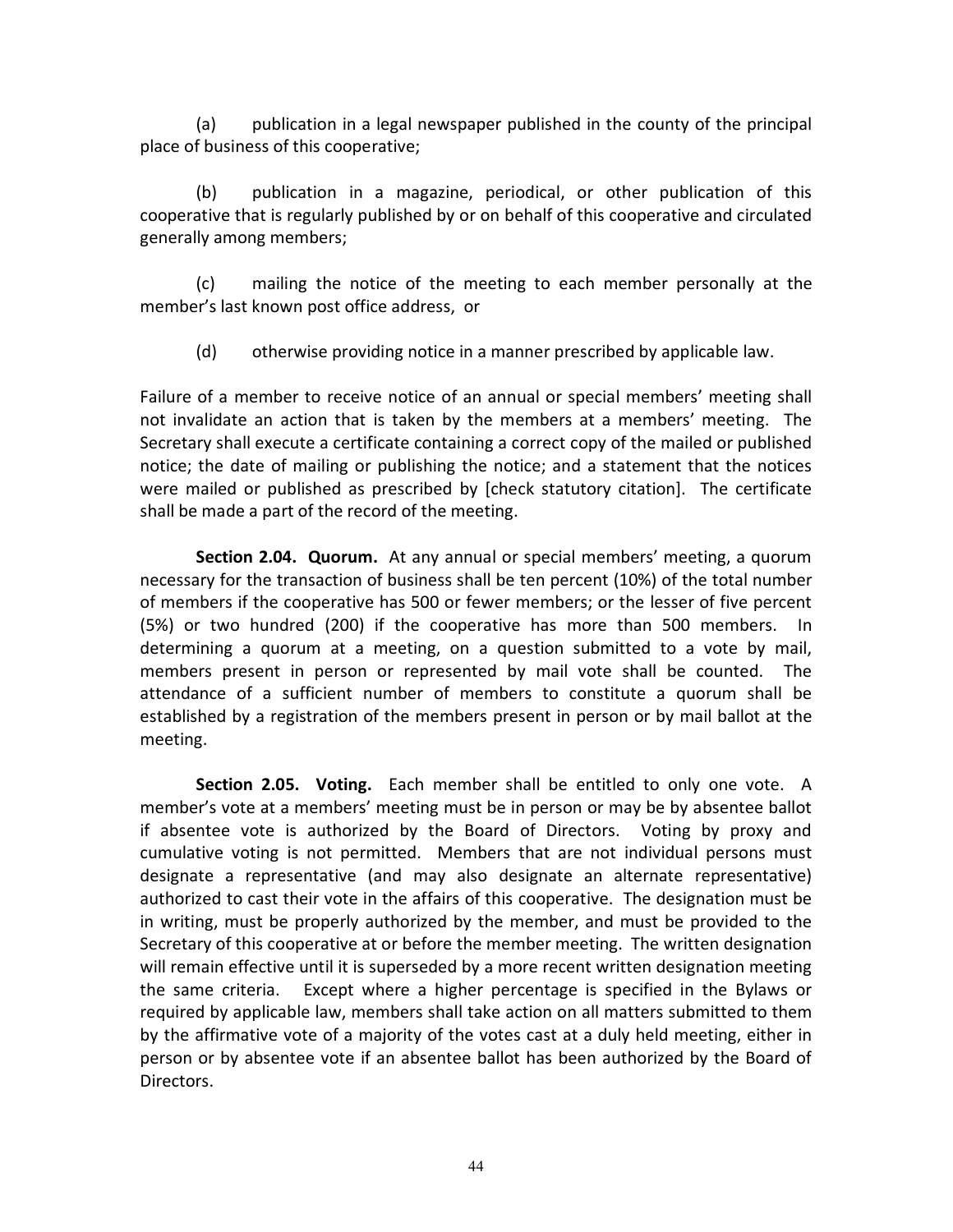(a) publication in a legal newspaper published in the county of the principal place of business of this cooperative;

(b) publication in a magazine, periodical, or other publication of this cooperative that is regularly published by or on behalf of this cooperative and circulated generally among members;

(c) mailing the notice of the meeting to each member personally at the member's last known post office address, or

(d) otherwise providing notice in a manner prescribed by applicable law.

Failure of a member to receive notice of an annual or special members' meeting shall not invalidate an action that is taken by the members at a members' meeting. The Secretary shall execute a certificate containing a correct copy of the mailed or published notice; the date of mailing or publishing the notice; and a statement that the notices were mailed or published as prescribed by [check statutory citation]. The certificate shall be made a part of the record of the meeting.

**Section 2.04. Quorum.** At any annual or special members' meeting, a quorum necessary for the transaction of business shall be ten percent (10%) of the total number of members if the cooperative has 500 or fewer members; or the lesser of five percent (5%) or two hundred (200) if the cooperative has more than 500 members. In determining a quorum at a meeting, on a question submitted to a vote by mail, members present in person or represented by mail vote shall be counted. The attendance of a sufficient number of members to constitute a quorum shall be established by a registration of the members present in person or by mail ballot at the meeting.

**Section 2.05. Voting.** Each member shall be entitled to only one vote. A member's vote at a members' meeting must be in person or may be by absentee ballot if absentee vote is authorized by the Board of Directors. Voting by proxy and cumulative voting is not permitted. Members that are not individual persons must designate a representative (and may also designate an alternate representative) authorized to cast their vote in the affairs of this cooperative. The designation must be in writing, must be properly authorized by the member, and must be provided to the Secretary of this cooperative at or before the member meeting. The written designation will remain effective until it is superseded by a more recent written designation meeting the same criteria. Except where a higher percentage is specified in the Bylaws or required by applicable law, members shall take action on all matters submitted to them by the affirmative vote of a majority of the votes cast at a duly held meeting, either in person or by absentee vote if an absentee ballot has been authorized by the Board of Directors.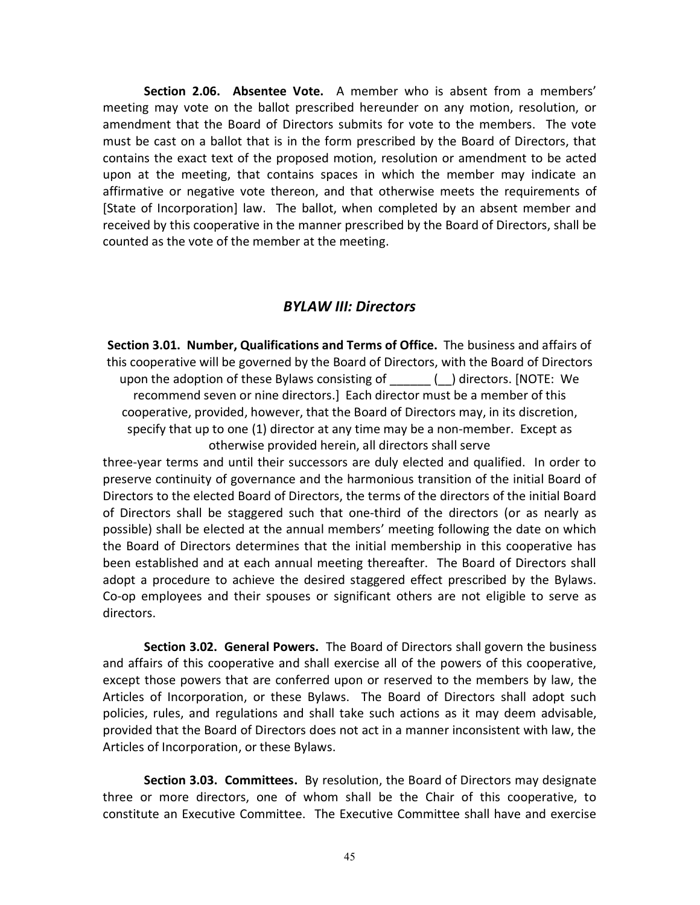**Section 2.06. Absentee Vote.** A member who is absent from a members' meeting may vote on the ballot prescribed hereunder on any motion, resolution, or amendment that the Board of Directors submits for vote to the members. The vote must be cast on a ballot that is in the form prescribed by the Board of Directors, that contains the exact text of the proposed motion, resolution or amendment to be acted upon at the meeting, that contains spaces in which the member may indicate an affirmative or negative vote thereon, and that otherwise meets the requirements of [State of Incorporation] law. The ballot, when completed by an absent member and received by this cooperative in the manner prescribed by the Board of Directors, shall be counted as the vote of the member at the meeting.

## *BYLAW III: Directors*

**Section 3.01. Number, Qualifications and Terms of Office.** The business and affairs of this cooperative will be governed by the Board of Directors, with the Board of Directors upon the adoption of these Bylaws consisting of ______ (__) directors. [NOTE: We recommend seven or nine directors.] Each director must be a member of this cooperative, provided, however, that the Board of Directors may, in its discretion, specify that up to one (1) director at any time may be a non-member. Except as otherwise provided herein, all directors shall serve three-year terms and until their successors are duly elected and qualified. In order to preserve continuity of governance and the harmonious transition of the initial Board of Directors to the elected Board of Directors, the terms of the directors of the initial Board of Directors shall be staggered such that one-third of the directors (or as nearly as possible) shall be elected at the annual members' meeting following the date on which the Board of Directors determines that the initial membership in this cooperative has been established and at each annual meeting thereafter. The Board of Directors shall adopt a procedure to achieve the desired staggered effect prescribed by the Bylaws. Co-op employees and their spouses or significant others are not eligible to serve as directors.

**Section 3.02. General Powers.** The Board of Directors shall govern the business and affairs of this cooperative and shall exercise all of the powers of this cooperative, except those powers that are conferred upon or reserved to the members by law, the Articles of Incorporation, or these Bylaws. The Board of Directors shall adopt such policies, rules, and regulations and shall take such actions as it may deem advisable, provided that the Board of Directors does not act in a manner inconsistent with law, the Articles of Incorporation, or these Bylaws.

**Section 3.03. Committees.** By resolution, the Board of Directors may designate three or more directors, one of whom shall be the Chair of this cooperative, to constitute an Executive Committee. The Executive Committee shall have and exercise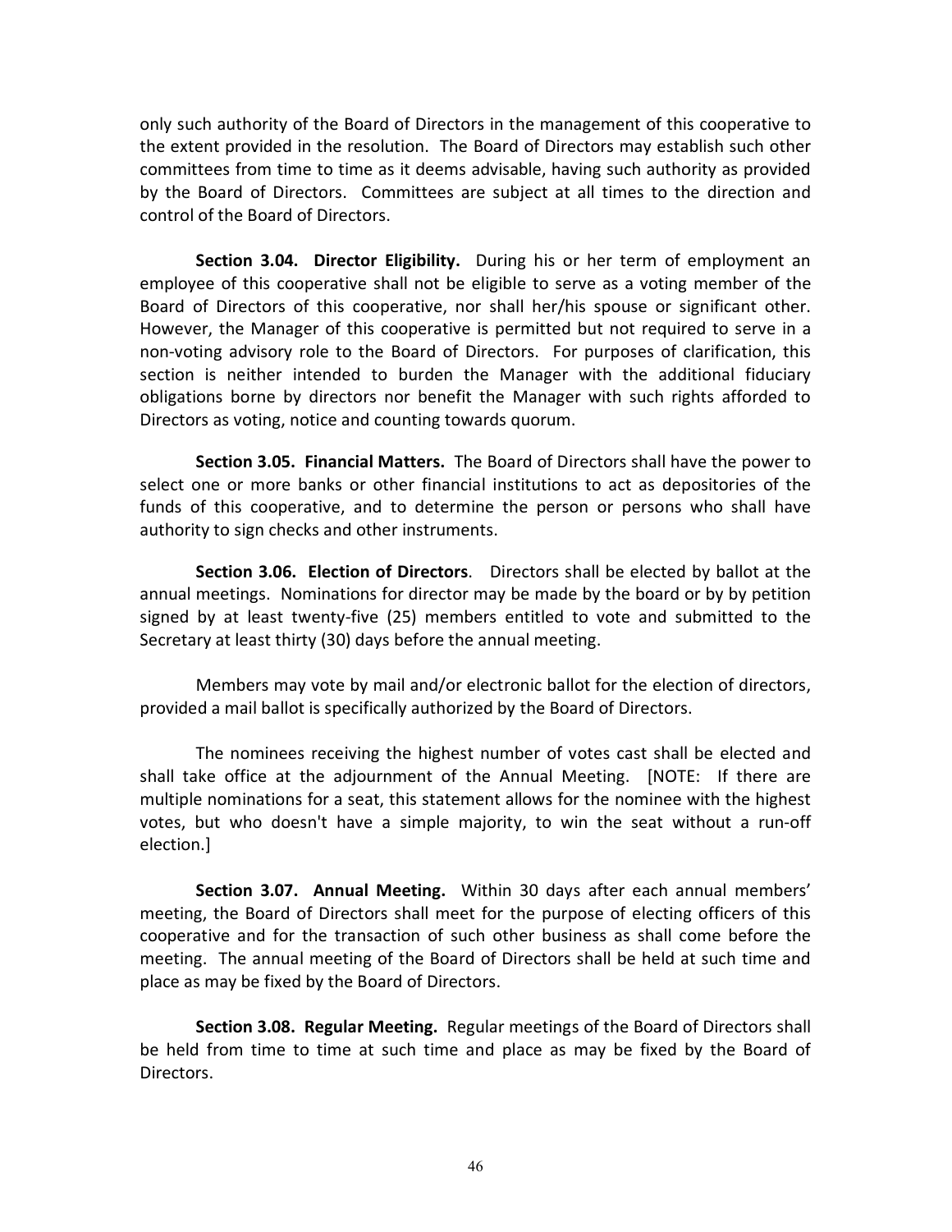only such authority of the Board of Directors in the management of this cooperative to the extent provided in the resolution. The Board of Directors may establish such other committees from time to time as it deems advisable, having such authority as provided by the Board of Directors. Committees are subject at all times to the direction and control of the Board of Directors.

**Section 3.04. Director Eligibility.** During his or her term of employment an employee of this cooperative shall not be eligible to serve as a voting member of the Board of Directors of this cooperative, nor shall her/his spouse or significant other. However, the Manager of this cooperative is permitted but not required to serve in a non-voting advisory role to the Board of Directors. For purposes of clarification, this section is neither intended to burden the Manager with the additional fiduciary obligations borne by directors nor benefit the Manager with such rights afforded to Directors as voting, notice and counting towards quorum.

**Section 3.05. Financial Matters.** The Board of Directors shall have the power to select one or more banks or other financial institutions to act as depositories of the funds of this cooperative, and to determine the person or persons who shall have authority to sign checks and other instruments.

**Section 3.06. Election of Directors**. Directors shall be elected by ballot at the annual meetings. Nominations for director may be made by the board or by by petition signed by at least twenty-five (25) members entitled to vote and submitted to the Secretary at least thirty (30) days before the annual meeting.

Members may vote by mail and/or electronic ballot for the election of directors, provided a mail ballot is specifically authorized by the Board of Directors.

The nominees receiving the highest number of votes cast shall be elected and shall take office at the adjournment of the Annual Meeting. [NOTE: If there are multiple nominations for a seat, this statement allows for the nominee with the highest votes, but who doesn't have a simple majority, to win the seat without a run-off election.]

**Section 3.07. Annual Meeting.** Within 30 days after each annual members' meeting, the Board of Directors shall meet for the purpose of electing officers of this cooperative and for the transaction of such other business as shall come before the meeting. The annual meeting of the Board of Directors shall be held at such time and place as may be fixed by the Board of Directors.

**Section 3.08. Regular Meeting.** Regular meetings of the Board of Directors shall be held from time to time at such time and place as may be fixed by the Board of Directors.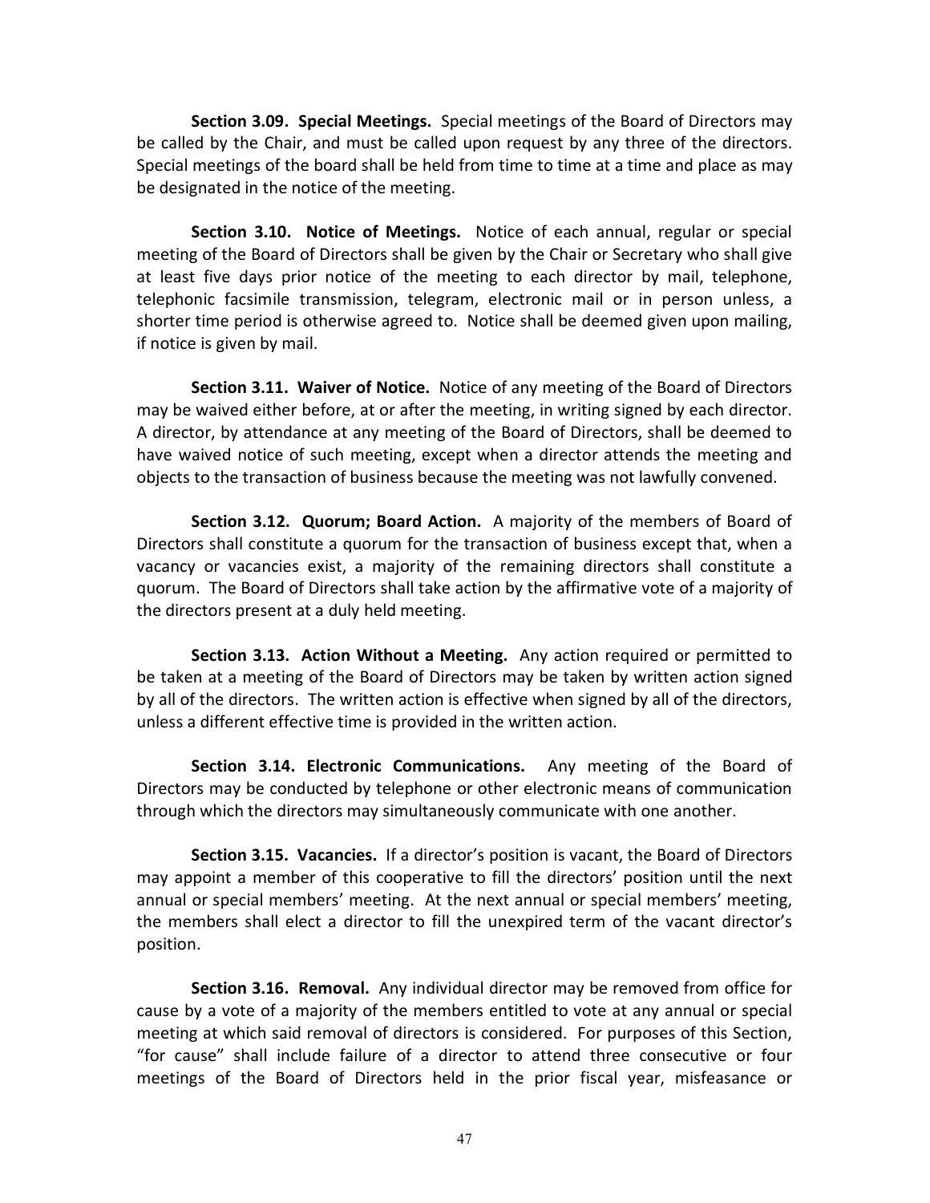**Section 3.09. Special Meetings.** Special meetings of the Board of Directors may be called by the Chair, and must be called upon request by any three of the directors. Special meetings of the board shall be held from time to time at a time and place as may be designated in the notice of the meeting.

**Section 3.10. Notice of Meetings.** Notice of each annual, regular or special meeting of the Board of Directors shall be given by the Chair or Secretary who shall give at least five days prior notice of the meeting to each director by mail, telephone, telephonic facsimile transmission, telegram, electronic mail or in person unless, a shorter time period is otherwise agreed to. Notice shall be deemed given upon mailing, if notice is given by mail.

**Section 3.11. Waiver of Notice.** Notice of any meeting of the Board of Directors may be waived either before, at or after the meeting, in writing signed by each director. A director, by attendance at any meeting of the Board of Directors, shall be deemed to have waived notice of such meeting, except when a director attends the meeting and objects to the transaction of business because the meeting was not lawfully convened.

**Section 3.12. Quorum; Board Action.** A majority of the members of Board of Directors shall constitute a quorum for the transaction of business except that, when a vacancy or vacancies exist, a majority of the remaining directors shall constitute a quorum. The Board of Directors shall take action by the affirmative vote of a majority of the directors present at a duly held meeting.

**Section 3.13. Action Without a Meeting.** Any action required or permitted to be taken at a meeting of the Board of Directors may be taken by written action signed by all of the directors. The written action is effective when signed by all of the directors, unless a different effective time is provided in the written action.

**Section 3.14. Electronic Communications.** Any meeting of the Board of Directors may be conducted by telephone or other electronic means of communication through which the directors may simultaneously communicate with one another.

**Section 3.15. Vacancies.** If a director's position is vacant, the Board of Directors may appoint a member of this cooperative to fill the directors' position until the next annual or special members' meeting. At the next annual or special members' meeting, the members shall elect a director to fill the unexpired term of the vacant director's position.

**Section 3.16. Removal.** Any individual director may be removed from office for cause by a vote of a majority of the members entitled to vote at any annual or special meeting at which said removal of directors is considered. For purposes of this Section, "for cause" shall include failure of a director to attend three consecutive or four meetings of the Board of Directors held in the prior fiscal year, misfeasance or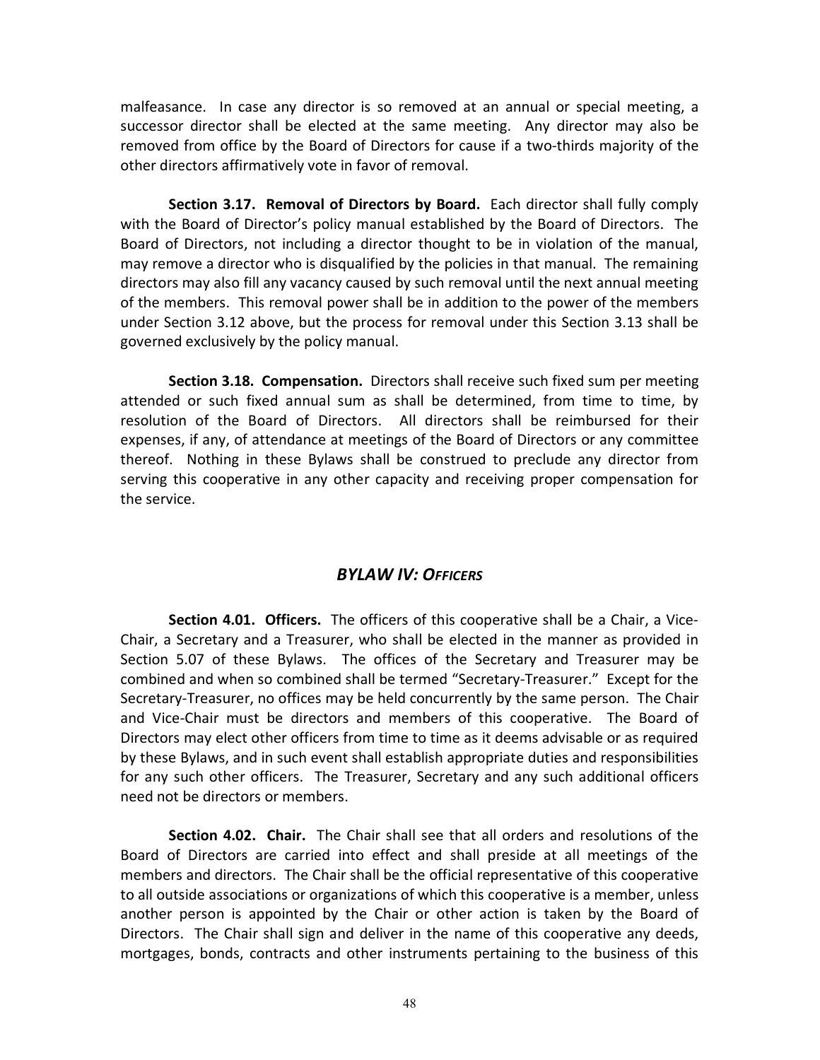malfeasance. In case any director is so removed at an annual or special meeting, a successor director shall be elected at the same meeting. Any director may also be removed from office by the Board of Directors for cause if a two-thirds majority of the other directors affirmatively vote in favor of removal.

**Section 3.17. Removal of Directors by Board.** Each director shall fully comply with the Board of Director's policy manual established by the Board of Directors. The Board of Directors, not including a director thought to be in violation of the manual, may remove a director who is disqualified by the policies in that manual. The remaining directors may also fill any vacancy caused by such removal until the next annual meeting of the members. This removal power shall be in addition to the power of the members under Section 3.12 above, but the process for removal under this Section 3.13 shall be governed exclusively by the policy manual.

**Section 3.18. Compensation.** Directors shall receive such fixed sum per meeting attended or such fixed annual sum as shall be determined, from time to time, by resolution of the Board of Directors. All directors shall be reimbursed for their expenses, if any, of attendance at meetings of the Board of Directors or any committee thereof. Nothing in these Bylaws shall be construed to preclude any director from serving this cooperative in any other capacity and receiving proper compensation for the service.

## *BYLAW IV: OFFICERS*

**Section 4.01. Officers.** The officers of this cooperative shall be a Chair, a Vice-Chair, a Secretary and a Treasurer, who shall be elected in the manner as provided in Section 5.07 of these Bylaws. The offices of the Secretary and Treasurer may be combined and when so combined shall be termed "Secretary-Treasurer." Except for the Secretary-Treasurer, no offices may be held concurrently by the same person. The Chair and Vice-Chair must be directors and members of this cooperative. The Board of Directors may elect other officers from time to time as it deems advisable or as required by these Bylaws, and in such event shall establish appropriate duties and responsibilities for any such other officers. The Treasurer, Secretary and any such additional officers need not be directors or members.

**Section 4.02. Chair.** The Chair shall see that all orders and resolutions of the Board of Directors are carried into effect and shall preside at all meetings of the members and directors. The Chair shall be the official representative of this cooperative to all outside associations or organizations of which this cooperative is a member, unless another person is appointed by the Chair or other action is taken by the Board of Directors. The Chair shall sign and deliver in the name of this cooperative any deeds, mortgages, bonds, contracts and other instruments pertaining to the business of this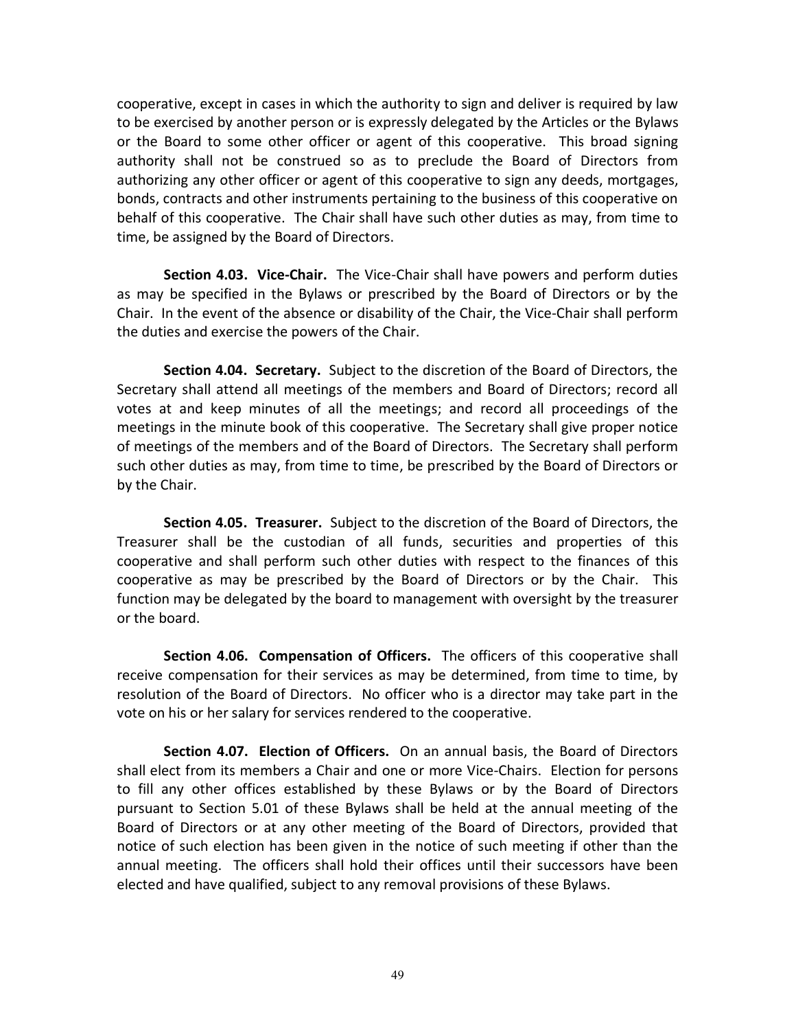cooperative, except in cases in which the authority to sign and deliver is required by law to be exercised by another person or is expressly delegated by the Articles or the Bylaws or the Board to some other officer or agent of this cooperative. This broad signing authority shall not be construed so as to preclude the Board of Directors from authorizing any other officer or agent of this cooperative to sign any deeds, mortgages, bonds, contracts and other instruments pertaining to the business of this cooperative on behalf of this cooperative. The Chair shall have such other duties as may, from time to time, be assigned by the Board of Directors.

**Section 4.03. Vice-Chair.** The Vice-Chair shall have powers and perform duties as may be specified in the Bylaws or prescribed by the Board of Directors or by the Chair. In the event of the absence or disability of the Chair, the Vice-Chair shall perform the duties and exercise the powers of the Chair.

**Section 4.04. Secretary.** Subject to the discretion of the Board of Directors, the Secretary shall attend all meetings of the members and Board of Directors; record all votes at and keep minutes of all the meetings; and record all proceedings of the meetings in the minute book of this cooperative. The Secretary shall give proper notice of meetings of the members and of the Board of Directors. The Secretary shall perform such other duties as may, from time to time, be prescribed by the Board of Directors or by the Chair.

**Section 4.05. Treasurer.** Subject to the discretion of the Board of Directors, the Treasurer shall be the custodian of all funds, securities and properties of this cooperative and shall perform such other duties with respect to the finances of this cooperative as may be prescribed by the Board of Directors or by the Chair. This function may be delegated by the board to management with oversight by the treasurer or the board.

**Section 4.06. Compensation of Officers.** The officers of this cooperative shall receive compensation for their services as may be determined, from time to time, by resolution of the Board of Directors. No officer who is a director may take part in the vote on his or her salary for services rendered to the cooperative.

**Section 4.07. Election of Officers.** On an annual basis, the Board of Directors shall elect from its members a Chair and one or more Vice-Chairs. Election for persons to fill any other offices established by these Bylaws or by the Board of Directors pursuant to Section 5.01 of these Bylaws shall be held at the annual meeting of the Board of Directors or at any other meeting of the Board of Directors, provided that notice of such election has been given in the notice of such meeting if other than the annual meeting. The officers shall hold their offices until their successors have been elected and have qualified, subject to any removal provisions of these Bylaws.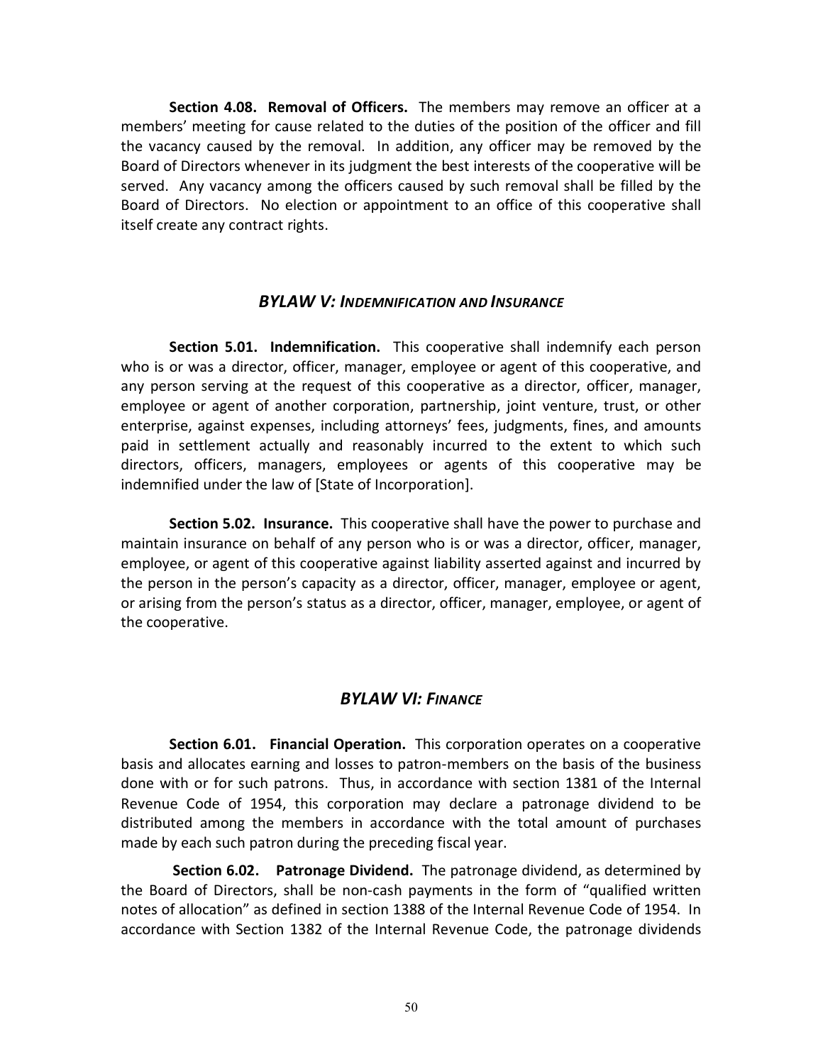**Section 4.08. Removal of Officers.** The members may remove an officer at a members' meeting for cause related to the duties of the position of the officer and fill the vacancy caused by the removal. In addition, any officer may be removed by the Board of Directors whenever in its judgment the best interests of the cooperative will be served. Any vacancy among the officers caused by such removal shall be filled by the Board of Directors. No election or appointment to an office of this cooperative shall itself create any contract rights.

## *BYLAW V: INDEMNIFICATION AND INSURANCE*

**Section 5.01. Indemnification.** This cooperative shall indemnify each person who is or was a director, officer, manager, employee or agent of this cooperative, and any person serving at the request of this cooperative as a director, officer, manager, employee or agent of another corporation, partnership, joint venture, trust, or other enterprise, against expenses, including attorneys' fees, judgments, fines, and amounts paid in settlement actually and reasonably incurred to the extent to which such directors, officers, managers, employees or agents of this cooperative may be indemnified under the law of [State of Incorporation].

**Section 5.02. Insurance.** This cooperative shall have the power to purchase and maintain insurance on behalf of any person who is or was a director, officer, manager, employee, or agent of this cooperative against liability asserted against and incurred by the person in the person's capacity as a director, officer, manager, employee or agent, or arising from the person's status as a director, officer, manager, employee, or agent of the cooperative.

## *BYLAW VI: FINANCE*

**Section 6.01. Financial Operation.** This corporation operates on a cooperative basis and allocates earning and losses to patron-members on the basis of the business done with or for such patrons. Thus, in accordance with section 1381 of the Internal Revenue Code of 1954, this corporation may declare a patronage dividend to be distributed among the members in accordance with the total amount of purchases made by each such patron during the preceding fiscal year.

**Section 6.02. Patronage Dividend.** The patronage dividend, as determined by the Board of Directors, shall be non-cash payments in the form of "qualified written notes of allocation" as defined in section 1388 of the Internal Revenue Code of 1954. In accordance with Section 1382 of the Internal Revenue Code, the patronage dividends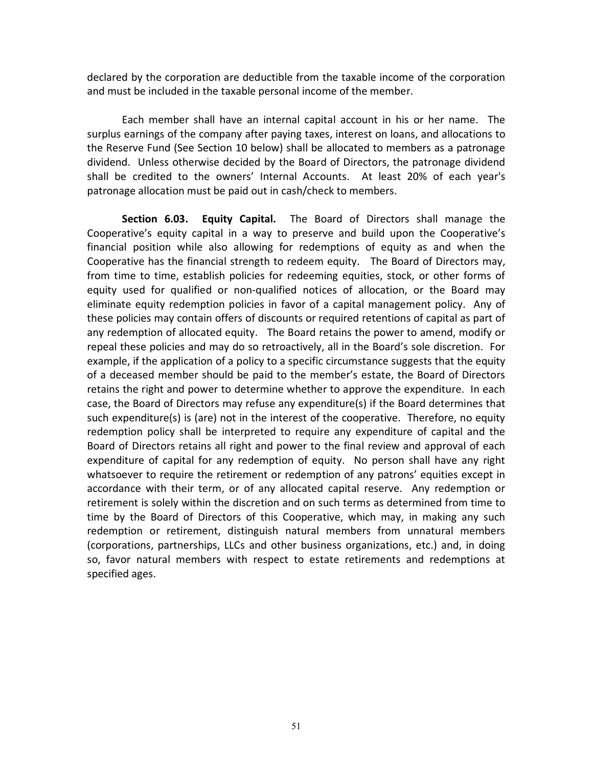declared by the corporation are deductible from the taxable income of the corporation and must be included in the taxable personal income of the member.

Each member shall have an internal capital account in his or her name. The surplus earnings of the company after paying taxes, interest on loans, and allocations to the Reserve Fund (See Section 10 below) shall be allocated to members as a patronage dividend. Unless otherwise decided by the Board of Directors, the patronage dividend shall be credited to the owners' Internal Accounts. At least 20% of each year's patronage allocation must be paid out in cash/check to members.

**Section 6.03. Equity Capital.** The Board of Directors shall manage the Cooperative's equity capital in a way to preserve and build upon the Cooperative's financial position while also allowing for redemptions of equity as and when the Cooperative has the financial strength to redeem equity. The Board of Directors may, from time to time, establish policies for redeeming equities, stock, or other forms of equity used for qualified or non-qualified notices of allocation, or the Board may eliminate equity redemption policies in favor of a capital management policy. Any of these policies may contain offers of discounts or required retentions of capital as part of any redemption of allocated equity. The Board retains the power to amend, modify or repeal these policies and may do so retroactively, all in the Board's sole discretion. For example, if the application of a policy to a specific circumstance suggests that the equity of a deceased member should be paid to the member's estate, the Board of Directors retains the right and power to determine whether to approve the expenditure. In each case, the Board of Directors may refuse any expenditure(s) if the Board determines that such expenditure(s) is (are) not in the interest of the cooperative. Therefore, no equity redemption policy shall be interpreted to require any expenditure of capital and the Board of Directors retains all right and power to the final review and approval of each expenditure of capital for any redemption of equity. No person shall have any right whatsoever to require the retirement or redemption of any patrons' equities except in accordance with their term, or of any allocated capital reserve. Any redemption or retirement is solely within the discretion and on such terms as determined from time to time by the Board of Directors of this Cooperative, which may, in making any such redemption or retirement, distinguish natural members from unnatural members (corporations, partnerships, LLCs and other business organizations, etc.) and, in doing so, favor natural members with respect to estate retirements and redemptions at specified ages.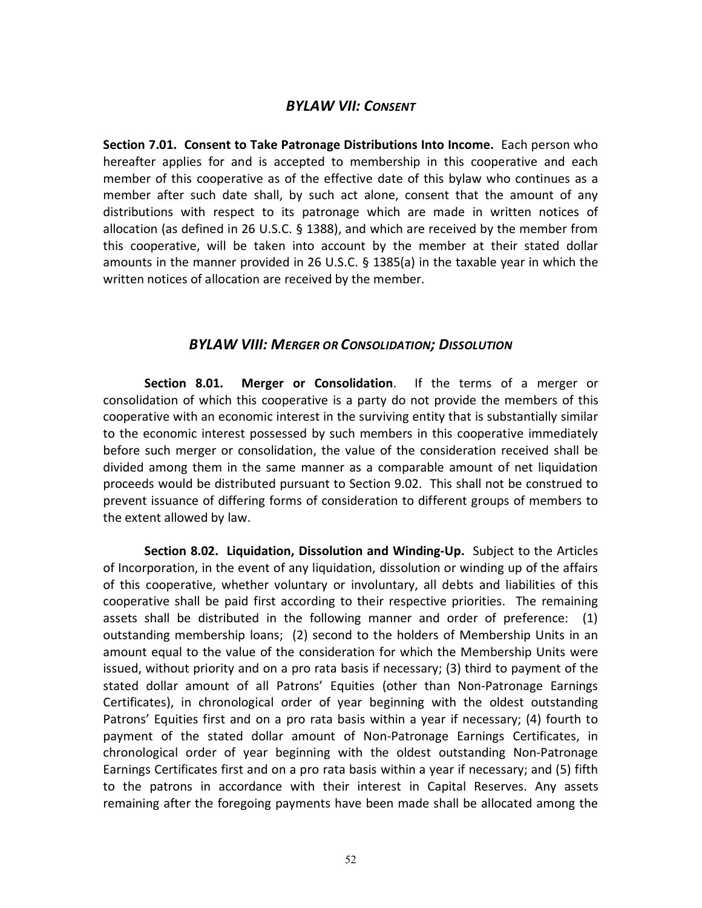## *BYLAW VII: CONSENT*

**Section 7.01. Consent to Take Patronage Distributions Into Income.** Each person who hereafter applies for and is accepted to membership in this cooperative and each member of this cooperative as of the effective date of this bylaw who continues as a member after such date shall, by such act alone, consent that the amount of any distributions with respect to its patronage which are made in written notices of allocation (as defined in 26 U.S.C. § 1388), and which are received by the member from this cooperative, will be taken into account by the member at their stated dollar amounts in the manner provided in 26 U.S.C. § 1385(a) in the taxable year in which the written notices of allocation are received by the member.

## *BYLAW VIII: MERGER OR CONSOLIDATION; DISSOLUTION*

**Section 8.01. Merger or Consolidation**. If the terms of a merger or consolidation of which this cooperative is a party do not provide the members of this cooperative with an economic interest in the surviving entity that is substantially similar to the economic interest possessed by such members in this cooperative immediately before such merger or consolidation, the value of the consideration received shall be divided among them in the same manner as a comparable amount of net liquidation proceeds would be distributed pursuant to Section 9.02. This shall not be construed to prevent issuance of differing forms of consideration to different groups of members to the extent allowed by law.

**Section 8.02. Liquidation, Dissolution and Winding-Up.** Subject to the Articles of Incorporation, in the event of any liquidation, dissolution or winding up of the affairs of this cooperative, whether voluntary or involuntary, all debts and liabilities of this cooperative shall be paid first according to their respective priorities. The remaining assets shall be distributed in the following manner and order of preference: (1) outstanding membership loans; (2) second to the holders of Membership Units in an amount equal to the value of the consideration for which the Membership Units were issued, without priority and on a pro rata basis if necessary; (3) third to payment of the stated dollar amount of all Patrons' Equities (other than Non-Patronage Earnings Certificates), in chronological order of year beginning with the oldest outstanding Patrons' Equities first and on a pro rata basis within a year if necessary; (4) fourth to payment of the stated dollar amount of Non-Patronage Earnings Certificates, in chronological order of year beginning with the oldest outstanding Non-Patronage Earnings Certificates first and on a pro rata basis within a year if necessary; and (5) fifth to the patrons in accordance with their interest in Capital Reserves. Any assets remaining after the foregoing payments have been made shall be allocated among the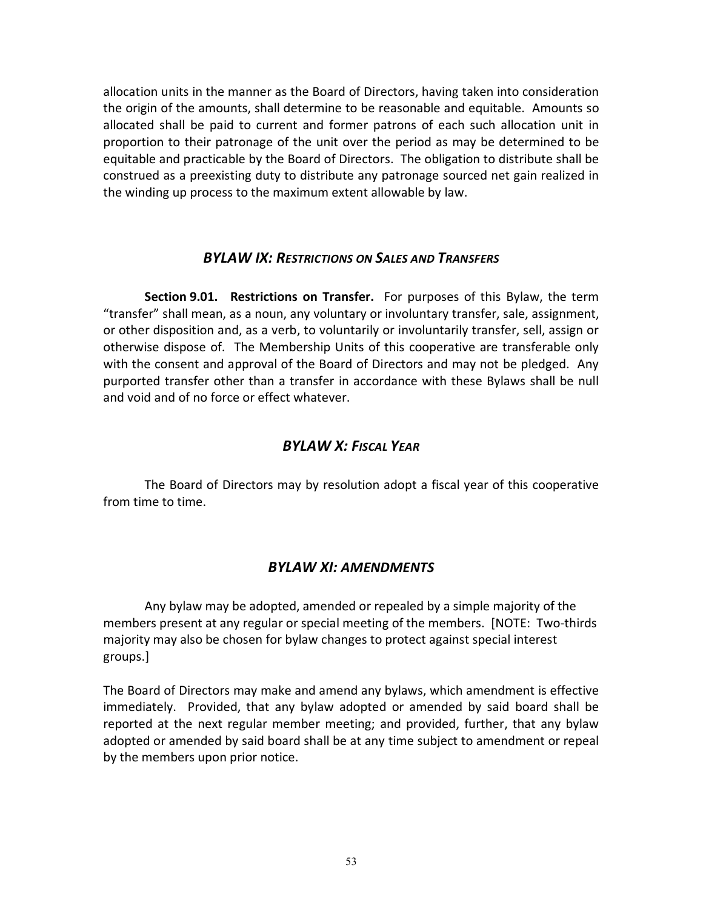allocation units in the manner as the Board of Directors, having taken into consideration the origin of the amounts, shall determine to be reasonable and equitable. Amounts so allocated shall be paid to current and former patrons of each such allocation unit in proportion to their patronage of the unit over the period as may be determined to be equitable and practicable by the Board of Directors. The obligation to distribute shall be construed as a preexisting duty to distribute any patronage sourced net gain realized in the winding up process to the maximum extent allowable by law.

## *BYLAW IX: RESTRICTIONS ON SALES AND TRANSFERS*

**Section 9.01. Restrictions on Transfer.** For purposes of this Bylaw, the term "transfer" shall mean, as a noun, any voluntary or involuntary transfer, sale, assignment, or other disposition and, as a verb, to voluntarily or involuntarily transfer, sell, assign or otherwise dispose of. The Membership Units of this cooperative are transferable only with the consent and approval of the Board of Directors and may not be pledged. Any purported transfer other than a transfer in accordance with these Bylaws shall be null and void and of no force or effect whatever.

## *BYLAW X: FISCAL YEAR*

The Board of Directors may by resolution adopt a fiscal year of this cooperative from time to time.

## *BYLAW XI: AMENDMENTS*

Any bylaw may be adopted, amended or repealed by a simple majority of the members present at any regular or special meeting of the members. [NOTE: Two-thirds majority may also be chosen for bylaw changes to protect against special interest groups.]

The Board of Directors may make and amend any bylaws, which amendment is effective immediately. Provided, that any bylaw adopted or amended by said board shall be reported at the next regular member meeting; and provided, further, that any bylaw adopted or amended by said board shall be at any time subject to amendment or repeal by the members upon prior notice.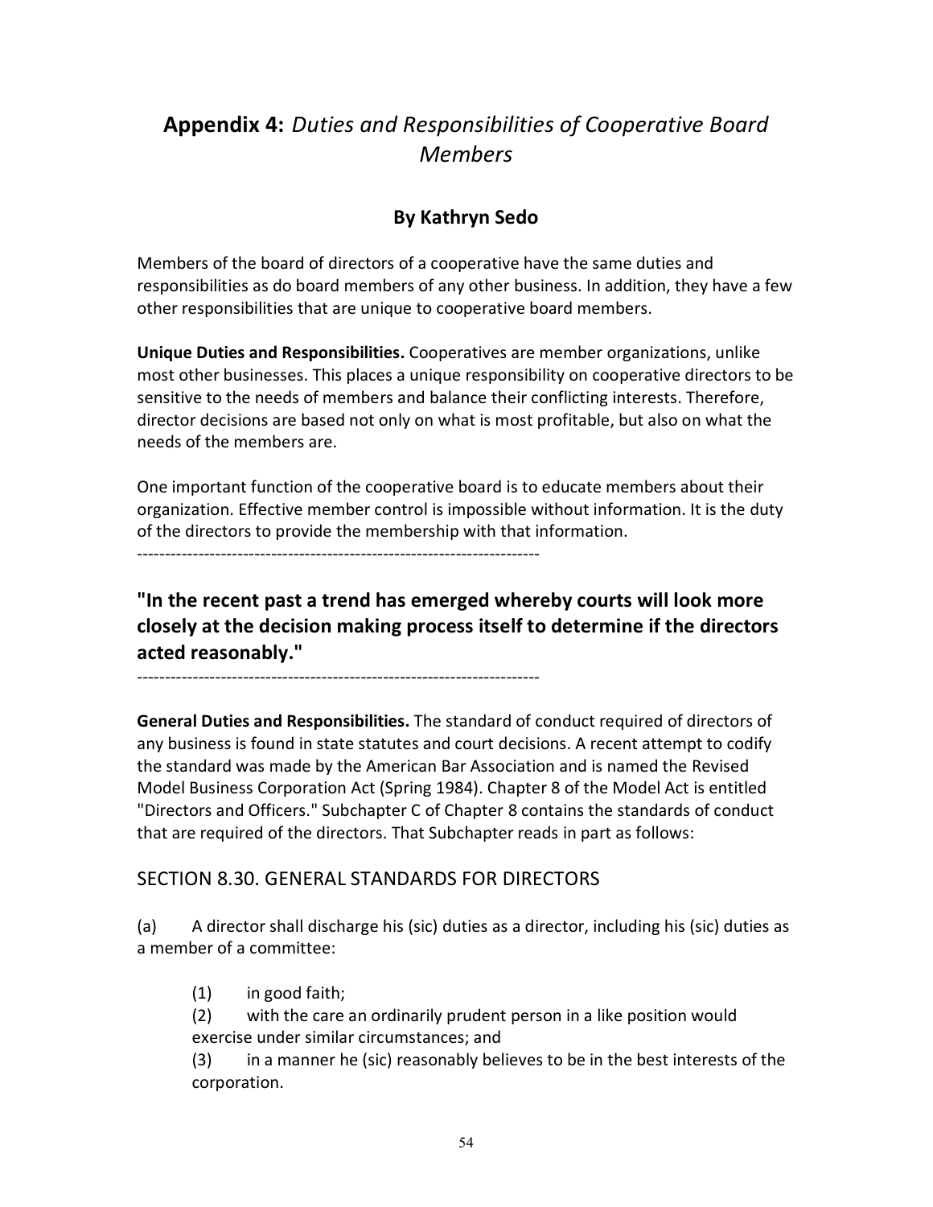# **Appendix 4:** *Duties and Responsibilities of Cooperative Board Members*

## By Kathryn Sedo

Members of the board of directors of a cooperative have the same duties and responsibilities as do board members of any other business. In addition, they have a few other responsibilities that are unique to cooperative board members.

**Unique Duties and Responsibilities.** Cooperatives are member organizations, unlike most other businesses. This places a unique responsibility on cooperative directors to be sensitive to the needs of members and balance their conflicting interests. Therefore, director decisions are based not only on what is most profitable, but also on what the needs of the members are.

One important function of the cooperative board is to educate members about their organization. Effective member control is impossible without information. It is the duty of the directors to provide the membership with that information.

------------------------------------------------------------------------

**"In the recent past a trend has emerged whereby courts will look more closely at the decision making process itself to determine if the directors acted reasonably."**

------------------------------------------------------------------------

**General Duties and Responsibilities.** The standard of conduct required of directors of any business is found in state statutes and court decisions. A recent attempt to codify the standard was made by the American Bar Association and is named the Revised Model Business Corporation Act (Spring 1984). Chapter 8 of the Model Act is entitled "Directors and Officers." Subchapter C of Chapter 8 contains the standards of conduct that are required of the directors. That Subchapter reads in part as follows:

## SECTION 8.30. GENERAL STANDARDS FOR DIRECTORS

(a) A director shall discharge his (sic) duties as a director, including his (sic) duties as a member of a committee:

> (1) in good faith;
>
> (2) with the care an ordinarily prudent person in a like position would exercise under similar circumstances; and
>
> (3) in a manner he (sic) reasonably believes to be in the best interests of the corporation.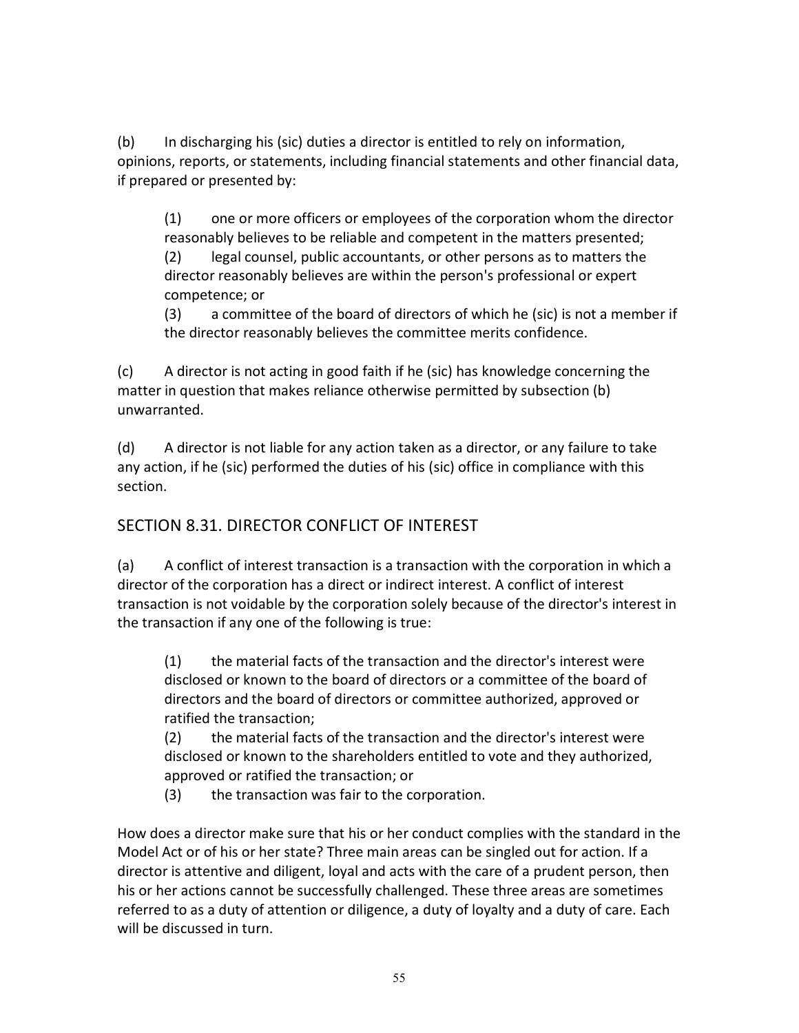(b) In discharging his (sic) duties a director is entitled to rely on information, opinions, reports, or statements, including financial statements and other financial data, if prepared or presented by:

> (1) one or more officers or employees of the corporation whom the director reasonably believes to be reliable and competent in the matters presented;
> (2) legal counsel, public accountants, or other persons as to matters the director reasonably believes are within the person's professional or expert competence; or
> (3) a committee of the board of directors of which he (sic) is not a member if the director reasonably believes the committee merits confidence.

(c) A director is not acting in good faith if he (sic) has knowledge concerning the matter in question that makes reliance otherwise permitted by subsection (b) unwarranted.

(d) A director is not liable for any action taken as a director, or any failure to take any action, if he (sic) performed the duties of his (sic) office in compliance with this section.

## SECTION 8.31. DIRECTOR CONFLICT OF INTEREST

(a) A conflict of interest transaction is a transaction with the corporation in which a director of the corporation has a direct or indirect interest. A conflict of interest transaction is not voidable by the corporation solely because of the director's interest in the transaction if any one of the following is true:

> (1) the material facts of the transaction and the director's interest were disclosed or known to the board of directors or a committee of the board of directors and the board of directors or committee authorized, approved or ratified the transaction;
> (2) the material facts of the transaction and the director's interest were disclosed or known to the shareholders entitled to vote and they authorized, approved or ratified the transaction; or
> (3) the transaction was fair to the corporation.

How does a director make sure that his or her conduct complies with the standard in the Model Act or of his or her state? Three main areas can be singled out for action. If a director is attentive and diligent, loyal and acts with the care of a prudent person, then his or her actions cannot be successfully challenged. These three areas are sometimes referred to as a duty of attention or diligence, a duty of loyalty and a duty of care. Each will be discussed in turn.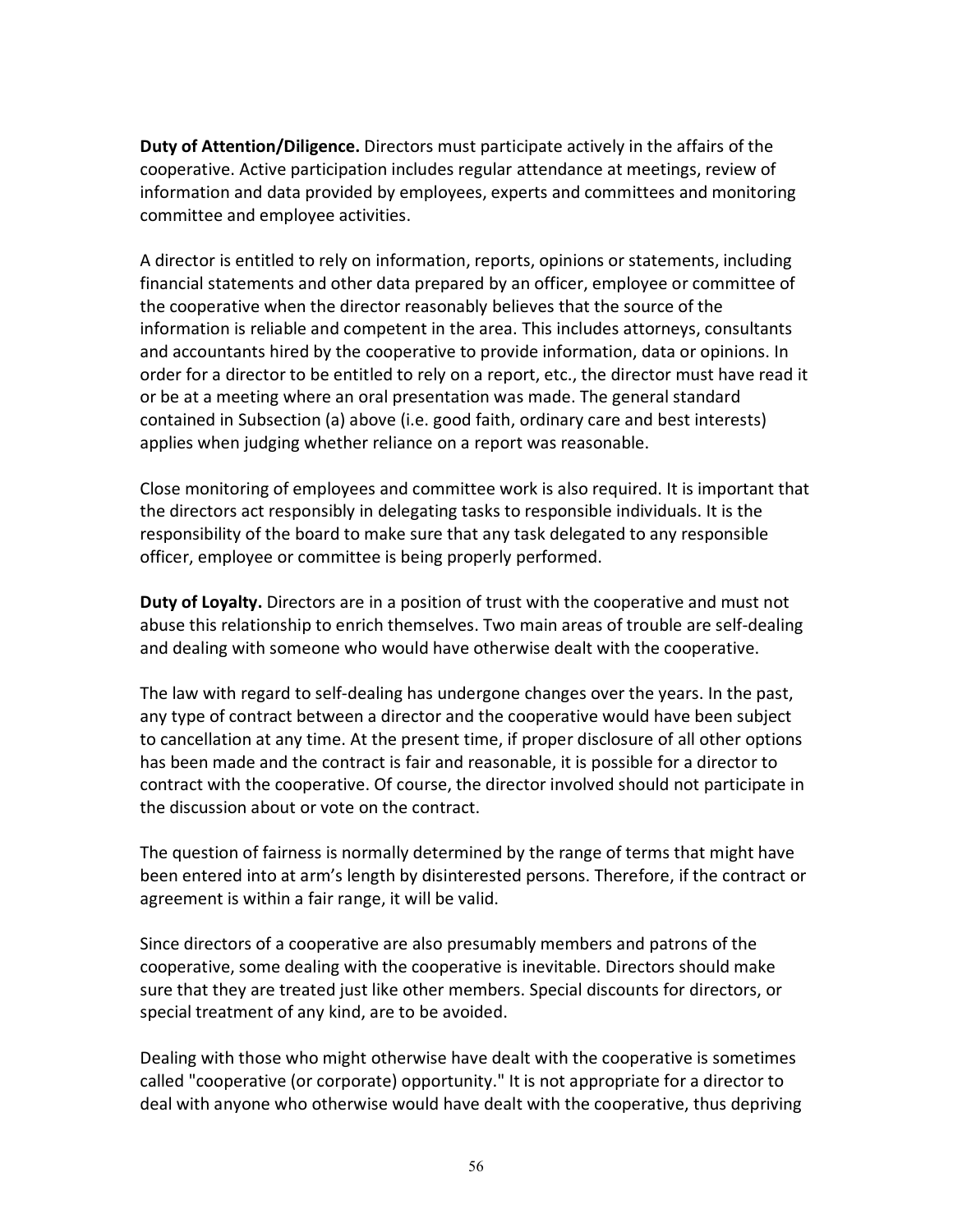**Duty of Attention/Diligence.** Directors must participate actively in the affairs of the cooperative. Active participation includes regular attendance at meetings, review of information and data provided by employees, experts and committees and monitoring committee and employee activities.

A director is entitled to rely on information, reports, opinions or statements, including financial statements and other data prepared by an officer, employee or committee of the cooperative when the director reasonably believes that the source of the information is reliable and competent in the area. This includes attorneys, consultants and accountants hired by the cooperative to provide information, data or opinions. In order for a director to be entitled to rely on a report, etc., the director must have read it or be at a meeting where an oral presentation was made. The general standard contained in Subsection (a) above (i.e. good faith, ordinary care and best interests) applies when judging whether reliance on a report was reasonable.

Close monitoring of employees and committee work is also required. It is important that the directors act responsibly in delegating tasks to responsible individuals. It is the responsibility of the board to make sure that any task delegated to any responsible officer, employee or committee is being properly performed.

**Duty of Loyalty.** Directors are in a position of trust with the cooperative and must not abuse this relationship to enrich themselves. Two main areas of trouble are self-dealing and dealing with someone who would have otherwise dealt with the cooperative.

The law with regard to self-dealing has undergone changes over the years. In the past, any type of contract between a director and the cooperative would have been subject to cancellation at any time. At the present time, if proper disclosure of all other options has been made and the contract is fair and reasonable, it is possible for a director to contract with the cooperative. Of course, the director involved should not participate in the discussion about or vote on the contract.

The question of fairness is normally determined by the range of terms that might have been entered into at arm's length by disinterested persons. Therefore, if the contract or agreement is within a fair range, it will be valid.

Since directors of a cooperative are also presumably members and patrons of the cooperative, some dealing with the cooperative is inevitable. Directors should make sure that they are treated just like other members. Special discounts for directors, or special treatment of any kind, are to be avoided.

Dealing with those who might otherwise have dealt with the cooperative is sometimes called "cooperative (or corporate) opportunity." It is not appropriate for a director to deal with anyone who otherwise would have dealt with the cooperative, thus depriving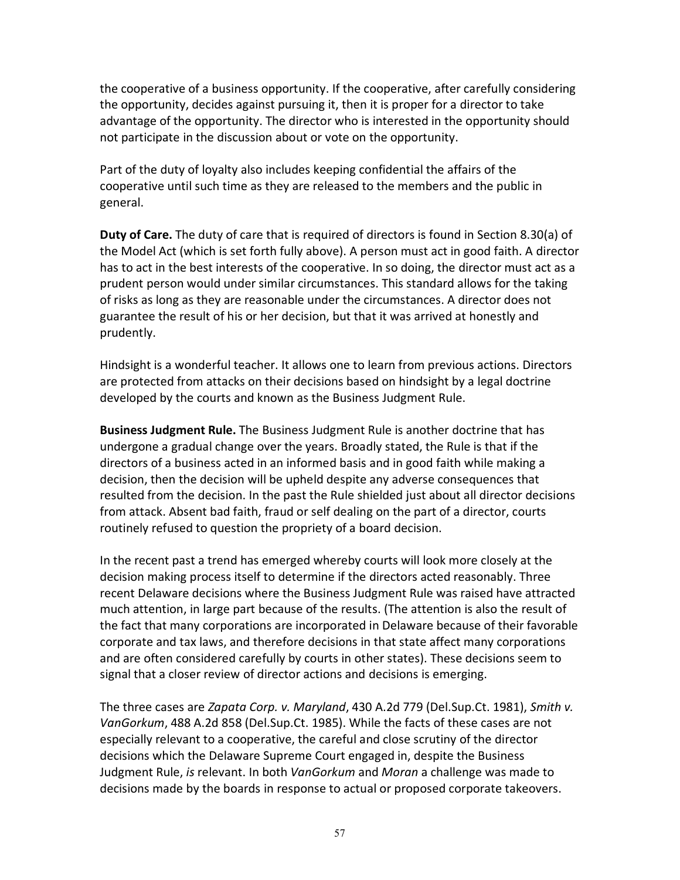the cooperative of a business opportunity. If the cooperative, after carefully considering the opportunity, decides against pursuing it, then it is proper for a director to take advantage of the opportunity. The director who is interested in the opportunity should not participate in the discussion about or vote on the opportunity.

Part of the duty of loyalty also includes keeping confidential the affairs of the cooperative until such time as they are released to the members and the public in general.

**Duty of Care.** The duty of care that is required of directors is found in Section 8.30(a) of the Model Act (which is set forth fully above). A person must act in good faith. A director has to act in the best interests of the cooperative. In so doing, the director must act as a prudent person would under similar circumstances. This standard allows for the taking of risks as long as they are reasonable under the circumstances. A director does not guarantee the result of his or her decision, but that it was arrived at honestly and prudently.

Hindsight is a wonderful teacher. It allows one to learn from previous actions. Directors are protected from attacks on their decisions based on hindsight by a legal doctrine developed by the courts and known as the Business Judgment Rule.

**Business Judgment Rule.** The Business Judgment Rule is another doctrine that has undergone a gradual change over the years. Broadly stated, the Rule is that if the directors of a business acted in an informed basis and in good faith while making a decision, then the decision will be upheld despite any adverse consequences that resulted from the decision. In the past the Rule shielded just about all director decisions from attack. Absent bad faith, fraud or self dealing on the part of a director, courts routinely refused to question the propriety of a board decision.

In the recent past a trend has emerged whereby courts will look more closely at the decision making process itself to determine if the directors acted reasonably. Three recent Delaware decisions where the Business Judgment Rule was raised have attracted much attention, in large part because of the results. (The attention is also the result of the fact that many corporations are incorporated in Delaware because of their favorable corporate and tax laws, and therefore decisions in that state affect many corporations and are often considered carefully by courts in other states). These decisions seem to signal that a closer review of director actions and decisions is emerging.

The three cases are *Zapata Corp. v. Maryland*, 430 A.2d 779 (Del.Sup.Ct. 1981), *Smith v. VanGorkum*, 488 A.2d 858 (Del.Sup.Ct. 1985). While the facts of these cases are not especially relevant to a cooperative, the careful and close scrutiny of the director decisions which the Delaware Supreme Court engaged in, despite the Business Judgment Rule, *is* relevant. In both *VanGorkum* and *Moran* a challenge was made to decisions made by the boards in response to actual or proposed corporate takeovers.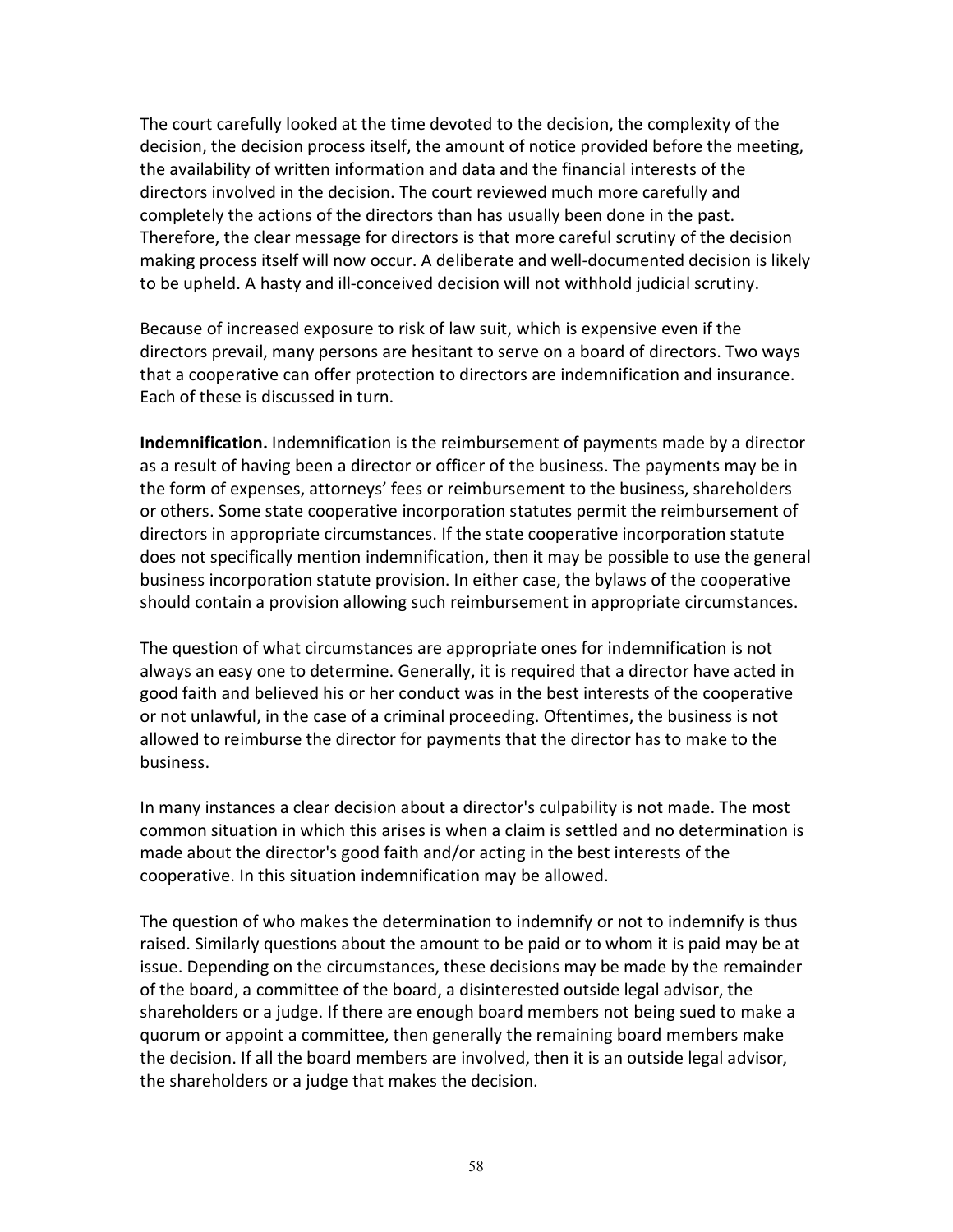The court carefully looked at the time devoted to the decision, the complexity of the decision, the decision process itself, the amount of notice provided before the meeting, the availability of written information and data and the financial interests of the directors involved in the decision. The court reviewed much more carefully and completely the actions of the directors than has usually been done in the past. Therefore, the clear message for directors is that more careful scrutiny of the decision making process itself will now occur. A deliberate and well-documented decision is likely to be upheld. A hasty and ill-conceived decision will not withhold judicial scrutiny.

Because of increased exposure to risk of law suit, which is expensive even if the directors prevail, many persons are hesitant to serve on a board of directors. Two ways that a cooperative can offer protection to directors are indemnification and insurance. Each of these is discussed in turn.

**Indemnification.** Indemnification is the reimbursement of payments made by a director as a result of having been a director or officer of the business. The payments may be in the form of expenses, attorneys' fees or reimbursement to the business, shareholders or others. Some state cooperative incorporation statutes permit the reimbursement of directors in appropriate circumstances. If the state cooperative incorporation statute does not specifically mention indemnification, then it may be possible to use the general business incorporation statute provision. In either case, the bylaws of the cooperative should contain a provision allowing such reimbursement in appropriate circumstances.

The question of what circumstances are appropriate ones for indemnification is not always an easy one to determine. Generally, it is required that a director have acted in good faith and believed his or her conduct was in the best interests of the cooperative or not unlawful, in the case of a criminal proceeding. Oftentimes, the business is not allowed to reimburse the director for payments that the director has to make to the business.

In many instances a clear decision about a director's culpability is not made. The most common situation in which this arises is when a claim is settled and no determination is made about the director's good faith and/or acting in the best interests of the cooperative. In this situation indemnification may be allowed.

The question of who makes the determination to indemnify or not to indemnify is thus raised. Similarly questions about the amount to be paid or to whom it is paid may be at issue. Depending on the circumstances, these decisions may be made by the remainder of the board, a committee of the board, a disinterested outside legal advisor, the shareholders or a judge. If there are enough board members not being sued to make a quorum or appoint a committee, then generally the remaining board members make the decision. If all the board members are involved, then it is an outside legal advisor, the shareholders or a judge that makes the decision.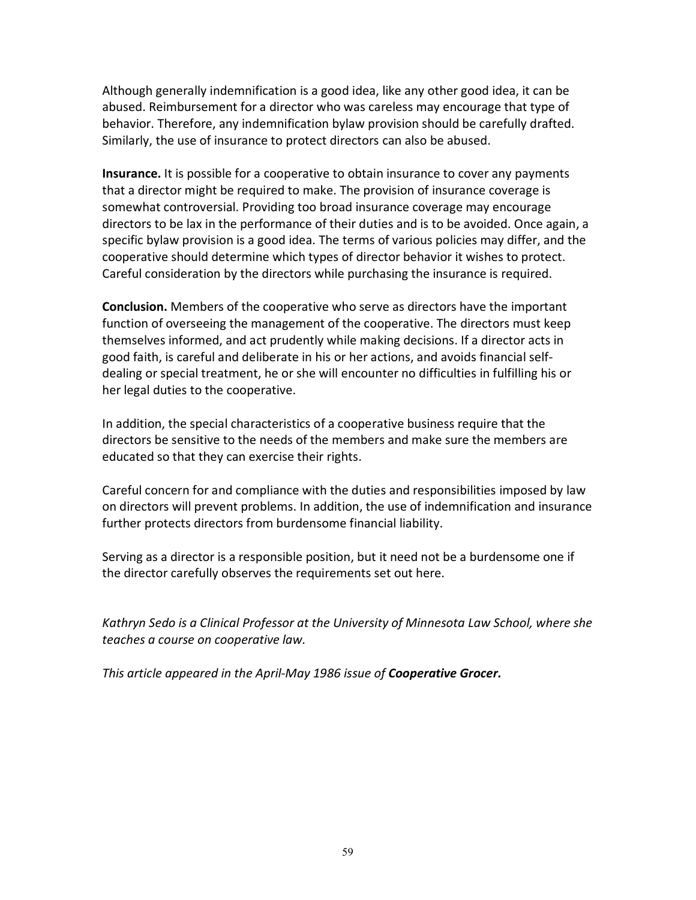Although generally indemnification is a good idea, like any other good idea, it can be abused. Reimbursement for a director who was careless may encourage that type of behavior. Therefore, any indemnification bylaw provision should be carefully drafted. Similarly, the use of insurance to protect directors can also be abused.

**Insurance.** It is possible for a cooperative to obtain insurance to cover any payments that a director might be required to make. The provision of insurance coverage is somewhat controversial. Providing too broad insurance coverage may encourage directors to be lax in the performance of their duties and is to be avoided. Once again, a specific bylaw provision is a good idea. The terms of various policies may differ, and the cooperative should determine which types of director behavior it wishes to protect. Careful consideration by the directors while purchasing the insurance is required.

**Conclusion.** Members of the cooperative who serve as directors have the important function of overseeing the management of the cooperative. The directors must keep themselves informed, and act prudently while making decisions. If a director acts in good faith, is careful and deliberate in his or her actions, and avoids financial self-dealing or special treatment, he or she will encounter no difficulties in fulfilling his or her legal duties to the cooperative.

In addition, the special characteristics of a cooperative business require that the directors be sensitive to the needs of the members and make sure the members are educated so that they can exercise their rights.

Careful concern for and compliance with the duties and responsibilities imposed by law on directors will prevent problems. In addition, the use of indemnification and insurance further protects directors from burdensome financial liability.

Serving as a director is a responsible position, but it need not be a burdensome one if the director carefully observes the requirements set out here.

*Kathryn Sedo is a Clinical Professor at the University of Minnesota Law School, where she teaches a course on cooperative law.*

*This article appeared in the April-May 1986 issue of **Cooperative Grocer.***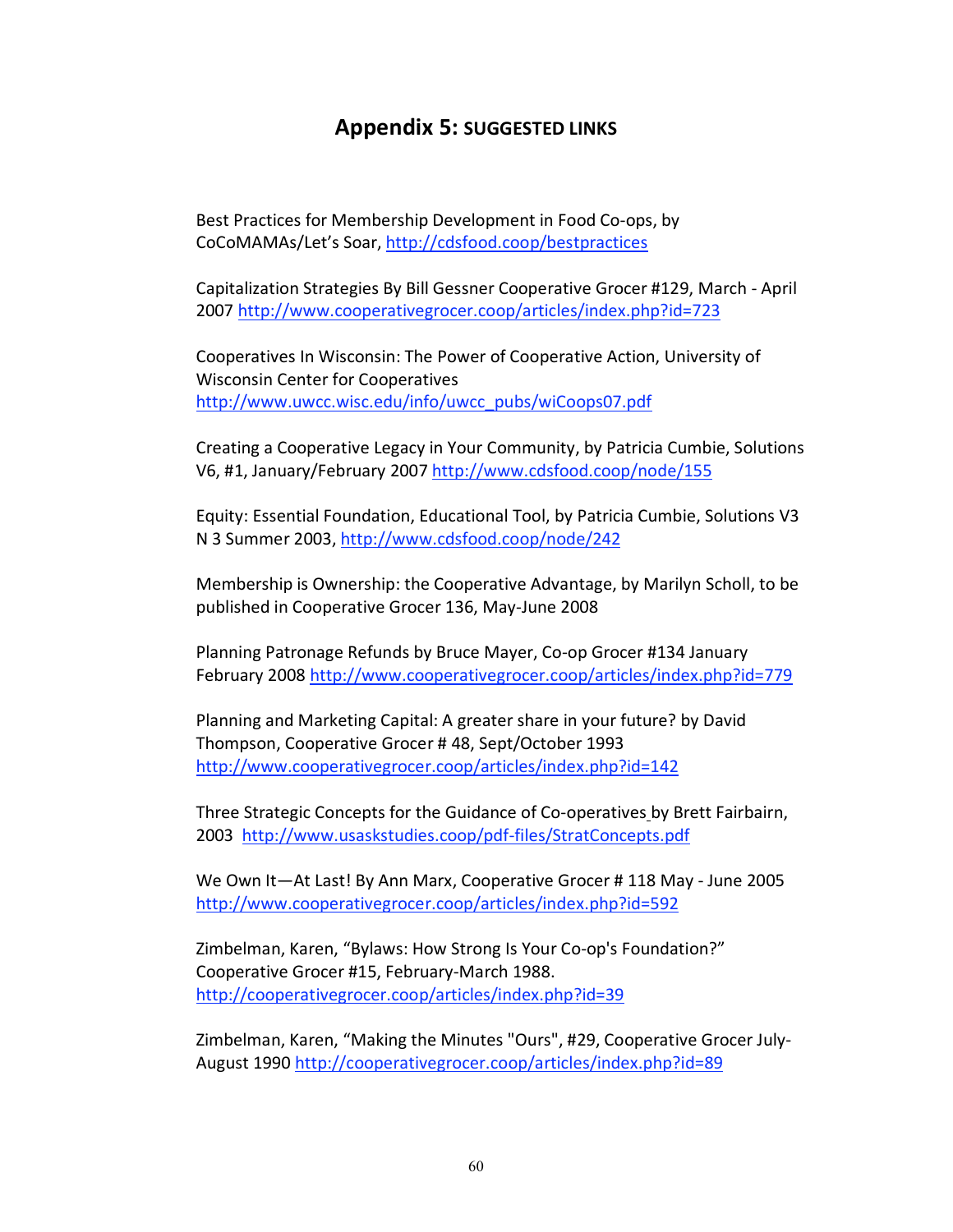## Appendix 5: SUGGESTED LINKS

Best Practices for Membership Development in Food Co-ops, by CoCoMAMAs/Let's Soar, http://cdsfood.coop/bestpractices

Capitalization Strategies By Bill Gessner Cooperative Grocer #129, March - April 2007 http://www.cooperativegrocer.coop/articles/index.php?id=723

Cooperatives In Wisconsin: The Power of Cooperative Action, University of Wisconsin Center for Cooperatives http://www.uwcc.wisc.edu/info/uwcc_pubs/wiCoops07.pdf

Creating a Cooperative Legacy in Your Community, by Patricia Cumbie, Solutions V6, #1, January/February 2007 http://www.cdsfood.coop/node/155

Equity: Essential Foundation, Educational Tool, by Patricia Cumbie, Solutions V3 N 3 Summer 2003, http://www.cdsfood.coop/node/242

Membership is Ownership: the Cooperative Advantage, by Marilyn Scholl, to be published in Cooperative Grocer 136, May-June 2008

Planning Patronage Refunds by Bruce Mayer, Co-op Grocer #134 January February 2008 http://www.cooperativegrocer.coop/articles/index.php?id=779

Planning and Marketing Capital: A greater share in your future? by David Thompson, Cooperative Grocer # 48, Sept/October 1993 http://www.cooperativegrocer.coop/articles/index.php?id=142

Three Strategic Concepts for the Guidance of Co-operatives by Brett Fairbairn, 2003 http://www.usaskstudies.coop/pdf-files/StratConcepts.pdf

We Own It—At Last! By Ann Marx, Cooperative Grocer # 118 May - June 2005 http://www.cooperativegrocer.coop/articles/index.php?id=592

Zimbelman, Karen, "Bylaws: How Strong Is Your Co-op's Foundation?" Cooperative Grocer #15, February-March 1988. http://cooperativegrocer.coop/articles/index.php?id=39

Zimbelman, Karen, "Making the Minutes "Ours", #29, Cooperative Grocer July-August 1990 http://cooperativegrocer.coop/articles/index.php?id=89